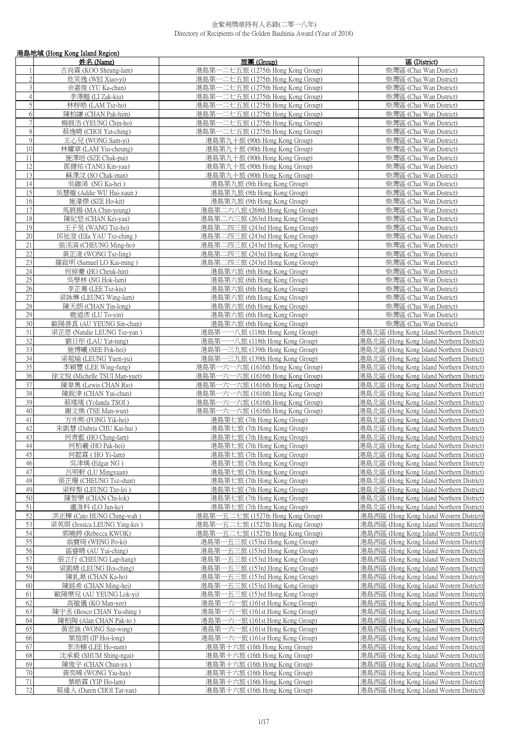# 金紫荊獎章持有人名錄(二零一八年)
Directory of Recipients of the Golden Bauhinia Award (Year of 2018)

## 港島地域 (Hong Kong Island Region)

| | 姓名 (Name) | 旅團 (Group) | 區 (District) |
|---|---|---|---|
| 1 | 古尚霖 (KOO Sheung-lam) | 港島第一二七五旅 (1275th Hong Kong Group) | 柴灣區 (Chai Wan District) |
| 2 | 危笑逸 (WEI Xiao-yi) | 港島第一二七五旅 (1275th Hong Kong Group) | 柴灣區 (Chai Wan District) |
| 3 | 余嘉俊 (YU Ka-chun) | 港島第一二七五旅 (1275th Hong Kong Group) | 柴灣區 (Chai Wan District) |
| 4 | 李澤翹 (LI Zak-kiu) | 港島第一二七五旅 (1275th Hong Kong Group) | 柴灣區 (Chai Wan District) |
| 5 | 林梓皓 (LAM Tsz-ho) | 港島第一二七五旅 (1275th Hong Kong Group) | 柴灣區 (Chai Wan District) |
| 6 | 陳柏謙 (CHAN Pak-him) | 港島第一二七五旅 (1275th Hong Kong Group) | 柴灣區 (Chai Wan District) |
| 7 | 楊展浩 (YEUNG Chin-ho) | 港島第一二七五旅 (1275th Hong Kong Group) | 柴灣區 (Chai Wan District) |
| 8 | 蔡逸晴 (CHOI Yat-ching) | 港島第一二七五旅 (1275th Hong Kong Group) | 柴灣區 (Chai Wan District) |
| 9 | 王心兒 (WONG Sam-yi) | 港島第九十旅 (90th Hong Kong Group) | 柴灣區 (Chai Wan District) |
| 10 | 林耀章 (LAM Yiu-cheung) | 港島第九十旅 (90th Hong Kong Group) | 柴灣區 (Chai Wan District) |
| 11 | 施澤培 (SZE Chak-pui) | 港島第九十旅 (90th Hong Kong Group) | 柴灣區 (Chai Wan District) |
| 12 | 鄧健祐 (TANG Kin-yau) | 港島第九十旅 (90th Hong Kong Group) | 柴灣區 (Chai Wan District) |
| 13 | 蘇澤汶 (SO Chak-man) | 港島第九十旅 (90th Hong Kong Group) | 柴灣區 (Chai Wan District) |
| 14 | 吳珈浠 (NG Ka-hei ) | 港島第九旅 (9th Hong Kong Group) | 柴灣區 (Chai Wan District) |
| 15 | 吳慧璇 (Addie WU Hui-xaun ) | 港島第九旅 (9th Hong Kong Group) | 柴灣區 (Chai Wan District) |
| 16 | 施濠傑 (SZE Ho-kit) | 港島第九旅 (9th Hong Kong Group) | 柴灣區 (Chai Wan District) |
| 17 | 馬展揚 (MA Chin-yeung) | 港島第二六八旅 (268th Hong Kong Group) | 柴灣區 (Chai Wan District) |
| 18 | 陳紀悠 (CHAN Kei-yau) | 港島第二六三旅 (263rd Hong Kong Group) | 柴灣區 (Chai Wan District) |
| 19 | 王子昊 (WANG Tsz-ho) | 港島第二四三旅 (243rd Hong Kong Group) | 柴灣區 (Chai Wan District) |
| 20 | 邱祉澄 (Ella YAU Tsz-ching ) | 港島第二四三旅 (243rd Hong Kong Group) | 柴灣區 (Chai Wan District) |
| 21 | 張洺高 (CHEUNG Ming-ho) | 港島第二四三旅 (243rd Hong Kong Group) | 柴灣區 (Chai Wan District) |
| 22 | 黃芷淩 (WONG Tsz-ling) | 港島第二四三旅 (243rd Hong Kong Group) | 柴灣區 (Chai Wan District) |
| 23 | 羅啟明 (Samuel LO Kai-ming ) | 港島第二四三旅 (243rd Hong Kong Group) | 柴灣區 (Chai Wan District) |
| 24 | 何倬騫 (HO Cheuk-hin) | 港島第六旅 (6th Hong Kong Group) | 柴灣區 (Chai Wan District) |
| 25 | 吳學林 (NG Hok-lam) | 港島第六旅 (6th Hong Kong Group) | 柴灣區 (Chai Wan District) |
| 26 | 李芷蕎 (LEE Tsz-kiu) | 港島第六旅 (6th Hong Kong Group) | 柴灣區 (Chai Wan District) |
| 27 | 梁詠琳 (LEUNG Wing-lam) | 港島第六旅 (6th Hong Kong Group) | 柴灣區 (Chai Wan District) |
| 28 | 陳天朗 (CHAN Tin-long) | 港島第六旅 (6th Hong Kong Group) | 柴灣區 (Chai Wan District) |
| 29 | 鹿道彥 (LU To-yin) | 港島第六旅 (6th Hong Kong Group) | 柴灣區 (Chai Wan District) |
| 30 | 歐陽善真 (AU YEUNG Sin-chun) | 港島第六旅 (6th Hong Kong Group) | 柴灣區 (Chai Wan District) |
| 31 | 梁芷恩 (Natalie LEUNG Tsz-yan ) | 港島第一一八旅 (118th Hong Kong Group) | 港島北區 (Hong Kong Island Northern District) |
| 32 | 劉日彤 (LAU Yat-tung) | 港島第一一八旅 (118th Hong Kong Group) | 港島北區 (Hong Kong Island Northern District) |
| 33 | 施博曦 (SEE Pok-hei) | 港島第一三九旅 (139th Hong Kong Group) | 港島北區 (Hong Kong Island Northern District) |
| 34 | 梁菀瑜 (LEUNG Yuen-yu) | 港島第一三九旅 (139th Hong Kong Group) | 港島北區 (Hong Kong Island Northern District) |
| 35 | 李穎豐 (LEE Wing-fung) | 港島第一六一六旅 (1616th Hong Kong Group) | 港島北區 (Hong Kong Island Northern District) |
| 36 | 徐文悅 (Michelle TSUI Man-yuet) | 港島第一六一六旅 (1616th Hong Kong Group) | 港島北區 (Hong Kong Island Northern District) |
| 37 | 陳韋奧 (Lewis CHAN Rio) | 港島第一六一六旅 (1616th Hong Kong Group) | 港島北區 (Hong Kong Island Northern District) |
| 38 | 陳銳津 (CHAN Yui-chun) | 港島第一六一六旅 (1616th Hong Kong Group) | 港島北區 (Hong Kong Island Northern District) |
| 39 | 蔡瑤瑤 (Yolanda TSOI ) | 港島第一六一六旅 (1616th Hong Kong Group) | 港島北區 (Hong Kong Island Northern District) |
| 40 | 謝文煥 (TSE Man-wun) | 港島第一六一六旅 (1616th Hong Kong Group) | 港島北區 (Hong Kong Island Northern District) |
| 41 | 方亦熙 (FONG Yik-hei) | 港島第七旅 (7th Hong Kong Group) | 港島北區 (Hong Kong Island Northern District) |
| 42 | 朱凱慧 (Dabria CHU Kai-hui ) | 港島第七旅 (7th Hong Kong Group) | 港島北區 (Hong Kong Island Northern District) |
| 43 | 何青藍 (HO Ching-lam) | 港島第七旅 (7th Hong Kong Group) | 港島北區 (Hong Kong Island Northern District) |
| 44 | 何柏羲 (HO Pak-hei) | 港島第七旅 (7th Hong Kong Group) | 港島北區 (Hong Kong Island Northern District) |
| 45 | 何懿霖 ( HO Yi-lam) | 港島第七旅 (7th Hong Kong Group) | 港島北區 (Hong Kong Island Northern District) |
| 46 | 吳津瑀 (Edgar NG ) | 港島第七旅 (7th Hong Kong Group) | 港島北區 (Hong Kong Island Northern District) |
| 47 | 呂明軒 (LU Mingxuan) | 港島第七旅 (7th Hong Kong Group) | 港島北區 (Hong Kong Island Northern District) |
| 48 | 張芷珊 (CHEUNG Tsz-shan) | 港島第七旅 (7th Hong Kong Group) | 港島北區 (Hong Kong Island Northern District) |
| 49 | 梁梓梨 (LEUNG Tze-lei ) | 港島第七旅 (7th Hong Kong Group) | 港島北區 (Hong Kong Island Northern District) |
| 50 | 陳智樂 (CHAN Chi-lok) | 港島第七旅 (7th Hong Kong Group) | 港島北區 (Hong Kong Island Northern District) |
| 51 | 盧浚科 (LO Jun-ke) | 港島第七旅 (7th Hong Kong Group) | 港島北區 (Hong Kong Island Northern District) |
| 52 | 洪正樺 (Cato HUNG Ching-wah ) | 港島第一五二七旅 (1527th Hong Kong Group) | 港島西區 (Hong Kong Island Western District) |
| 53 | 梁英琪 (Jessica LEUNG Ying-kei ) | 港島第一五二七旅 (1527th Hong Kong Group) | 港島西區 (Hong Kong Island Western District) |
| 54 | 郭曉婷 (Rebecca KWOK) | 港島第一五二七旅 (1527th Hong Kong Group) | 港島西區 (Hong Kong Island Western District) |
| 55 | 翁寶琦 (WENG Po-ki) | 港島第一五三旅 (153rd Hong Kong Group) | 港島西區 (Hong Kong Island Western District) |
| 56 | 區睿晴 (AU Yui-ching) | 港島第一五三旅 (153rd Hong Kong Group) | 港島西區 (Hong Kong Island Western District) |
| 57 | 張立行 (CHEUNG Lap-hang) | 港島第一五三旅 (153rd Hong Kong Group) | 港島西區 (Hong Kong Island Western District) |
| 58 | 梁凱晴 (LEUNG Hoi-ching) | 港島第一五三旅 (153rd Hong Kong Group) | 港島西區 (Hong Kong Island Western District) |
| 59 | 陳鈊澔 (CHAN Ka-ho) | 港島第一五三旅 (153rd Hong Kong Group) | 港島西區 (Hong Kong Island Western District) |
| 60 | 陳銘希 (CHAN Ming-hei) | 港島第一五三旅 (153rd Hong Kong Group) | 港島西區 (Hong Kong Island Western District) |
| 61 | 歐陽樂兒 (AU YEUNG Lok-yi) | 港島第一五三旅 (153rd Hong Kong Group) | 港島西區 (Hong Kong Island Western District) |
| 62 | 高敏儀 (KO Man-yee) | 港島第一六一旅 (161st Hong Kong Group) | 港島西區 (Hong Kong Island Western District) |
| 63 | 陳宇丞 (Bosco CHAN Yu-shing ) | 港島第一六一旅 (161st Hong Kong Group) | 港島西區 (Hong Kong Island Western District) |
| 64 | 陳柏陶 (Alan CHAN Pak-to ) | 港島第一六一旅 (161st Hong Kong Group) | 港島西區 (Hong Kong Island Western District) |
| 65 | 黃思詠 (WONG Sze-wing) | 港島第一六一旅 (161st Hong Kong Group) | 港島西區 (Hong Kong Island Western District) |
| 66 | 葉愷朗 (IP Hoi-long) | 港島第一六一旅 (161st Hong Kong Group) | 港島西區 (Hong Kong Island Western District) |
| 67 | 李浩楠 (LEE Ho-nam) | 港島第十六旅 (16th Hong Kong Group) | 港島西區 (Hong Kong Island Western District) |
| 68 | 沈承毅 (SHUM Shing-ngai) | 港島第十六旅 (16th Hong Kong Group) | 港島西區 (Hong Kong Island Western District) |
| 69 | 陳俊宇 (CHAN Chun-yu ) | 港島第十六旅 (16th Hong Kong Group) | 港島西區 (Hong Kong Island Western District) |
| 70 | 黃奕晞 (WONG Yiu-hay) | 港島第十六旅 (16th Hong Kong Group) | 港島西區 (Hong Kong Island Western District) |
| 71 | 葉皓霖 (YIP Ho-lam) | 港島第十六旅 (16th Hong Kong Group) | 港島西區 (Hong Kong Island Western District) |
| 72 | 蔡達人 (Daren CHOI Tat-yan) | 港島第十六旅 (16th Hong Kong Group) | 港島西區 (Hong Kong Island Western District) |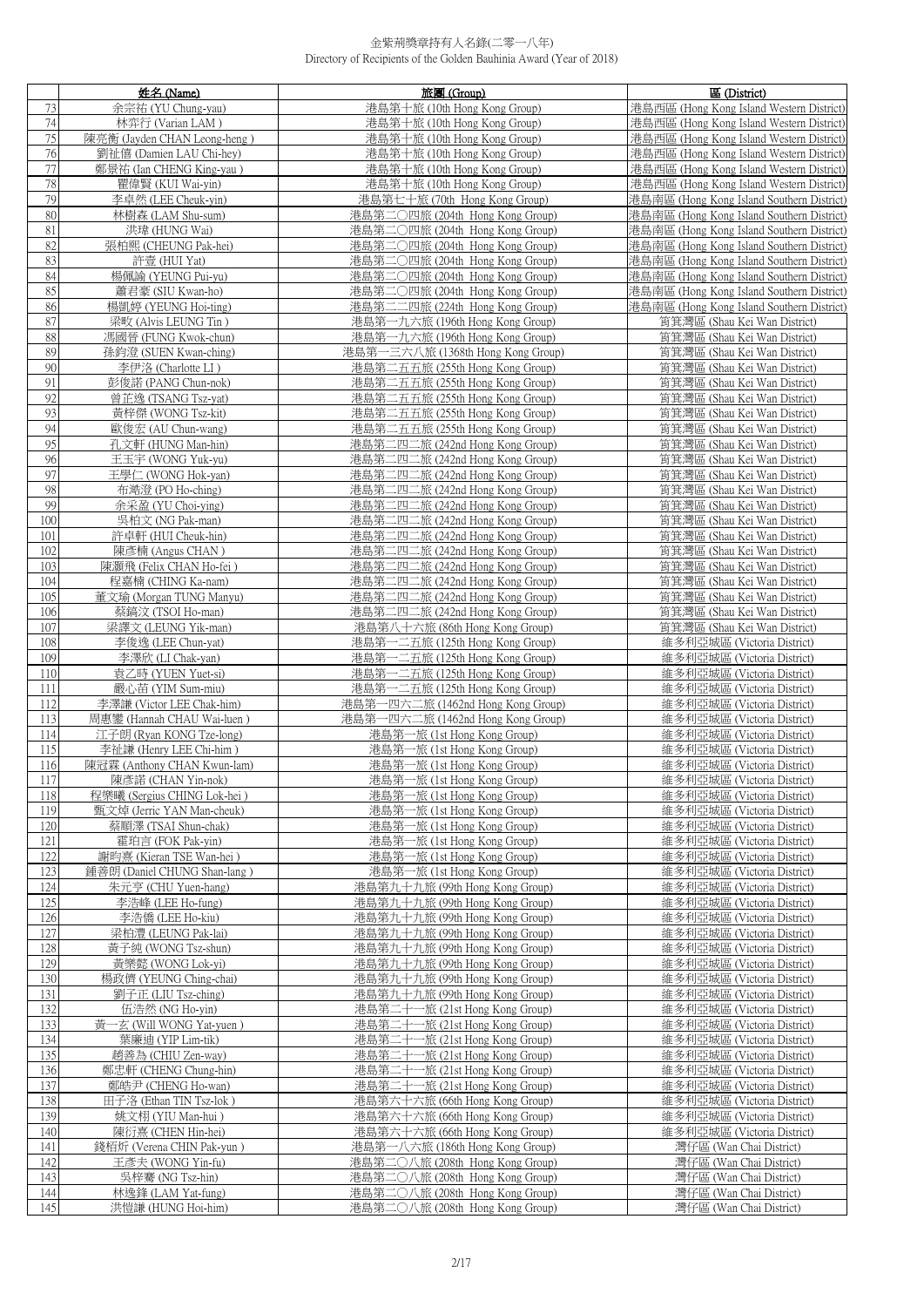# 金紫荊獎章持有人名錄(二零一八年)
Directory of Recipients of the Golden Bauhinia Award (Year of 2018)

| | 姓名 (Name) | 旅團 (Group) | 區 (District) |
|---|---|---|---|
| 73 | 余宗祐 (YU Chung-yau) | 港島第十旅 (10th Hong Kong Group) | 港島西區 (Hong Kong Island Western District) |
| 74 | 林弈行 (Varian LAM ) | 港島第十旅 (10th Hong Kong Group) | 港島西區 (Hong Kong Island Western District) |
| 75 | 陳亮衡 (Jayden CHAN Leong-heng ) | 港島第十旅 (10th Hong Kong Group) | 港島西區 (Hong Kong Island Western District) |
| 76 | 劉祉僖 (Damien LAU Chi-hey) | 港島第十旅 (10th Hong Kong Group) | 港島西區 (Hong Kong Island Western District) |
| 77 | 鄭景祐 (Ian CHENG King-yau ) | 港島第十旅 (10th Hong Kong Group) | 港島西區 (Hong Kong Island Western District) |
| 78 | 瞿偉賢 (KUI Wai-yin) | 港島第十旅 (10th Hong Kong Group) | 港島西區 (Hong Kong Island Western District) |
| 79 | 李卓然 (LEE Cheuk-yin) | 港島第七十旅 (70th Hong Kong Group) | 港島南區 (Hong Kong Island Southern District) |
| 80 | 林樹森 (LAM Shu-sum) | 港島第二〇四旅 (204th Hong Kong Group) | 港島南區 (Hong Kong Island Southern District) |
| 81 | 洪瑋 (HUNG Wai) | 港島第二〇四旅 (204th Hong Kong Group) | 港島南區 (Hong Kong Island Southern District) |
| 82 | 張柏熙 (CHEUNG Pak-hei) | 港島第二〇四旅 (204th Hong Kong Group) | 港島南區 (Hong Kong Island Southern District) |
| 83 | 許壹 (HUI Yat) | 港島第二〇四旅 (204th Hong Kong Group) | 港島南區 (Hong Kong Island Southern District) |
| 84 | 楊佩諭 (YEUNG Pui-yu) | 港島第二〇四旅 (204th Hong Kong Group) | 港島南區 (Hong Kong Island Southern District) |
| 85 | 蕭君豪 (SIU Kwan-ho) | 港島第二〇四旅 (204th Hong Kong Group) | 港島南區 (Hong Kong Island Southern District) |
| 86 | 楊凱婷 (YEUNG Hoi-ting) | 港島第二二四旅 (224th Hong Kong Group) | 港島南區 (Hong Kong Island Southern District) |
| 87 | 梁畋 (Alvis LEUNG Tin ) | 港島第一九六旅 (196th Hong Kong Group) | 筲箕灣區 (Shau Kei Wan District) |
| 88 | 馮國晉 (FUNG Kwok-chun) | 港島第一九六旅 (196th Hong Kong Group) | 筲箕灣區 (Shau Kei Wan District) |
| 89 | 孫鈞澄 (SUEN Kwan-ching) | 港島第一三六八旅 (1368th Hong Kong Group) | 筲箕灣區 (Shau Kei Wan District) |
| 90 | 李伊洛 (Charlotte LI ) | 港島第二五五旅 (255th Hong Kong Group) | 筲箕灣區 (Shau Kei Wan District) |
| 91 | 彭俊諾 (PANG Chun-nok) | 港島第二五五旅 (255th Hong Kong Group) | 筲箕灣區 (Shau Kei Wan District) |
| 92 | 曾芷逸 (TSANG Tsz-yat) | 港島第二五五旅 (255th Hong Kong Group) | 筲箕灣區 (Shau Kei Wan District) |
| 93 | 黃梓傑 (WONG Tsz-kit) | 港島第二五五旅 (255th Hong Kong Group) | 筲箕灣區 (Shau Kei Wan District) |
| 94 | 歐俊宏 (AU Chun-wang) | 港島第二五五旅 (255th Hong Kong Group) | 筲箕灣區 (Shau Kei Wan District) |
| 95 | 孔文軒 (HUNG Man-hin) | 港島第二四二旅 (242nd Hong Kong Group) | 筲箕灣區 (Shau Kei Wan District) |
| 96 | 王玉宇 (WONG Yuk-yu) | 港島第二四二旅 (242nd Hong Kong Group) | 筲箕灣區 (Shau Kei Wan District) |
| 97 | 王學仁 (WONG Hok-yan) | 港島第二四二旅 (242nd Hong Kong Group) | 筲箕灣區 (Shau Kei Wan District) |
| 98 | 布澔澄 (PO Ho-ching) | 港島第二四二旅 (242nd Hong Kong Group) | 筲箕灣區 (Shau Kei Wan District) |
| 99 | 余采盈 (YU Choi-ying) | 港島第二四二旅 (242nd Hong Kong Group) | 筲箕灣區 (Shau Kei Wan District) |
| 100 | 吳柏文 (NG Pak-man) | 港島第二四二旅 (242nd Hong Kong Group) | 筲箕灣區 (Shau Kei Wan District) |
| 101 | 許卓軒 (HUI Cheuk-hin) | 港島第二四二旅 (242nd Hong Kong Group) | 筲箕灣區 (Shau Kei Wan District) |
| 102 | 陳彥楠 (Angus CHAN ) | 港島第二四二旅 (242nd Hong Kong Group) | 筲箕灣區 (Shau Kei Wan District) |
| 103 | 陳灝飛 (Felix CHAN Ho-fei ) | 港島第二四二旅 (242nd Hong Kong Group) | 筲箕灣區 (Shau Kei Wan District) |
| 104 | 程嘉楠 (CHING Ka-nam) | 港島第二四二旅 (242nd Hong Kong Group) | 筲箕灣區 (Shau Kei Wan District) |
| 105 | 董文瑜 (Morgan TUNG Manyu) | 港島第二四二旅 (242nd Hong Kong Group) | 筲箕灣區 (Shau Kei Wan District) |
| 106 | 蔡鎬汶 (TSOI Ho-man) | 港島第二四二旅 (242nd Hong Kong Group) | 筲箕灣區 (Shau Kei Wan District) |
| 107 | 梁譯文 (LEUNG Yik-man) | 港島第八十六旅 (86th Hong Kong Group) | 筲箕灣區 (Shau Kei Wan District) |
| 108 | 李俊逸 (LEE Chun-yat) | 港島第一二五旅 (125th Hong Kong Group) | 維多利亞城區 (Victoria District) |
| 109 | 李澤欣 (LI Chak-yan) | 港島第一二五旅 (125th Hong Kong Group) | 維多利亞城區 (Victoria District) |
| 110 | 袁乙時 (YUEN Yuet-si) | 港島第一二五旅 (125th Hong Kong Group) | 維多利亞城區 (Victoria District) |
| 111 | 嚴心苗 (YIM Sum-miu) | 港島第一二五旅 (125th Hong Kong Group) | 維多利亞城區 (Victoria District) |
| 112 | 李澤謙 (Victor LEE Chak-him) | 港島第一四六二旅 (1462nd Hong Kong Group) | 維多利亞城區 (Victoria District) |
| 113 | 周惠鑾 (Hannah CHAU Wai-luen ) | 港島第一四六二旅 (1462nd Hong Kong Group) | 維多利亞城區 (Victoria District) |
| 114 | 江子朗 (Ryan KONG Tze-long) | 港島第一旅 (1st Hong Kong Group) | 維多利亞城區 (Victoria District) |
| 115 | 李祉謙 (Henry LEE Chi-him ) | 港島第一旅 (1st Hong Kong Group) | 維多利亞城區 (Victoria District) |
| 116 | 陳冠霖 (Anthony CHAN Kwun-lam) | 港島第一旅 (1st Hong Kong Group) | 維多利亞城區 (Victoria District) |
| 117 | 陳彥諾 (CHAN Yin-nok) | 港島第一旅 (1st Hong Kong Group) | 維多利亞城區 (Victoria District) |
| 118 | 程樂曦 (Sergius CHING Lok-hei ) | 港島第一旅 (1st Hong Kong Group) | 維多利亞城區 (Victoria District) |
| 119 | 甄文焯 (Jerric YAN Man-cheuk) | 港島第一旅 (1st Hong Kong Group) | 維多利亞城區 (Victoria District) |
| 120 | 蔡順澤 (TSAI Shun-chak) | 港島第一旅 (1st Hong Kong Group) | 維多利亞城區 (Victoria District) |
| 121 | 霍珀言 (FOK Pak-yin) | 港島第一旅 (1st Hong Kong Group) | 維多利亞城區 (Victoria District) |
| 122 | 謝昀熹 (Kieran TSE Wan-hei ) | 港島第一旅 (1st Hong Kong Group) | 維多利亞城區 (Victoria District) |
| 123 | 鍾善朗 (Daniel CHUNG Shan-lang ) | 港島第一旅 (1st Hong Kong Group) | 維多利亞城區 (Victoria District) |
| 124 | 朱元亨 (CHU Yuen-hang) | 港島第九十九旅 (99th Hong Kong Group) | 維多利亞城區 (Victoria District) |
| 125 | 李浩峰 (LEE Ho-fung) | 港島第九十九旅 (99th Hong Kong Group) | 維多利亞城區 (Victoria District) |
| 126 | 李浩僑 (LEE Ho-kiu) | 港島第九十九旅 (99th Hong Kong Group) | 維多利亞城區 (Victoria District) |
| 127 | 梁柏澧 (LEUNG Pak-lai) | 港島第九十九旅 (99th Hong Kong Group) | 維多利亞城區 (Victoria District) |
| 128 | 黃子純 (WONG Tsz-shun) | 港島第九十九旅 (99th Hong Kong Group) | 維多利亞城區 (Victoria District) |
| 129 | 黃樂懿 (WONG Lok-yi) | 港島第九十九旅 (99th Hong Kong Group) | 維多利亞城區 (Victoria District) |
| 130 | 楊政濟 (YEUNG Ching-chai) | 港島第九十九旅 (99th Hong Kong Group) | 維多利亞城區 (Victoria District) |
| 131 | 劉子正 (LIU Tsz-ching) | 港島第九十九旅 (99th Hong Kong Group) | 維多利亞城區 (Victoria District) |
| 132 | 伍浩然 (NG Ho-yin) | 港島第二十一旅 (21st Hong Kong Group) | 維多利亞城區 (Victoria District) |
| 133 | 黃一玄 (Will WONG Yat-yuen ) | 港島第二十一旅 (21st Hong Kong Group) | 維多利亞城區 (Victoria District) |
| 134 | 葉廉迪 (YIP Lim-tik) | 港島第二十一旅 (21st Hong Kong Group) | 維多利亞城區 (Victoria District) |
| 135 | 趙善為 (CHIU Zen-way) | 港島第二十一旅 (21st Hong Kong Group) | 維多利亞城區 (Victoria District) |
| 136 | 鄭忠軒 (CHENG Chung-hin) | 港島第二十一旅 (21st Hong Kong Group) | 維多利亞城區 (Victoria District) |
| 137 | 鄭皓尹 (CHENG Ho-wan) | 港島第二十一旅 (21st Hong Kong Group) | 維多利亞城區 (Victoria District) |
| 138 | 田子洛 (Ethan TIN Tsz-lok ) | 港島第六十六旅 (66th Hong Kong Group) | 維多利亞城區 (Victoria District) |
| 139 | 姚文栩 (YIU Man-hui ) | 港島第六十六旅 (66th Hong Kong Group) | 維多利亞城區 (Victoria District) |
| 140 | 陳衍熹 (CHEN Hin-hei) | 港島第六十六旅 (66th Hong Kong Group) | 維多利亞城區 (Victoria District) |
| 141 | 錢栢炘 (Verena CHIN Pak-yun ) | 港島第一八六旅 (186th Hong Kong Group) | 灣仔區 (Wan Chai District) |
| 142 | 王彥夫 (WONG Yin-fu) | 港島第二〇八旅 (208th Hong Kong Group) | 灣仔區 (Wan Chai District) |
| 143 | 吳梓騫 (NG Tsz-hin) | 港島第二〇八旅 (208th Hong Kong Group) | 灣仔區 (Wan Chai District) |
| 144 | 林逸鋒 (LAM Yat-fung) | 港島第二〇八旅 (208th Hong Kong Group) | 灣仔區 (Wan Chai District) |
| 145 | 洪愷謙 (HUNG Hoi-him) | 港島第二〇八旅 (208th Hong Kong Group) | 灣仔區 (Wan Chai District) |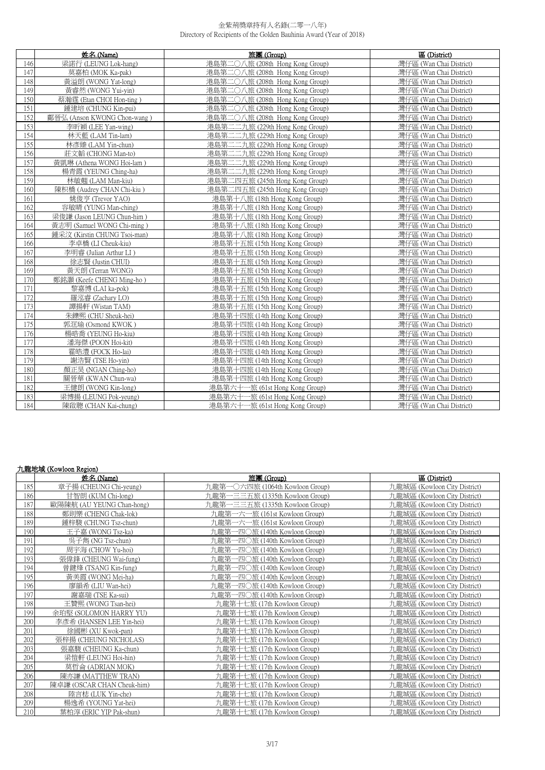| | 姓名 (Name) | 旅團 (Group) | 區 (District) |
|---|---|---|---|
| 146 | 梁諾行 (LEUNG Lok-hang) | 港島第二〇八旅 (208th Hong Kong Group) | 灣仔區 (Wan Chai District) |
| 147 | 莫嘉柏 (MOK Ka-pak) | 港島第二〇八旅 (208th Hong Kong Group) | 灣仔區 (Wan Chai District) |
| 148 | 黃溢朗 (WONG Yat-long) | 港島第二〇八旅 (208th Hong Kong Group) | 灣仔區 (Wan Chai District) |
| 149 | 黃睿然 (WONG Yui-yin) | 港島第二〇八旅 (208th Hong Kong Group) | 灣仔區 (Wan Chai District) |
| 150 | 蔡瀚霆 (Etan CHOI Hon-ting ) | 港島第二〇八旅 (208th Hong Kong Group) | 灣仔區 (Wan Chai District) |
| 151 | 鍾建培 (CHUNG Kin-pui) | 港島第二〇八旅 (208th Hong Kong Group) | 灣仔區 (Wan Chai District) |
| 152 | 鄺管弘 (Anson KWONG Chon-wang ) | 港島第二〇八旅 (208th Hong Kong Group) | 灣仔區 (Wan Chai District) |
| 153 | 李昕穎 (LEE Yan-wing) | 港島第二二九旅 (229th Hong Kong Group) | 灣仔區 (Wan Chai District) |
| 154 | 林天藍 (LAM Tin-lam) | 港島第二二九旅 (229th Hong Kong Group) | 灣仔區 (Wan Chai District) |
| 155 | 林彥臻 (LAM Yin-chun) | 港島第二二九旅 (229th Hong Kong Group) | 灣仔區 (Wan Chai District) |
| 156 | 莊文韜 (CHONG Man-to) | 港島第二二九旅 (229th Hong Kong Group) | 灣仔區 (Wan Chai District) |
| 157 | 黃凱琳 (Athena WONG Hoi-lam ) | 港島第二二九旅 (229th Hong Kong Group) | 灣仔區 (Wan Chai District) |
| 158 | 楊青霞 (YEUNG Ching-ha) | 港島第二二九旅 (229th Hong Kong Group) | 灣仔區 (Wan Chai District) |
| 159 | 林敏翹 (LAM Man-kiu) | 港島第二四五旅 (245th Hong Kong Group) | 灣仔區 (Wan Chai District) |
| 160 | 陳枳橋 (Audrey CHAN Chi-kiu ) | 港島第二四五旅 (245th Hong Kong Group) | 灣仔區 (Wan Chai District) |
| 161 | 姚俊亨 (Trevor YAO) | 港島第十八旅 (18th Hong Kong Group) | 灣仔區 (Wan Chai District) |
| 162 | 容敏晴 (YUNG Man-ching) | 港島第十八旅 (18th Hong Kong Group) | 灣仔區 (Wan Chai District) |
| 163 | 梁俊謙 (Jason LEUNG Chun-him ) | 港島第十八旅 (18th Hong Kong Group) | 灣仔區 (Wan Chai District) |
| 164 | 黃志明 (Samuel WONG Chi-ming ) | 港島第十八旅 (18th Hong Kong Group) | 灣仔區 (Wan Chai District) |
| 165 | 鍾采汶 (Kirstin CHUNG Tsoi-man) | 港島第十八旅 (18th Hong Kong Group) | 灣仔區 (Wan Chai District) |
| 166 | 李卓橋 (LI Cheuk-kiu) | 港島第十五旅 (15th Hong Kong Group) | 灣仔區 (Wan Chai District) |
| 167 | 李明睿 (Julian Arthur LI ) | 港島第十五旅 (15th Hong Kong Group) | 灣仔區 (Wan Chai District) |
| 168 | 徐志賢 (Justin CHUI) | 港島第十五旅 (15th Hong Kong Group) | 灣仔區 (Wan Chai District) |
| 169 | 黃天朗 (Terran WONG) | 港島第十五旅 (15th Hong Kong Group) | 灣仔區 (Wan Chai District) |
| 170 | 鄭銘灝 (Keefe CHENG Ming-ho ) | 港島第十五旅 (15th Hong Kong Group) | 灣仔區 (Wan Chai District) |
| 171 | 黎嘉博 (LAI ka-pok) | 港島第十五旅 (15th Hong Kong Group) | 灣仔區 (Wan Chai District) |
| 172 | 羅泓睿 (Zachary LO) | 港島第十五旅 (15th Hong Kong Group) | 灣仔區 (Wan Chai District) |
| 173 | 譚揚軒 (Wistan TAM) | 港島第十五旅 (15th Hong Kong Group) | 灣仔區 (Wan Chai District) |
| 174 | 朱鑠熙 (CHU Sheuk-hei) | 港島第十四旅 (14th Hong Kong Group) | 灣仔區 (Wan Chai District) |
| 175 | 郭浘瑜 (Osmond KWOK ) | 港島第十四旅 (14th Hong Kong Group) | 灣仔區 (Wan Chai District) |
| 176 | 楊皓喬 (YEUNG Ho-kiu) | 港島第十四旅 (14th Hong Kong Group) | 灣仔區 (Wan Chai District) |
| 177 | 潘海傑 (POON Hoi-kit) | 港島第十四旅 (14th Hong Kong Group) | 灣仔區 (Wan Chai District) |
| 178 | 霍皓澧 (FOCK Ho-lai) | 港島第十四旅 (14th Hong Kong Group) | 灣仔區 (Wan Chai District) |
| 179 | 謝浩賢 (TSE Ho-yin) | 港島第十四旅 (14th Hong Kong Group) | 灣仔區 (Wan Chai District) |
| 180 | 顏正昊 (NGAN Ching-ho) | 港島第十四旅 (14th Hong Kong Group) | 灣仔區 (Wan Chai District) |
| 181 | 關晉華 (KWAN Chun-wa) | 港島第十四旅 (14th Hong Kong Group) | 灣仔區 (Wan Chai District) |
| 182 | 王健朗 (WONG Kin-long) | 港島第六十一旅 (61st Hong Kong Group) | 灣仔區 (Wan Chai District) |
| 183 | 梁博揚 (LEUNG Pok-yeung) | 港島第六十一旅 (61st Hong Kong Group) | 灣仔區 (Wan Chai District) |
| 184 | 陳啟聰 (CHAN Kai-chung) | 港島第六十一旅 (61st Hong Kong Group) | 灣仔區 (Wan Chai District) |

## 九龍地域 (Kowloon Region)

| | 姓名 (Name) | 旅團 (Group) | 區 (District) |
|---|---|---|---|
| 185 | 章子揚 (CHEUNG Chi-yeung) | 九龍第一〇六四旅 (1064th Kowloon Group) | 九龍城區 (Kowloon City District) |
| 186 | 甘智朗 (KUM Chi-long) | 九龍第一三三五旅 (1335th Kowloon Group) | 九龍城區 (Kowloon City District) |
| 187 | 歐陽陳航 (AU YEUNG Chan-hong) | 九龍第一三三五旅 (1335th Kowloon Group) | 九龍城區 (Kowloon City District) |
| 188 | 鄭則樂 (CHENG Chak-lok) | 九龍第一六一旅 (161st Kowloon Group) | 九龍城區 (Kowloon City District) |
| 189 | 鍾梓駿 (CHUNG Tsz-chun) | 九龍第一六一旅 (161st Kowloon Group) | 九龍城區 (Kowloon City District) |
| 190 | 王子嘉 (WONG Tsz-ka) | 九龍第一四〇旅 (140th Kowloon Group) | 九龍城區 (Kowloon City District) |
| 191 | 吳子雋 (NG Tsz-chun) | 九龍第一四〇旅 (140th Kowloon Group) | 九龍城區 (Kowloon City District) |
| 192 | 周宇海 (CHOW Yu-hoi) | 九龍第一四〇旅 (140th Kowloon Group) | 九龍城區 (Kowloon City District) |
| 193 | 張偉鋒 (CHEUNG Wai-fung) | 九龍第一四〇旅 (140th Kowloon Group) | 九龍城區 (Kowloon City District) |
| 194 | 曾鍵烽 (TSANG Kin-fung) | 九龍第一四〇旅 (140th Kowloon Group) | 九龍城區 (Kowloon City District) |
| 195 | 黃美霞 (WONG Mei-ha) | 九龍第一四〇旅 (140th Kowloon Group) | 九龍城區 (Kowloon City District) |
| 196 | 廖韻希 (LIU Wan-hei) | 九龍第一四〇旅 (140th Kowloon Group) | 九龍城區 (Kowloon City District) |
| 197 | 謝嘉瑞 (TSE Ka-sui) | 九龍第一四〇旅 (140th Kowloon Group) | 九龍城區 (Kowloon City District) |
| 198 | 王贊熙 (WONG Tsan-hei) | 九龍第十七旅 (17th Kowloon Group) | 九龍城區 (Kowloon City District) |
| 199 | 余珀堅 (SOLOMON HARRY YU) | 九龍第十七旅 (17th Kowloon Group) | 九龍城區 (Kowloon City District) |
| 200 | 李彥希 (HANSEN LEE Yin-hei) | 九龍第十七旅 (17th Kowloon Group) | 九龍城區 (Kowloon City District) |
| 201 | 徐國彬 (XU Kwok-pan) | 九龍第十七旅 (17th Kowloon Group) | 九龍城區 (Kowloon City District) |
| 202 | 張梓揚 (CHEUNG NICHOLAS) | 九龍第十七旅 (17th Kowloon Group) | 九龍城區 (Kowloon City District) |
| 203 | 張嘉駿 (CHEUNG Ka-chun) | 九龍第十七旅 (17th Kowloon Group) | 九龍城區 (Kowloon City District) |
| 204 | 梁愷軒 (LEUNG Hoi-hin) | 九龍第十七旅 (17th Kowloon Group) | 九龍城區 (Kowloon City District) |
| 205 | 莫哲侖 (ADRIAN MOK) | 九龍第十七旅 (17th Kowloon Group) | 九龍城區 (Kowloon City District) |
| 206 | 陳亦謙 (MATTHEW TRAN) | 九龍第十七旅 (17th Kowloon Group) | 九龍城區 (Kowloon City District) |
| 207 | 陳卓謙 (OSCAR CHAN Cheuk-him) | 九龍第十七旅 (17th Kowloon Group) | 九龍城區 (Kowloon City District) |
| 208 | 陸言徳 (LUK Yin-che) | 九龍第十七旅 (17th Kowloon Group) | 九龍城區 (Kowloon City District) |
| 209 | 楊逸希 (YOUNG Yat-hei) | 九龍第十七旅 (17th Kowloon Group) | 九龍城區 (Kowloon City District) |
| 210 | 葉柏淳 (ERIC YIP Pak-shun) | 九龍第十七旅 (17th Kowloon Group) | 九龍城區 (Kowloon City District) |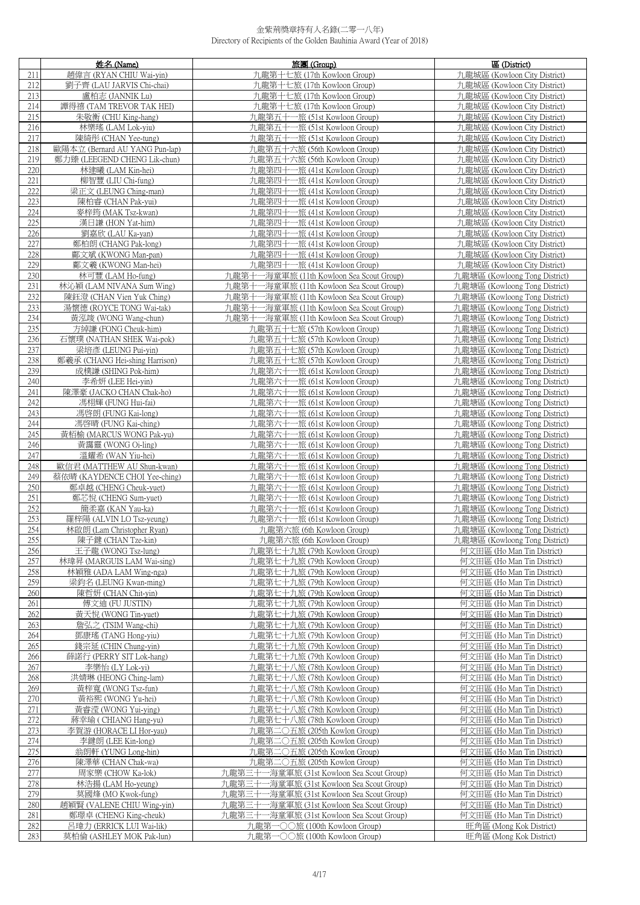金紫荊獎章持有人名錄(二零一八年)
Directory of Recipients of the Golden Bauhinia Award (Year of 2018)

| | 姓名 (Name) | 旅團 (Group) | 區 (District) |
|---|---|---|---|
| 211 | 趙偉言 (RYAN CHIU Wai-yin) | 九龍第十七旅 (17th Kowloon Group) | 九龍城區 (Kowloon City District) |
| 212 | 劉子齊 (LAU JARVIS Chi-chai) | 九龍第十七旅 (17th Kowloon Group) | 九龍城區 (Kowloon City District) |
| 213 | 盧柏志 (JANNIK Lu) | 九龍第十七旅 (17th Kowloon Group) | 九龍城區 (Kowloon City District) |
| 214 | 譚得禧 (TAM TREVOR TAK HEI) | 九龍第十七旅 (17th Kowloon Group) | 九龍城區 (Kowloon City District) |
| 215 | 朱敬衡 (CHU King-hang) | 九龍第五十一旅 (51st Kowloon Group) | 九龍城區 (Kowloon City District) |
| 216 | 林樂瑤 (LAM Lok-yiu) | 九龍第五十一旅 (51st Kowloon Group) | 九龍城區 (Kowloon City District) |
| 217 | 陳綺彤 (CHAN Yee-tung) | 九龍第五十一旅 (51st Kowloon Group) | 九龍城區 (Kowloon City District) |
| 218 | 歐陽本立 (Bernard AU YANG Pun-lap) | 九龍第五十六旅 (56th Kowloon Group) | 九龍城區 (Kowloon City District) |
| 219 | 鄭力臻 (LEEGEND CHENG Lik-chun) | 九龍第五十六旅 (56th Kowloon Group) | 九龍城區 (Kowloon City District) |
| 220 | 林建曦 (LAM Kin-hei) | 九龍第四十一旅 (41st Kowloon Group) | 九龍城區 (Kowloon City District) |
| 221 | 柳智豐 (LIU Chi-fung) | 九龍第四十一旅 (41st Kowloon Group) | 九龍城區 (Kowloon City District) |
| 222 | 梁正文 (LEUNG Ching-man) | 九龍第四十一旅 (41st Kowloon Group) | 九龍城區 (Kowloon City District) |
| 223 | 陳柏睿 (CHAN Pak-yui) | 九龍第四十一旅 (41st Kowloon Group) | 九龍城區 (Kowloon City District) |
| 224 | 麥梓筠 (MAK Tsz-kwan) | 九龍第四十一旅 (41st Kowloon Group) | 九龍城區 (Kowloon City District) |
| 225 | 漢日謙 (HON Yat-him) | 九龍第四十一旅 (41st Kowloon Group) | 九龍城區 (Kowloon City District) |
| 226 | 劉嘉欣 (LAU Ka-yan) | 九龍第四十一旅 (41st Kowloon Group) | 九龍城區 (Kowloon City District) |
| 227 | 鄭柏朗 (CHANG Pak-long) | 九龍第四十一旅 (41st Kowloon Group) | 九龍城區 (Kowloon City District) |
| 228 | 鄺文斌 (KWONG Man-pan) | 九龍第四十一旅 (41st Kowloon Group) | 九龍城區 (Kowloon City District) |
| 229 | 鄺文羲 (KWONG Man-hei) | 九龍第四十一旅 (41st Kowloon Group) | 九龍城區 (Kowloon City District) |
| 230 | 林可豐 (LAM Ho-fung) | 九龍第十一海童軍旅 (11th Kowloon Sea Scout Group) | 九龍塘區 (Kowloong Tong District) |
| 231 | 林沁穎 (LAM NIVANA Sum Wing) | 九龍第十一海童軍旅 (11th Kowloon Sea Scout Group) | 九龍塘區 (Kowloong Tong District) |
| 232 | 陳鈺澄 (CHAN Vien Yuk Ching) | 九龍第十一海童軍旅 (11th Kowloon Sea Scout Group) | 九龍塘區 (Kowloong Tong District) |
| 233 | 湯懷德 (ROYCE TONG Wai-tak) | 九龍第十一海童軍旅 (11th Kowloon Sea Scout Group) | 九龍塘區 (Kowloong Tong District) |
| 234 | 黃泓竣 (WONG Wang-chun) | 九龍第十一海童軍旅 (11th Kowloon Sea Scout Group) | 九龍塘區 (Kowloong Tong District) |
| 235 | 方綽謙 (FONG Cheuk-him) | 九龍第五十七旅 (57th Kowloon Group) | 九龍塘區 (Kowloong Tong District) |
| 236 | 石懷璞 (NATHAN SHEK Wai-pok) | 九龍第五十七旅 (57th Kowloon Group) | 九龍塘區 (Kowloong Tong District) |
| 237 | 梁培彥 (LEUNG Pui-yin) | 九龍第五十七旅 (57th Kowloon Group) | 九龍塘區 (Kowloong Tong District) |
| 238 | 鄭羲承 (CHANG Hei-shing Harrison) | 九龍第五十七旅 (57th Kowloon Group) | 九龍塘區 (Kowloong Tong District) |
| 239 | 成樸謙 (SHING Pok-him) | 九龍第六十一旅 (61st Kowloon Group) | 九龍塘區 (Kowloong Tong District) |
| 240 | 李希妍 (LEE Hei-yin) | 九龍第六十一旅 (61st Kowloon Group) | 九龍塘區 (Kowloong Tong District) |
| 241 | 陳澤豪 (JACKO CHAN Chak-ho) | 九龍第六十一旅 (61st Kowloon Group) | 九龍塘區 (Kowloong Tong District) |
| 242 | 馮栩輝 (FUNG Hui-fai) | 九龍第六十一旅 (61st Kowloon Group) | 九龍塘區 (Kowloong Tong District) |
| 243 | 馮啓朗 (FUNG Kai-long) | 九龍第六十一旅 (61st Kowloon Group) | 九龍塘區 (Kowloong Tong District) |
| 244 | 馮啓晴 (FUNG Kai-ching) | 九龍第六十一旅 (61st Kowloon Group) | 九龍塘區 (Kowloong Tong District) |
| 245 | 黃栢榆 (MARCUS WONG Pak-yu) | 九龍第六十一旅 (61st Kowloon Group) | 九龍塘區 (Kowloong Tong District) |
| 246 | 黃靄靈 (WONG Oi-ling) | 九龍第六十一旅 (61st Kowloon Group) | 九龍塘區 (Kowloong Tong District) |
| 247 | 溫耀希 (WAN Yiu-hei) | 九龍第六十一旅 (61st Kowloon Group) | 九龍塘區 (Kowloong Tong District) |
| 248 | 歐信君 (MATTHEW AU Shun-kwan) | 九龍第六十一旅 (61st Kowloon Group) | 九龍塘區 (Kowloong Tong District) |
| 249 | 蔡依晴 (KAYDENCE CHOI Yee-ching) | 九龍第六十一旅 (61st Kowloon Group) | 九龍塘區 (Kowloong Tong District) |
| 250 | 鄭卓越 (CHENG Cheuk-yuet) | 九龍第六十一旅 (61st Kowloon Group) | 九龍塘區 (Kowloong Tong District) |
| 251 | 鄭芯悅 (CHENG Sum-yuet) | 九龍第六十一旅 (61st Kowloon Group) | 九龍塘區 (Kowloong Tong District) |
| 252 | 簡柔嘉 (KAN Yau-ka) | 九龍第六十一旅 (61st Kowloon Group) | 九龍塘區 (Kowloong Tong District) |
| 253 | 羅梓陽 (ALVIN LO Tsz-yeung) | 九龍第六十一旅 (61st Kowloon Group) | 九龍塘區 (Kowloong Tong District) |
| 254 | 林啟朗 (Lam Christopher Ryan) | 九龍第六旅 (6th Kowloon Group) | 九龍塘區 (Kowloong Tong District) |
| 255 | 陳子鍵 (CHAN Tze-kin) | 九龍第六旅 (6th Kowloon Group) | 九龍塘區 (Kowloong Tong District) |
| 256 | 王子龍 (WONG Tsz-lung) | 九龍第七十九旅 (79th Kowloon Group) | 何文田區 (Ho Man Tin District) |
| 257 | 林瑋昇 (MARGUIS LAM Wai-sing) | 九龍第七十九旅 (79th Kowloon Group) | 何文田區 (Ho Man Tin District) |
| 258 | 林穎雅 (ADA LAM Wing-nga) | 九龍第七十九旅 (79th Kowloon Group) | 何文田區 (Ho Man Tin District) |
| 259 | 梁鈞名 (LEUNG Kwan-ming) | 九龍第七十九旅 (79th Kowloon Group) | 何文田區 (Ho Man Tin District) |
| 260 | 陳哲妍 (CHAN Chit-yin) | 九龍第七十九旅 (79th Kowloon Group) | 何文田區 (Ho Man Tin District) |
| 261 | 傅文迪 (FU JUSTIN) | 九龍第七十九旅 (79th Kowloon Group) | 何文田區 (Ho Man Tin District) |
| 262 | 黃天悅 (WONG Tin-yuet) | 九龍第七十九旅 (79th Kowloon Group) | 何文田區 (Ho Man Tin District) |
| 263 | 詹弘之 (TSIM Wang-chi) | 九龍第七十九旅 (79th Kowloon Group) | 何文田區 (Ho Man Tin District) |
| 264 | 鄧康瑤 (TANG Hong-yiu) | 九龍第七十九旅 (79th Kowloon Group) | 何文田區 (Ho Man Tin District) |
| 265 | 錢宗延 (CHIN Chung-yin) | 九龍第七十九旅 (79th Kowloon Group) | 何文田區 (Ho Man Tin District) |
| 266 | 薛諾行 (PERRY SIT Lok-hang) | 九龍第七十九旅 (79th Kowloon Group) | 何文田區 (Ho Man Tin District) |
| 267 | 李樂怡 (LY Lok-yi) | 九龍第七十八旅 (78th Kowloon Group) | 何文田區 (Ho Man Tin District) |
| 268 | 洪婧琳 (HEONG Ching-lam) | 九龍第七十八旅 (78th Kowloon Group) | 何文田區 (Ho Man Tin District) |
| 269 | 黃梓寬 (WONG Tsz-fun) | 九龍第七十八旅 (78th Kowloon Group) | 何文田區 (Ho Man Tin District) |
| 270 | 黃裕熙 (WONG Yu-hei) | 九龍第七十八旅 (78th Kowloon Group) | 何文田區 (Ho Man Tin District) |
| 271 | 黃睿瀅 (WONG Yui-ying) | 九龍第七十八旅 (78th Kowloon Group) | 何文田區 (Ho Man Tin District) |
| 272 | 蔣幸瑜 ( CHIANG Hang-yu) | 九龍第七十八旅 (78th Kowloon Group) | 何文田區 (Ho Man Tin District) |
| 273 | 李賀游 (HORACE LI Hor-yau) | 九龍第二〇五旅 (205th Kowlon Group) | 何文田區 (Ho Man Tin District) |
| 274 | 李鍵朗 (LEE Kin-long) | 九龍第二〇五旅 (205th Kowlon Group) | 何文田區 (Ho Man Tin District) |
| 275 | 翁朗軒 (YUNG Long-hin) | 九龍第二〇五旅 (205th Kowlon Group) | 何文田區 (Ho Man Tin District) |
| 276 | 陳澤華 (CHAN Chak-wa) | 九龍第二〇五旅 (205th Kowlon Group) | 何文田區 (Ho Man Tin District) |
| 277 | 周家樂 (CHOW Ka-lok) | 九龍第三十一海童軍旅 (31st Kowloon Sea Scout Group) | 何文田區 (Ho Man Tin District) |
| 278 | 林浩揚 (LAM Ho-yeung) | 九龍第三十一海童軍旅 (31st Kowloon Sea Scout Group) | 何文田區 (Ho Man Tin District) |
| 279 | 莫國烽 (MO Kwok-fung) | 九龍第三十一海童軍旅 (31st Kowloon Sea Scout Group) | 何文田區 (Ho Man Tin District) |
| 280 | 趙穎賢 (VALENE CHIU Wing-yin) | 九龍第三十一海童軍旅 (31st Kowloon Sea Scout Group) | 何文田區 (Ho Man Tin District) |
| 281 | 鄭璟卓 (CHENG King-cheuk) | 九龍第三十一海童軍旅 (31st Kowloon Sea Scout Group) | 何文田區 (Ho Man Tin District) |
| 282 | 呂瑋力 (ERRICK LUI Wai-lik) | 九龍第一〇〇旅 (100th Kowloon Group) | 旺角區 (Mong Kok District) |
| 283 | 莫柏倫 (ASHLEY MOK Pak-lun) | 九龍第一〇〇旅 (100th Kowloon Group) | 旺角區 (Mong Kok District) |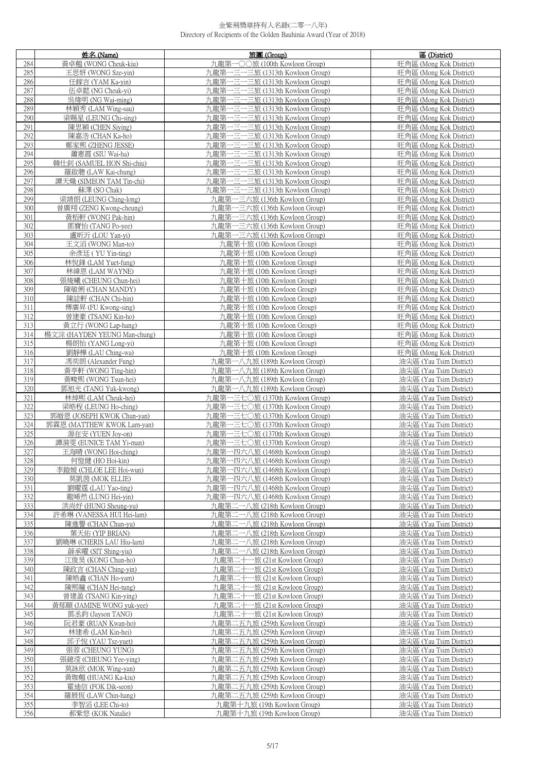# 金紫荊獎章持有人名錄(二零一八年)
Directory of Recipients of the Golden Bauhinia Award (Year of 2018)

| | 姓名 (Name) | 旅團 (Group) | 區 (District) |
|---|---|---|---|
| 284 | 黃卓翹 (WONG Cheuk-kiu) | 九龍第一〇〇旅 (100th Kowloon Group) | 旺角區 (Mong Kok District) |
| 285 | 王思妍 (WONG Sze-yin) | 九龍第一三一三旅 (1313th Kowloon Group) | 旺角區 (Mong Kok District) |
| 286 | 任鎵言 (YAM Ka-yin) | 九龍第一三一三旅 (1313th Kowloon Group) | 旺角區 (Mong Kok District) |
| 287 | 伍卓懿 (NG Cheuk-yi) | 九龍第一三一三旅 (1313th Kowloon Group) | 旺角區 (Mong Kok District) |
| 288 | 吳煒明 (NG Wai-ming) | 九龍第一三一三旅 (1313th Kowloon Group) | 旺角區 (Mong Kok District) |
| 289 | 林穎秀 (LAM Wing-sau) | 九龍第一三一三旅 (1313th Kowloon Group) | 旺角區 (Mong Kok District) |
| 290 | 梁賜星 (LEUNG Chi-sing) | 九龍第一三一三旅 (1313th Kowloon Group) | 旺角區 (Mong Kok District) |
| 291 | 陳思穎 (CHEN Siying) | 九龍第一三一三旅 (1313th Kowloon Group) | 旺角區 (Mong Kok District) |
| 292 | 陳嘉浩 (CHAN Ka-ho) | 九龍第一三一三旅 (1313th Kowloon Group) | 旺角區 (Mong Kok District) |
| 293 | 鄭家熙 (ZHENG JESSE) | 九龍第一三一三旅 (1313th Kowloon Group) | 旺角區 (Mong Kok District) |
| 294 | 蕭惠霞 (SIU Wai-ha) | 九龍第一三一三旅 (1313th Kowloon Group) | 旺角區 (Mong Kok District) |
| 295 | 韓仕釗 (SAMUEL HON Shi-chiu) | 九龍第一三一三旅 (1313th Kowloon Group) | 旺角區 (Mong Kok District) |
| 296 | 羅啟聰 (LAW Kai-chung) | 九龍第一三一三旅 (1313th Kowloon Group) | 旺角區 (Mong Kok District) |
| 297 | 譚天熾 (SIMEON TAM Tin-chi) | 九龍第一三一三旅 (1313th Kowloon Group) | 旺角區 (Mong Kok District) |
| 298 | 蘇澤 (SO Chak) | 九龍第一三一三旅 (1313th Kowloon Group) | 旺角區 (Mong Kok District) |
| 299 | 梁靖朗 (LEUNG Ching-long) | 九龍第一三六旅 (136th Kowloon Group) | 旺角區 (Mong Kok District) |
| 300 | 曾廣翔 (ZENG Kwong-cheung) | 九龍第一三六旅 (136th Kowloon Group) | 旺角區 (Mong Kok District) |
| 301 | 黃栢軒 (WONG Pak-hin) | 九龍第一三六旅 (136th Kowloon Group) | 旺角區 (Mong Kok District) |
| 302 | 鄧寶怡 (TANG Po-yee) | 九龍第一三六旅 (136th Kowloon Group) | 旺角區 (Mong Kok District) |
| 303 | 盧昕沂 (LOU Yan-yi) | 九龍第一三六旅 (136th Kowloon Group) | 旺角區 (Mong Kok District) |
| 304 | 王文滔 (WONG Man-to) | 九龍第十旅 (10th Kowloon Group) | 旺角區 (Mong Kok District) |
| 305 | 余彥廷 ( YU Yin-ting) | 九龍第十旅 (10th Kowloon Group) | 旺角區 (Mong Kok District) |
| 306 | 林悅鋒 (LAM Yuet-fung) | 九龍第十旅 (10th Kowloon Group) | 旺角區 (Mong Kok District) |
| 307 | 林緯恩 (LAM WAYNE) | 九龍第十旅 (10th Kowloon Group) | 旺角區 (Mong Kok District) |
| 308 | 張竣曦 (CHEUNG Chun-hei) | 九龍第十旅 (10th Kowloon Group) | 旺角區 (Mong Kok District) |
| 309 | 陳敏俐 (CHAN MANDY) | 九龍第十旅 (10th Kowloon Group) | 旺角區 (Mong Kok District) |
| 310 | 陳誌軒 (CHAN Chi-hin) | 九龍第十旅 (10th Kowloon Group) | 旺角區 (Mong Kok District) |
| 311 | 傅廣昇 (FU Kwong-sing) | 九龍第十旅 (10th Kowloon Group) | 旺角區 (Mong Kok District) |
| 312 | 曾建豪 (TSANG Kin-ho) | 九龍第十旅 (10th Kowloon Group) | 旺角區 (Mong Kok District) |
| 313 | 黃立行 (WONG Lap-hang) | 九龍第十旅 (10th Kowloon Group) | 旺角區 (Mong Kok District) |
| 314 | 楊文淙 (HAYDEN YEUNG Man-chung) | 九龍第十旅 (10th Kowloon Group) | 旺角區 (Mong Kok District) |
| 315 | 楊朗怡 (YANG Long-yi) | 九龍第十旅 (10th Kowloon Group) | 旺角區 (Mong Kok District) |
| 316 | 劉靜樺 (LAU Ching-wa) | 九龍第十旅 (10th Kowloon Group) | 旺角區 (Mong Kok District) |
| 317 | 馮奕朗 (Alexander Fung) | 九龍第一八九旅 (189th Kowloon Group) | 油尖區 (Yau Tsim District) |
| 318 | 黃亭軒 (WONG Ting-hin) | 九龍第一八九旅 (189th Kowloon Group) | 油尖區 (Yau Tsim District) |
| 319 | 黃畯熙 (WONG Tsun-hei) | 九龍第一八九旅 (189th Kowloon Group) | 油尖區 (Yau Tsim District) |
| 320 | 鄧旭光 (TANG Yuk-kwong) | 九龍第一八九旅 (189th Kowloon Group) | 油尖區 (Yau Tsim District) |
| 321 | 林焯熙 (LAM Cheuk-hei) | 九龍第一三七〇旅 (1370th Kowloon Group) | 油尖區 (Yau Tsim District) |
| 322 | 梁皓程 (LEUNG Ho-ching) | 九龍第一三七〇旅 (1370th Kowloon Group) | 油尖區 (Yau Tsim District) |
| 323 | 郭縉恩 (JOSEPH KWOK Chun-yan) | 九龍第一三七〇旅 (1370th Kowloon Group) | 油尖區 (Yau Tsim District) |
| 324 | 郭霖恩 (MATTHEW KWOK Lam-yan) | 九龍第一三七〇旅 (1370th Kowloon Group) | 油尖區 (Yau Tsim District) |
| 325 | 源在安 (YUEN Joy-on) | 九龍第一三七〇旅 (1370th Kowloon Group) | 油尖區 (Yau Tsim District) |
| 326 | 譚漪雯 (EUNICE TAM Yi-man) | 九龍第一三七〇旅 (1370th Kowloon Group) | 油尖區 (Yau Tsim District) |
| 327 | 王海晴 (WONG Hoi-ching) | 九龍第一四六八旅 (1468th Kowloon Group) | 油尖區 (Yau Tsim District) |
| 328 | 何愷健 (HO Hoi-kin) | 九龍第一四六八旅 (1468th Kowloon Group) | 油尖區 (Yau Tsim District) |
| 329 | 李鎧媛 (CHLOE LEE Hoi-wun) | 九龍第一四六八旅 (1468th Kowloon Group) | 油尖區 (Yau Tsim District) |
| 330 | 莫凱茵 (MOK ELLIE) | 九龍第一四六八旅 (1468th Kowloon Group) | 油尖區 (Yau Tsim District) |
| 331 | 劉曜霆 (LAU Yao-ting) | 九龍第一四六八旅 (1468th Kowloon Group) | 油尖區 (Yau Tsim District) |
| 332 | 龍晞然 (LUNG Hei-yin) | 九龍第一四六八旅 (1468th Kowloon Group) | 油尖區 (Yau Tsim District) |
| 333 | 洪尚妤 (HUNG Sheung-yu) | 九龍第二一八旅 (218th Kowloon Group) | 油尖區 (Yau Tsim District) |
| 334 | 許希琳 (VANESSA HUI Hei-lam) | 九龍第二一八旅 (218th Kowloon Group) | 油尖區 (Yau Tsim District) |
| 335 | 陳進譽 (CHAN Chun-yu) | 九龍第二一八旅 (218th Kowloon Group) | 油尖區 (Yau Tsim District) |
| 336 | 葉天佑 (YIP BRIAN) | 九龍第二一八旅 (218th Kowloon Group) | 油尖區 (Yau Tsim District) |
| 337 | 劉曉琳 (CHERIS LAU Hiu-lam) | 九龍第二一八旅 (218th Kowloon Group) | 油尖區 (Yau Tsim District) |
| 338 | 薛承曜 (SIT Shing-yiu) | 九龍第二一八旅 (218th Kowloon Group) | 油尖區 (Yau Tsim District) |
| 339 | 江俊昊 (KONG Chun-ho) | 九龍第二十一旅 (21st Kowloon Group) | 油尖區 (Yau Tsim District) |
| 340 | 陳政言 (CHAN Ching-yin) | 九龍第二十一旅 (21st Kowloon Group) | 油尖區 (Yau Tsim District) |
| 341 | 陳皓鑫 (CHAN Ho-yam) | 九龍第二十一旅 (21st Kowloon Group) | 油尖區 (Yau Tsim District) |
| 342 | 陳熙瞳 (CHAN Hei-tung) | 九龍第二十一旅 (21st Kowloon Group) | 油尖區 (Yau Tsim District) |
| 343 | 曾建盈 (TSANG Kin-ying) | 九龍第二十一旅 (21st Kowloon Group) | 油尖區 (Yau Tsim District) |
| 344 | 黃郁頤 (JAMINE WONG yuk-yee) | 九龍第二十一旅 (21st Kowloon Group) | 油尖區 (Yau Tsim District) |
| 345 | 鄧丞鈞 (Jayson TANG) | 九龍第二十一旅 (21st Kowloon Group) | 油尖區 (Yau Tsim District) |
| 346 | 阮君豪 (RUAN Kwan-ho) | 九龍第二五九旅 (259th Kowloon Group) | 油尖區 (Yau Tsim District) |
| 347 | 林建希 (LAM Kin-hei) | 九龍第二五九旅 (259th Kowloon Group) | 油尖區 (Yau Tsim District) |
| 348 | 邱子悅 (YAU Tsz-yuet) | 九龍第二五九旅 (259th Kowloon Group) | 油尖區 (Yau Tsim District) |
| 349 | 張蓉 (CHEUNG YUNG) | 九龍第二五九旅 (259th Kowloon Group) | 油尖區 (Yau Tsim District) |
| 350 | 張鐿瀅 (CHEUNG Yee-ying) | 九龍第二五九旅 (259th Kowloon Group) | 油尖區 (Yau Tsim District) |
| 351 | 莫詠欣 (MOK Wing-yan) | 九龍第二五九旅 (259th Kowloon Group) | 油尖區 (Yau Tsim District) |
| 352 | 黃珈翹 (HUANG Ka-kiu) | 九龍第二五九旅 (259th Kowloon Group) | 油尖區 (Yau Tsim District) |
| 353 | 霍迪信 (FOK Dik-seon) | 九龍第二五九旅 (259th Kowloon Group) | 油尖區 (Yau Tsim District) |
| 354 | 羅展恆 (LAW Chin-hang) | 九龍第二五九旅 (259th Kowloon Group) | 油尖區 (Yau Tsim District) |
| 355 | 李智滔 (LEE Chi-to) | 九龍第十九旅 (19th Kowloon Group) | 油尖區 (Yau Tsim District) |
| 356 | 郝紫悠 (KOK Natalie) | 九龍第十九旅 (19th Kowloon Group) | 油尖區 (Yau Tsim District) |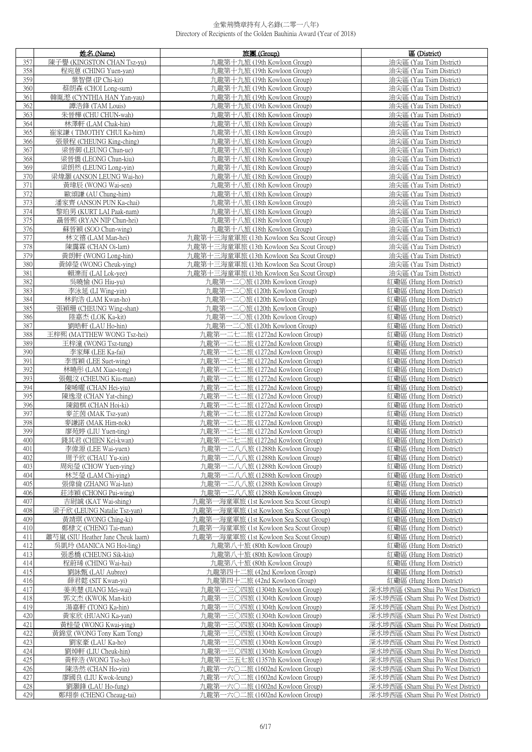# 金紫荊獎章持有人名錄(二零一八年)
Directory of Recipients of the Golden Bauhinia Award (Year of 2018)

| | 姓名 (Name) | 旅團 (Group) | 區 (District) |
|---|---|---|---|
| 357 | 陳子譽 (KINGSTON CHAN Tsz-yu) | 九龍第十九旅 (19th Kowloon Group) | 油尖區 (Yau Tsim District) |
| 358 | 程宛薏 (CHING Yuen-yan) | 九龍第十九旅 (19th Kowloon Group) | 油尖區 (Yau Tsim District) |
| 359 | 葉智傑 (IP Chi-kit) | 九龍第十九旅 (19th Kowloon Group) | 油尖區 (Yau Tsim District) |
| 360 | 蔡朗森 (CHOI Long-sum) | 九龍第十九旅 (19th Kowloon Group) | 油尖區 (Yau Tsim District) |
| 361 | 韓胤滺 (CYNTHIA HAN Yan-yau) | 九龍第十九旅 (19th Kowloon Group) | 油尖區 (Yau Tsim District) |
| 362 | 譚浩鋒 (TAM Louis) | 九龍第十九旅 (19th Kowloon Group) | 油尖區 (Yau Tsim District) |
| 363 | 朱晉樺 (CHU CHUN-wah) | 九龍第十八旅 (18th Kowloon Group) | 油尖區 (Yau Tsim District) |
| 364 | 林澤軒 (LAM Chak-hin) | 九龍第十八旅 (18th Kowloon Group) | 油尖區 (Yau Tsim District) |
| 365 | 崔家謙 ( TIMOTHY CHUI Ka-him) | 九龍第十八旅 (18th Kowloon Group) | 油尖區 (Yau Tsim District) |
| 366 | 張景程 (CHEUNG King-ching) | 九龍第十八旅 (18th Kowloon Group) | 油尖區 (Yau Tsim District) |
| 367 | 梁晉御 (LEUNG Chun-ue) | 九龍第十八旅 (18th Kowloon Group) | 油尖區 (Yau Tsim District) |
| 368 | 梁晉僑 (LEONG Chun-kiu) | 九龍第十八旅 (18th Kowloon Group) | 油尖區 (Yau Tsim District) |
| 369 | 梁朗然 (LEUNG Long-yin) | 九龍第十八旅 (18th Kowloon Group) | 油尖區 (Yau Tsim District) |
| 370 | 梁煒灝 (ANSON LEUNG Wai-ho) | 九龍第十八旅 (18th Kowloon Group) | 油尖區 (Yau Tsim District) |
| 371 | 黃瑋辰 (WONG Wai-sen) | 九龍第十八旅 (18th Kowloon Group) | 油尖區 (Yau Tsim District) |
| 372 | 歐頌謙 (AU Chung-him) | 九龍第十八旅 (18th Kowloon Group) | 油尖區 (Yau Tsim District) |
| 373 | 潘家齊 (ANSON PUN Ka-chai) | 九龍第十八旅 (18th Kowloon Group) | 油尖區 (Yau Tsim District) |
| 374 | 黎珀男 (KURT LAI Paak-nam) | 九龍第十八旅 (18th Kowloon Group) | 油尖區 (Yau Tsim District) |
| 375 | 聶晉熙 (RYAN NIP Chun-hei) | 九龍第十八旅 (18th Kowloon Group) | 油尖區 (Yau Tsim District) |
| 376 | 蘇晉穎 (SOO Chun-wing) | 九龍第十八旅 (18th Kowloon Group) | 油尖區 (Yau Tsim District) |
| 377 | 林文禧 (LAM Man-hei) | 九龍第十三海童軍旅 (13th Kowloon Sea Scout Group) | 油尖區 (Yau Tsim District) |
| 378 | 陳靄霖 (CHAN Oi-lam) | 九龍第十三海童軍旅 (13th Kowloon Sea Scout Group) | 油尖區 (Yau Tsim District) |
| 379 | 黃朗軒 (WONG Long-hin) | 九龍第十三海童軍旅 (13th Kowloon Sea Scout Group) | 油尖區 (Yau Tsim District) |
| 380 | 黃綽瑩 (WONG Cheuk-ying) | 九龍第十三海童軍旅 (13th Kowloon Sea Scout Group) | 油尖區 (Yau Tsim District) |
| 381 | 賴濼而 (LAI Lok-yee) | 九龍第十三海童軍旅 (13th Kowloon Sea Scout Group) | 油尖區 (Yau Tsim District) |
| 382 | 吳曉愉 (NG Hiu-yu) | 九龍第一二〇旅 (120th Kowloon Group) | 紅磡區 (Hung Hom District) |
| 383 | 李泳延 (LI Wing-yin) | 九龍第一二〇旅 (120th Kowloon Group) | 紅磡區 (Hung Hom District) |
| 384 | 林鈞浩 (LAM Kwan-ho) | 九龍第一二〇旅 (120th Kowloon Group) | 紅磡區 (Hung Hom District) |
| 385 | 張穎珊 (CHEUNG Wing-shan) | 九龍第一二〇旅 (120th Kowloon Group) | 紅磡區 (Hung Hom District) |
| 386 | 陸嘉杰 (LOK Ka-kit) | 九龍第一二〇旅 (120th Kowloon Group) | 紅磡區 (Hung Hom District) |
| 387 | 劉皓軒 (LAU Ho-hin) | 九龍第一二〇旅 (120th Kowloon Group) | 紅磡區 (Hung Hom District) |
| 388 | 王梓熙 (MATTHEW WONG Tsz-hei) | 九龍第一二七二旅 (1272nd Kowloon Group) | 紅磡區 (Hung Hom District) |
| 389 | 王梓潼 (WONG Tsz-tung) | 九龍第一二七二旅 (1272nd Kowloon Group) | 紅磡區 (Hung Hom District) |
| 390 | 李家輝 (LEE Ka-fai) | 九龍第一二七二旅 (1272nd Kowloon Group) | 紅磡區 (Hung Hom District) |
| 391 | 李雪穎 (LEE Suet-wing) | 九龍第一二七二旅 (1272nd Kowloon Group) | 紅磡區 (Hung Hom District) |
| 392 | 林曉彤 (LAM Xiao-tong) | 九龍第一二七二旅 (1272nd Kowloon Group) | 紅磡區 (Hung Hom District) |
| 393 | 張翹汶 (CHEUNG Kiu-man) | 九龍第一二七二旅 (1272nd Kowloon Group) | 紅磡區 (Hung Hom District) |
| 394 | 陳晞曜 (CHAN Hei-yiu) | 九龍第一二七二旅 (1272nd Kowloon Group) | 紅磡區 (Hung Hom District) |
| 395 | 陳逸澄 (CHAN Yat-ching) | 九龍第一二七二旅 (1272nd Kowloon Group) | 紅磡區 (Hung Hom District) |
| 396 | 陳鎧棋 (CHAN Hoi-ki) | 九龍第一二七二旅 (1272nd Kowloon Group) | 紅磡區 (Hung Hom District) |
| 397 | 麥芷茵 (MAK Tsz-yan) | 九龍第一二七二旅 (1272nd Kowloon Group) | 紅磡區 (Hung Hom District) |
| 398 | 麥謙諾 (MAK Him-nok) | 九龍第一二七二旅 (1272nd Kowloon Group) | 紅磡區 (Hung Hom District) |
| 399 | 廖苑婷 (LIU Yuen-ting) | 九龍第一二七二旅 (1272nd Kowloon Group) | 紅磡區 (Hung Hom District) |
| 400 | 錢其君 (CHIEN Kei-kwan) | 九龍第一二七二旅 (1272nd Kowloon Group) | 紅磡區 (Hung Hom District) |
| 401 | 李偉源 (LEE Wai-yuen) | 九龍第一二八八旅 (1288th Kowloon Group) | 紅磡區 (Hung Hom District) |
| 402 | 周予欣 (CHAU Yu-xin) | 九龍第一二八八旅 (1288th Kowloon Group) | 紅磡區 (Hung Hom District) |
| 403 | 周宛瑩 (CHOW Yuen-ying) | 九龍第一二八八旅 (1288th Kowloon Group) | 紅磡區 (Hung Hom District) |
| 404 | 林芝瑩 (LAM Chi-ying) | 九龍第一二八八旅 (1288th Kowloon Group) | 紅磡區 (Hung Hom District) |
| 405 | 張偉倫 (ZHANG Wai-lun) | 九龍第一二八八旅 (1288th Kowloon Group) | 紅磡區 (Hung Hom District) |
| 406 | 莊沛穎 (CHONG Pui-wing) | 九龍第一二八八旅 (1288th Kowloon Group) | 紅磡區 (Hung Hom District) |
| 407 | 吉尉誠 (KAT Wai-shing) | 九龍第一海童軍旅 (1st Kowloon Sea Scout Group) | 紅磡區 (Hung Hom District) |
| 408 | 梁子欣 (LEUNG Natalie Tsz-yan) | 九龍第一海童軍旅 (1st Kowloon Sea Scout Group) | 紅磡區 (Hung Hom District) |
| 409 | 黃靖琪 (WONG Ching-ki) | 九龍第一海童軍旅 (1st Kowloon Sea Scout Group) | 紅磡區 (Hung Hom District) |
| 410 | 鄭棣文 (CHENG Tai-man) | 九龍第一海童軍旅 (1st Kowloon Sea Scout Group) | 紅磡區 (Hung Hom District) |
| 411 | 蕭芍嵐 (SIU Heather Jane Cheuk laam) | 九龍第一海童軍旅 (1st Kowloon Sea Scout Group) | 紅磡區 (Hung Hom District) |
| 412 | 吳凱玲 (MANICA NG Hoi-ling) | 九龍第八十旅 (80th Kowloon Group) | 紅磡區 (Hung Hom District) |
| 413 | 張悉橋 (CHEUNG Sik-kiu) | 九龍第八十旅 (80th Kowloon Group) | 紅磡區 (Hung Hom District) |
| 414 | 程蔚琋 (CHING Wai-hai) | 九龍第八十旅 (80th Kowloon Group) | 紅磡區 (Hung Hom District) |
| 415 | 劉詠甄 (LAU Aubree) | 九龍第四十二旅 (42nd Kowloon Group) | 紅磡區 (Hung Hom District) |
| 416 | 薛君懿 (SIT Kwan-yi) | 九龍第四十二旅 (42nd Kowloon Group) | 紅磡區 (Hung Hom District) |
| 417 | 姜美慧 (JIANG Mei-wai) | 九龍第一三〇四旅 (1304th Kowloon Group) | 深水埗西區 (Sham Shui Po West District) |
| 418 | 郭文杰 (KWOK Man-kit) | 九龍第一三〇四旅 (1304th Kowloon Group) | 深水埗西區 (Sham Shui Po West District) |
| 419 | 湯嘉軒 (TONG Ka-hin) | 九龍第一三〇四旅 (1304th Kowloon Group) | 深水埗西區 (Sham Shui Po West District) |
| 420 | 黃家欣 (HUANG Ka-yan) | 九龍第一三〇四旅 (1304th Kowloon Group) | 深水埗西區 (Sham Shui Po West District) |
| 421 | 黃桂瑩 (WONG Kwai-ying) | 九龍第一三〇四旅 (1304th Kowloon Group) | 深水埗西區 (Sham Shui Po West District) |
| 422 | 黃錦堂 (WONG Tony Kam Tong) | 九龍第一三〇四旅 (1304th Kowloon Group) | 深水埗西區 (Sham Shui Po West District) |
| 423 | 劉家豪 (LAU Ka-ho) | 九龍第一三〇四旅 (1304th Kowloon Group) | 深水埗西區 (Sham Shui Po West District) |
| 424 | 劉焯軒 (LIU Cheuk-hin) | 九龍第一三〇四旅 (1304th Kowloon Group) | 深水埗西區 (Sham Shui Po West District) |
| 425 | 黃梓浩 (WONG Tsz-ho) | 九龍第一三五七旅 (1357th Kowloon Group) | 深水埗西區 (Sham Shui Po West District) |
| 426 | 陳浩然 (CHAN Ho-yin) | 九龍第一六〇二旅 (1602nd Kowloon Group) | 深水埗西區 (Sham Shui Po West District) |
| 427 | 廖國良 (LIU Kwok-leung) | 九龍第一六〇二旅 (1602nd Kowloon Group) | 深水埗西區 (Sham Shui Po West District) |
| 428 | 劉灝鋒 (LAU Ho-fung) | 九龍第一六〇二旅 (1602nd Kowloon Group) | 深水埗西區 (Sham Shui Po West District) |
| 429 | 鄭翔泰 (CHENG Cheaug-tai) | 九龍第一六〇二旅 (1602nd Kowloon Group) | 深水埗西區 (Sham Shui Po West District) |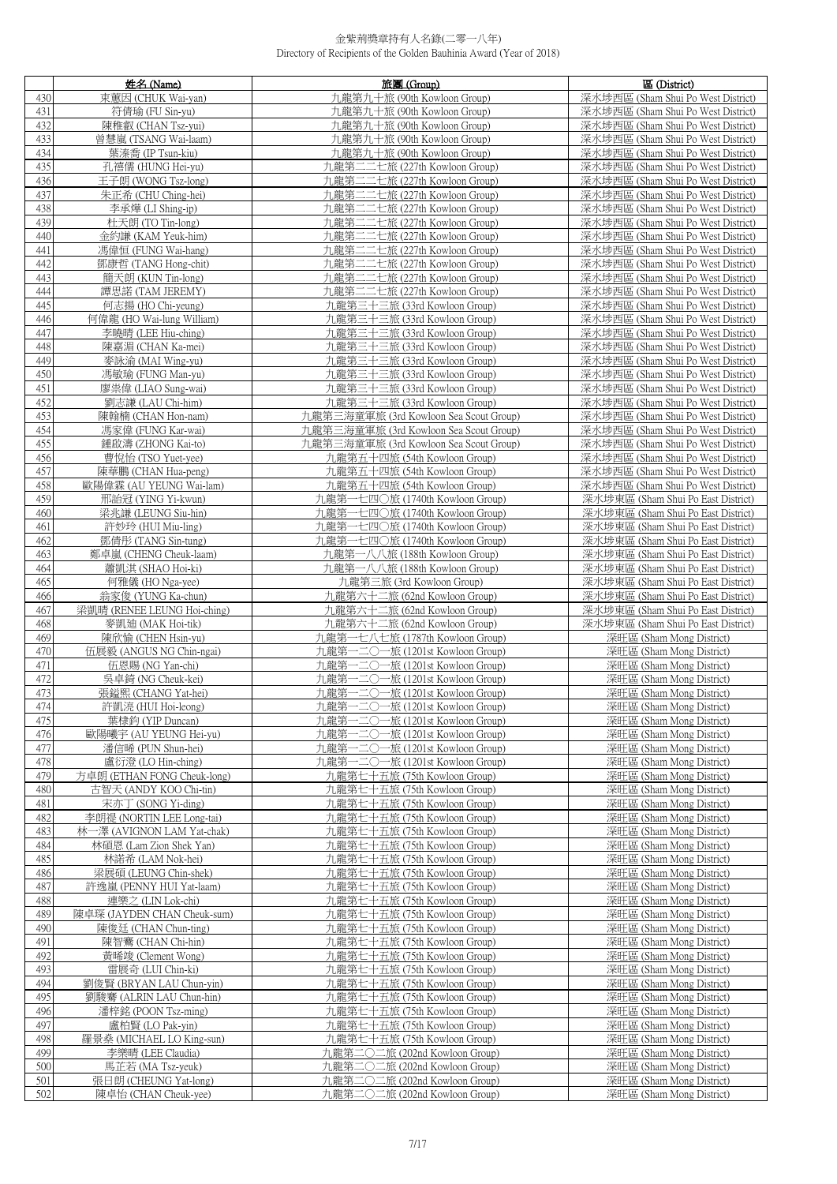金紫荊獎章持有人名錄(二零一八年)
Directory of Recipients of the Golden Bauhinia Award (Year of 2018)

| | 姓名 (Name) | 旅團 (Group) | 區 (District) |
|---|---|---|---|
| 430 | 束蕙因 (CHUK Wai-yan) | 九龍第九十旅 (90th Kowloon Group) | 深水埗西區 (Sham Shui Po West District) |
| 431 | 符倩瑜 (FU Sin-yu) | 九龍第九十旅 (90th Kowloon Group) | 深水埗西區 (Sham Shui Po West District) |
| 432 | 陳稚叡 (CHAN Tsz-yui) | 九龍第九十旅 (90th Kowloon Group) | 深水埗西區 (Sham Shui Po West District) |
| 433 | 曾慧嵐 (TSANG Wai-laam) | 九龍第九十旅 (90th Kowloon Group) | 深水埗西區 (Sham Shui Po West District) |
| 434 | 葉溱喬 (IP Tsun-kiu) | 九龍第九十旅 (90th Kowloon Group) | 深水埗西區 (Sham Shui Po West District) |
| 435 | 孔禧儒 (HUNG Hei-yu) | 九龍第二二七旅 (227th Kowloon Group) | 深水埗西區 (Sham Shui Po West District) |
| 436 | 王子朗 (WONG Tsz-long) | 九龍第二二七旅 (227th Kowloon Group) | 深水埗西區 (Sham Shui Po West District) |
| 437 | 朱正希 (CHU Ching-hei) | 九龍第二二七旅 (227th Kowloon Group) | 深水埗西區 (Sham Shui Po West District) |
| 438 | 李承燁 (LI Shing-ip) | 九龍第二二七旅 (227th Kowloon Group) | 深水埗西區 (Sham Shui Po West District) |
| 439 | 杜天朗 (TO Tin-long) | 九龍第二二七旅 (227th Kowloon Group) | 深水埗西區 (Sham Shui Po West District) |
| 440 | 金約謙 (KAM Yeuk-him) | 九龍第二二七旅 (227th Kowloon Group) | 深水埗西區 (Sham Shui Po West District) |
| 441 | 馮偉恒 (FUNG Wai-hang) | 九龍第二二七旅 (227th Kowloon Group) | 深水埗西區 (Sham Shui Po West District) |
| 442 | 鄧康哲 (TANG Hong-chit) | 九龍第二二七旅 (227th Kowloon Group) | 深水埗西區 (Sham Shui Po West District) |
| 443 | 簡天朗 (KUN Tin-long) | 九龍第二二七旅 (227th Kowloon Group) | 深水埗西區 (Sham Shui Po West District) |
| 444 | 譚思諾 (TAM JEREMY) | 九龍第二二七旅 (227th Kowloon Group) | 深水埗西區 (Sham Shui Po West District) |
| 445 | 何志揚 (HO Chi-yeung) | 九龍第三十三旅 (33rd Kowloon Group) | 深水埗西區 (Sham Shui Po West District) |
| 446 | 何偉龍 (HO Wai-lung William) | 九龍第三十三旅 (33rd Kowloon Group) | 深水埗西區 (Sham Shui Po West District) |
| 447 | 李曉晴 (LEE Hiu-ching) | 九龍第三十三旅 (33rd Kowloon Group) | 深水埗西區 (Sham Shui Po West District) |
| 448 | 陳嘉湄 (CHAN Ka-mei) | 九龍第三十三旅 (33rd Kowloon Group) | 深水埗西區 (Sham Shui Po West District) |
| 449 | 麥詠渝 (MAI Wing-yu) | 九龍第三十三旅 (33rd Kowloon Group) | 深水埗西區 (Sham Shui Po West District) |
| 450 | 馮敏瑜 (FUNG Man-yu) | 九龍第三十三旅 (33rd Kowloon Group) | 深水埗西區 (Sham Shui Po West District) |
| 451 | 廖崇偉 (LIAO Sung-wai) | 九龍第三十三旅 (33rd Kowloon Group) | 深水埗西區 (Sham Shui Po West District) |
| 452 | 劉志謙 (LAU Chi-him) | 九龍第三十三旅 (33rd Kowloon Group) | 深水埗西區 (Sham Shui Po West District) |
| 453 | 陳翰楠 (CHAN Hon-nam) | 九龍第三海童軍旅 (3rd Kowloon Sea Scout Group) | 深水埗西區 (Sham Shui Po West District) |
| 454 | 馮家偉 (FUNG Kar-wai) | 九龍第三海童軍旅 (3rd Kowloon Sea Scout Group) | 深水埗西區 (Sham Shui Po West District) |
| 455 | 鍾啟濤 (ZHONG Kai-to) | 九龍第三海童軍旅 (3rd Kowloon Sea Scout Group) | 深水埗西區 (Sham Shui Po West District) |
| 456 | 曹悅怡 (TSO Yuet-yee) | 九龍第五十四旅 (54th Kowloon Group) | 深水埗西區 (Sham Shui Po West District) |
| 457 | 陳華鵬 (CHAN Hua-peng) | 九龍第五十四旅 (54th Kowloon Group) | 深水埗西區 (Sham Shui Po West District) |
| 458 | 歐陽偉霖 (AU YEUNG Wai-lam) | 九龍第五十四旅 (54th Kowloon Group) | 深水埗西區 (Sham Shui Po West District) |
| 459 | 邢詒冠 (YING Yi-kwun) | 九龍第一七四〇旅 (1740th Kowloon Group) | 深水埗東區 (Sham Shui Po East District) |
| 460 | 梁兆謙 (LEUNG Siu-hin) | 九龍第一七四〇旅 (1740th Kowloon Group) | 深水埗東區 (Sham Shui Po East District) |
| 461 | 許妙玲 (HUI Miu-ling) | 九龍第一七四〇旅 (1740th Kowloon Group) | 深水埗東區 (Sham Shui Po East District) |
| 462 | 鄧倩彤 (TANG Sin-tung) | 九龍第一七四〇旅 (1740th Kowloon Group) | 深水埗東區 (Sham Shui Po East District) |
| 463 | 鄭卓嵐 (CHENG Cheuk-laam) | 九龍第一八八旅 (188th Kowloon Group) | 深水埗東區 (Sham Shui Po East District) |
| 464 | 蕭凱淇 (SHAO Hoi-ki) | 九龍第一八八旅 (188th Kowloon Group) | 深水埗東區 (Sham Shui Po East District) |
| 465 | 何雅儀 (HO Nga-yee) | 九龍第三旅 (3rd Kowloon Group) | 深水埗東區 (Sham Shui Po East District) |
| 466 | 翁家俊 (YUNG Ka-chun) | 九龍第六十二旅 (62nd Kowloon Group) | 深水埗東區 (Sham Shui Po East District) |
| 467 | 梁凱晴 (RENEE LEUNG Hoi-ching) | 九龍第六十二旅 (62nd Kowloon Group) | 深水埗東區 (Sham Shui Po East District) |
| 468 | 麥凱廸 (MAK Hoi-tik) | 九龍第六十二旅 (62nd Kowloon Group) | 深水埗東區 (Sham Shui Po East District) |
| 469 | 陳欣愉 (CHEN Hsin-yu) | 九龍第一七八七旅 (1787th Kowloon Group) | 深旺區 (Sham Mong District) |
| 470 | 伍展毅 (ANGUS NG Chin-ngai) | 九龍第一二〇一旅 (1201st Kowloon Group) | 深旺區 (Sham Mong District) |
| 471 | 伍恩賜 (NG Yan-chi) | 九龍第一二〇一旅 (1201st Kowloon Group) | 深旺區 (Sham Mong District) |
| 472 | 吳卓錡 (NG Cheuk-kei) | 九龍第一二〇一旅 (1201st Kowloon Group) | 深旺區 (Sham Mong District) |
| 473 | 張鎰熙 (CHANG Yat-hei) | 九龍第一二〇一旅 (1201st Kowloon Group) | 深旺區 (Sham Mong District) |
| 474 | 許凱滰 (HUI Hoi-leong) | 九龍第一二〇一旅 (1201st Kowloon Group) | 深旺區 (Sham Mong District) |
| 475 | 葉棣鈞 (YIP Duncan) | 九龍第一二〇一旅 (1201st Kowloon Group) | 深旺區 (Sham Mong District) |
| 476 | 歐陽曦宇 (AU YEUNG Hei-yu) | 九龍第一二〇一旅 (1201st Kowloon Group) | 深旺區 (Sham Mong District) |
| 477 | 潘信晞 (PUN Shun-hei) | 九龍第一二〇一旅 (1201st Kowloon Group) | 深旺區 (Sham Mong District) |
| 478 | 盧衍澄 (LO Hin-ching) | 九龍第一二〇一旅 (1201st Kowloon Group) | 深旺區 (Sham Mong District) |
| 479 | 方卓朗 (ETHAN FONG Cheuk-long) | 九龍第七十五旅 (75th Kowloon Group) | 深旺區 (Sham Mong District) |
| 480 | 古智天 (ANDY KOO Chi-tin) | 九龍第七十五旅 (75th Kowloon Group) | 深旺區 (Sham Mong District) |
| 481 | 宋亦丁 (SONG Yi-ding) | 九龍第七十五旅 (75th Kowloon Group) | 深旺區 (Sham Mong District) |
| 482 | 李朗禔 (NORTIN LEE Long-tai) | 九龍第七十五旅 (75th Kowloon Group) | 深旺區 (Sham Mong District) |
| 483 | 林一澤 (AVIGNON LAM Yat-chak) | 九龍第七十五旅 (75th Kowloon Group) | 深旺區 (Sham Mong District) |
| 484 | 林碩恩 (Lam Zion Shek Yan) | 九龍第七十五旅 (75th Kowloon Group) | 深旺區 (Sham Mong District) |
| 485 | 林諾希 (LAM Nok-hei) | 九龍第七十五旅 (75th Kowloon Group) | 深旺區 (Sham Mong District) |
| 486 | 梁展碩 (LEUNG Chin-shek) | 九龍第七十五旅 (75th Kowloon Group) | 深旺區 (Sham Mong District) |
| 487 | 許逸嵐 (PENNY HUI Yat-laam) | 九龍第七十五旅 (75th Kowloon Group) | 深旺區 (Sham Mong District) |
| 488 | 連樂之 (LIN Lok-chi) | 九龍第七十五旅 (75th Kowloon Group) | 深旺區 (Sham Mong District) |
| 489 | 陳卓琛 (JAYDEN CHAN Cheuk-sum) | 九龍第七十五旅 (75th Kowloon Group) | 深旺區 (Sham Mong District) |
| 490 | 陳俊廷 (CHAN Chun-ting) | 九龍第七十五旅 (75th Kowloon Group) | 深旺區 (Sham Mong District) |
| 491 | 陳智騫 (CHAN Chi-hin) | 九龍第七十五旅 (75th Kowloon Group) | 深旺區 (Sham Mong District) |
| 492 | 黃晞竣 (Clement Wong) | 九龍第七十五旅 (75th Kowloon Group) | 深旺區 (Sham Mong District) |
| 493 | 雷展奇 (LUI Chin-ki) | 九龍第七十五旅 (75th Kowloon Group) | 深旺區 (Sham Mong District) |
| 494 | 劉俊賢 (BRYAN LAU Chun-yin) | 九龍第七十五旅 (75th Kowloon Group) | 深旺區 (Sham Mong District) |
| 495 | 劉駿騫 (ALRIN LAU Chun-hin) | 九龍第七十五旅 (75th Kowloon Group) | 深旺區 (Sham Mong District) |
| 496 | 潘梓銘 (POON Tsz-ming) | 九龍第七十五旅 (75th Kowloon Group) | 深旺區 (Sham Mong District) |
| 497 | 盧柏賢 (LO Pak-yin) | 九龍第七十五旅 (75th Kowloon Group) | 深旺區 (Sham Mong District) |
| 498 | 羅景燊 (MICHAEL LO King-sun) | 九龍第七十五旅 (75th Kowloon Group) | 深旺區 (Sham Mong District) |
| 499 | 李樂晴 (LEE Claudia) | 九龍第二〇二旅 (202nd Kowloon Group) | 深旺區 (Sham Mong District) |
| 500 | 馬芷若 (MA Tsz-yeuk) | 九龍第二〇二旅 (202nd Kowloon Group) | 深旺區 (Sham Mong District) |
| 501 | 張日朗 (CHEUNG Yat-long) | 九龍第二〇二旅 (202nd Kowloon Group) | 深旺區 (Sham Mong District) |
| 502 | 陳卓怡 (CHAN Cheuk-yee) | 九龍第二〇二旅 (202nd Kowloon Group) | 深旺區 (Sham Mong District) |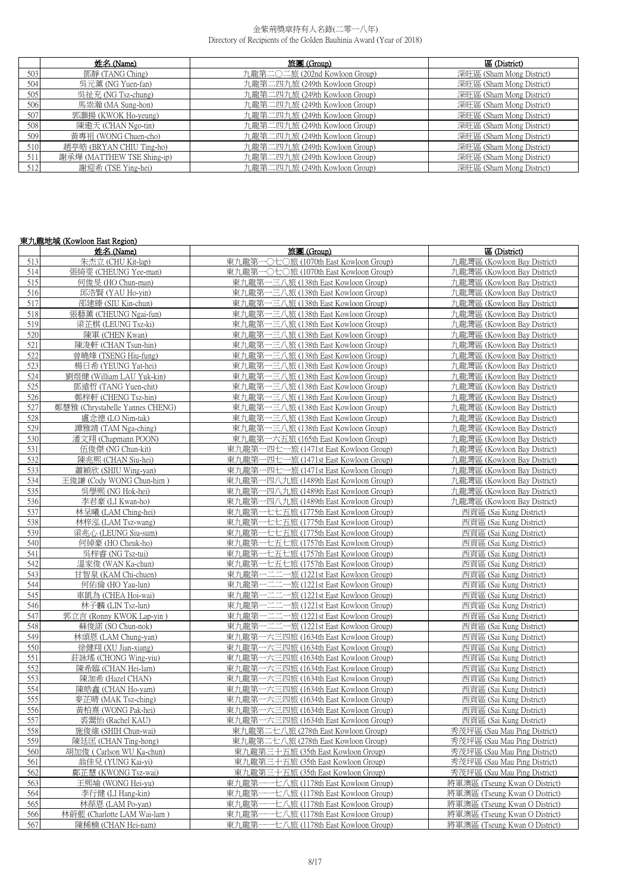| | 姓名 (Name) | 旅團 (Group) | 區 (District) |
|---|---|---|---|
| 503 | 鄧靜 (TANG Ching) | 九龍第二〇二旅 (202nd Kowloon Group) | 深旺區 (Sham Mong District) |
| 504 | 吳元薰 (NG Yuen-fan) | 九龍第二四九旅 (249th Kowloon Group) | 深旺區 (Sham Mong District) |
| 505 | 吳祉充 (NG Tsz-chung) | 九龍第二四九旅 (249th Kowloon Group) | 深旺區 (Sham Mong District) |
| 506 | 馬崇瀚 (MA Sung-hon) | 九龍第二四九旅 (249th Kowloon Group) | 深旺區 (Sham Mong District) |
| 507 | 郭灝揚 (KWOK Ho-yeung) | 九龍第二四九旅 (249th Kowloon Group) | 深旺區 (Sham Mong District) |
| 508 | 陳遨天 (CHAN Ngo-tin) | 九龍第二四九旅 (249th Kowloon Group) | 深旺區 (Sham Mong District) |
| 509 | 黃專祖 (WONG Chuen-cho) | 九龍第二四九旅 (249th Kowloon Group) | 深旺區 (Sham Mong District) |
| 510 | 趙亭皓 (BRYAN CHIU Ting-ho) | 九龍第二四九旅 (249th Kowloon Group) | 深旺區 (Sham Mong District) |
| 511 | 謝承燁 (MATTHEW TSE Shing-ip) | 九龍第二四九旅 (249th Kowloon Group) | 深旺區 (Sham Mong District) |
| 512 | 謝迎希 (TSE Ying-hei) | 九龍第二四九旅 (249th Kowloon Group) | 深旺區 (Sham Mong District) |

**東九龍地域 (Kowloon East Region)**

| | 姓名 (Name) | 旅團 (Group) | 區 (District) |
|---|---|---|---|
| 513 | 朱杰立 (CHU Kit-lap) | 東九龍第一〇七〇旅 (1070th East Kowloon Group) | 九龍灣區 (Kowloon Bay District) |
| 514 | 張綺雯 (CHEUNG Yee-man) | 東九龍第一〇七〇旅 (1070th East Kowloon Group) | 九龍灣區 (Kowloon Bay District) |
| 515 | 何俊旻 (HO Chun-man) | 東九龍第一三八旅 (138th East Kowloon Group) | 九龍灣區 (Kowloon Bay District) |
| 516 | 邱浩賢 (YAU Ho-yin) | 東九龍第一三八旅 (138th East Kowloon Group) | 九龍灣區 (Kowloon Bay District) |
| 517 | 邵建臻 (SIU Kin-chun) | 東九龍第一三八旅 (138th East Kowloon Group) | 九龍灣區 (Kowloon Bay District) |
| 518 | 張藝薰 (CHEUNG Ngai-fun) | 東九龍第一三八旅 (138th East Kowloon Group) | 九龍灣區 (Kowloon Bay District) |
| 519 | 梁芷棋 (LEUNG Tsz-ki) | 東九龍第一三八旅 (138th East Kowloon Group) | 九龍灣區 (Kowloon Bay District) |
| 520 | 陳軍 (CHEN Kwan) | 東九龍第一三八旅 (138th East Kowloon Group) | 九龍灣區 (Kowloon Bay District) |
| 521 | 陳浚軒 (CHAN Tsun-hin) | 東九龍第一三八旅 (138th East Kowloon Group) | 九龍灣區 (Kowloon Bay District) |
| 522 | 曾曉烽 (TSENG Hiu-fung) | 東九龍第一三八旅 (138th East Kowloon Group) | 九龍灣區 (Kowloon Bay District) |
| 523 | 楊日希 (YEUNG Yat-hei) | 東九龍第一三八旅 (138th East Kowloon Group) | 九龍灣區 (Kowloon Bay District) |
| 524 | 劉煜健 (William LAU Yuk-kin) | 東九龍第一三八旅 (138th East Kowloon Group) | 九龍灣區 (Kowloon Bay District) |
| 525 | 鄧遠哲 (TANG Yuen-chit) | 東九龍第一三八旅 (138th East Kowloon Group) | 九龍灣區 (Kowloon Bay District) |
| 526 | 鄭梓軒 (CHENG Tsz-hin) | 東九龍第一三八旅 (138th East Kowloon Group) | 九龍灣區 (Kowloon Bay District) |
| 527 | 鄭慧雅 (Chrystabelle Yannes CHENG) | 東九龍第一三八旅 (138th East Kowloon Group) | 九龍灣區 (Kowloon Bay District) |
| 528 | 盧念德 (LO Nim-tak) | 東九龍第一三八旅 (138th East Kowloon Group) | 九龍灣區 (Kowloon Bay District) |
| 529 | 譚雅靖 (TAM Nga-ching) | 東九龍第一三八旅 (138th East Kowloon Group) | 九龍灣區 (Kowloon Bay District) |
| 530 | 潘文翔 (Chapmann POON) | 東九龍第一六五旅 (165th East Kowloon Group) | 九龍灣區 (Kowloon Bay District) |
| 531 | 伍俊傑 (NG Chun-kit) | 東九龍第一四七一旅 (1471st East Kowloon Group) | 九龍灣區 (Kowloon Bay District) |
| 532 | 陳兆熙 (CHAN Siu-hei) | 東九龍第一四七一旅 (1471st East Kowloon Group) | 九龍灣區 (Kowloon Bay District) |
| 533 | 蕭穎欣 (SHIU Wing-yan) | 東九龍第一四七一旅 (1471st East Kowloon Group) | 九龍灣區 (Kowloon Bay District) |
| 534 | 王俊謙 (Cody WONG Chun-him ) | 東九龍第一四八九旅 (1489th East Kowloon Group) | 九龍灣區 (Kowloon Bay District) |
| 535 | 吳學熙 (NG Hok-hei) | 東九龍第一四八九旅 (1489th East Kowloon Group) | 九龍灣區 (Kowloon Bay District) |
| 536 | 李君豪 (LI Kwan-ho) | 東九龍第一四八九旅 (1489th East Kowloon Group) | 九龍灣區 (Kowloon Bay District) |
| 537 | 林呈曦 (LAM Ching-hei) | 東九龍第一七七五旅 (1775th East Kowloon Group) | 西貢區 (Sai Kung District) |
| 538 | 林梓泓 (LAM Tsz-wang) | 東九龍第一七七五旅 (1775th East Kowloon Group) | 西貢區 (Sai Kung District) |
| 539 | 梁兆心 (LEUNG Siu-sum) | 東九龍第一七七五旅 (1775th East Kowloon Group) | 西貢區 (Sai Kung District) |
| 540 | 何綽豪 (HO Cheuk-ho) | 東九龍第一七五七旅 (1757th East Kowloon Group) | 西貢區 (Sai Kung District) |
| 541 | 吳梓睿 (NG Tsz-tui) | 東九龍第一七五七旅 (1757th East Kowloon Group) | 西貢區 (Sai Kung District) |
| 542 | 溫家俊 (WAN Ka-chun) | 東九龍第一七五七旅 (1757th East Kowloon Group) | 西貢區 (Sai Kung District) |
| 543 | 甘智泉 (KAM Chi-chuen) | 東九龍第一二二一旅 (1221st East Kowloon Group) | 西貢區 (Sai Kung District) |
| 544 | 何佑倫 (HO Yau-lun) | 東九龍第一二二一旅 (1221st East Kowloon Group) | 西貢區 (Sai Kung District) |
| 545 | 車凱為 (CHEA Hoi-wai) | 東九龍第一二二一旅 (1221st East Kowloon Group) | 西貢區 (Sai Kung District) |
| 546 | 林子麟 (LIN Tsz-lun) | 東九龍第一二二一旅 (1221st East Kowloon Group) | 西貢區 (Sai Kung District) |
| 547 | 郭立言 (Ronny KWOK Lap-yin ) | 東九龍第一二二一旅 (1221st East Kowloon Group) | 西貢區 (Sai Kung District) |
| 548 | 蘇俊諾 (SO Chun-nok) | 東九龍第一二二一旅 (1221st East Kowloon Group) | 西貢區 (Sai Kung District) |
| 549 | 林頌恩 (LAM Chung-yan) | 東九龍第一六三四旅 (1634th East Kowloon Group) | 西貢區 (Sai Kung District) |
| 550 | 徐健翔 (XU Jian-xiang) | 東九龍第一六三四旅 (1634th East Kowloon Group) | 西貢區 (Sai Kung District) |
| 551 | 莊詠瑤 (CHONG Wing-yiu) | 東九龍第一六三四旅 (1634th East Kowloon Group) | 西貢區 (Sai Kung District) |
| 552 | 陳希臨 (CHAN Hei-lam) | 東九龍第一六三四旅 (1634th East Kowloon Group) | 西貢區 (Sai Kung District) |
| 553 | 陳加希 (Hazel CHAN) | 東九龍第一六三四旅 (1634th East Kowloon Group) | 西貢區 (Sai Kung District) |
| 554 | 陳皓鑫 (CHAN Ho-yam) | 東九龍第一六三四旅 (1634th East Kowloon Group) | 西貢區 (Sai Kung District) |
| 555 | 麥芷晴 (MAK Tsz-ching) | 東九龍第一六三四旅 (1634th East Kowloon Group) | 西貢區 (Sai Kung District) |
| 556 | 黃柏熹 (WONG Pak-hei) | 東九龍第一六三四旅 (1634th East Kowloon Group) | 西貢區 (Sai Kung District) |
| 557 | 裘蔼怡 (Rachel KAU) | 東九龍第一六三四旅 (1634th East Kowloon Group) | 西貢區 (Sai Kung District) |
| 558 | 施俊維 (SHIH Chun-wai) | 東九龍第二七八旅 (278th East Kowloon Group) | 秀茂坪區 (Sau Mau Ping District) |
| 559 | 陳廷匡 (CHAN Ting-hong) | 東九龍第二七八旅 (278th East Kowloon Group) | 秀茂坪區 (Sau Mau Ping District) |
| 560 | 胡加俊 ( Carlson WU Ka-chun) | 東九龍第三十五旅 (35th East Kowloon Group) | 秀茂坪區 (Sau Mau Ping District) |
| 561 | 翁佳兒 (YUNG Kai-yi) | 東九龍第三十五旅 (35th East Kowloon Group) | 秀茂坪區 (Sau Mau Ping District) |
| 562 | 鄺芷慧 (KWONG Tsz-wai) | 東九龍第三十五旅 (35th East Kowloon Group) | 秀茂坪區 (Sau Mau Ping District) |
| 563 | 王熙瑜 (WONG Hei-yu) | 東九龍第一一七八旅 (1178th East Kowloon Group) | 將軍澳區 (Tseung Kwan O District) |
| 564 | 李行健 (LI Hang-kin) | 東九龍第一一七八旅 (1178th East Kowloon Group) | 將軍澳區 (Tseung Kwan O District) |
| 565 | 林葆恩 (LAM Po-yan) | 東九龍第一一七八旅 (1178th East Kowloon Group) | 將軍澳區 (Tseung Kwan O District) |
| 566 | 林蔚藍 (Charlotte LAM Wai-lam ) | 東九龍第一一七八旅 (1178th East Kowloon Group) | 將軍澳區 (Tseung Kwan O District) |
| 567 | 陳稀楠 (CHAN Hei-nam) | 東九龍第一一七八旅 (1178th East Kowloon Group) | 將軍澳區 (Tseung Kwan O District) |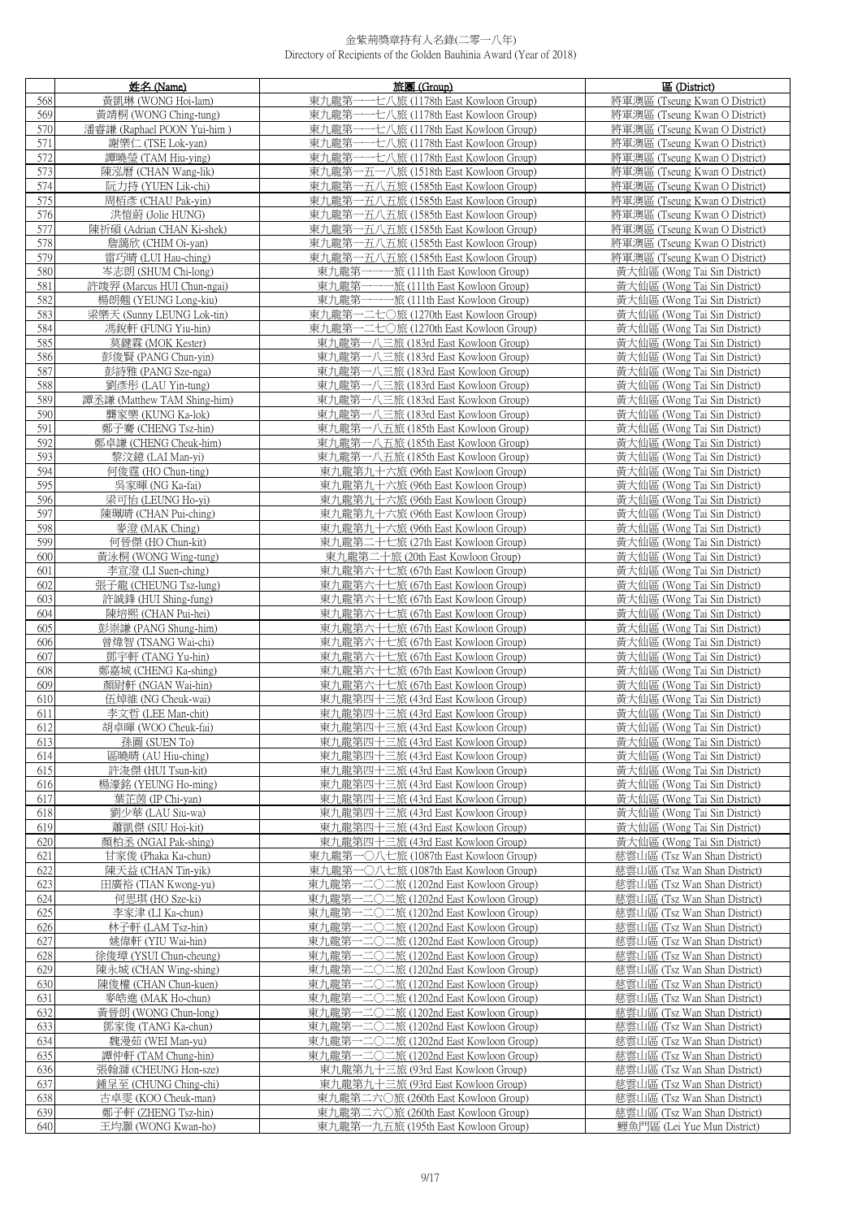金紫荊獎章持有人名錄(二零一八年)
Directory of Recipients of the Golden Bauhinia Award (Year of 2018)

| | 姓名 (Name) | 旅團 (Group) | 區 (District) |
|---|---|---|---|
| 568 | 黃凱琳 (WONG Hoi-lam) | 東九龍第一一七八旅 (1178th East Kowloon Group) | 將軍澳區 (Tseung Kwan O District) |
| 569 | 黃靖桐 (WONG Ching-tung) | 東九龍第一一七八旅 (1178th East Kowloon Group) | 將軍澳區 (Tseung Kwan O District) |
| 570 | 潘睿謙 (Raphael POON Yui-him ) | 東九龍第一一七八旅 (1178th East Kowloon Group) | 將軍澳區 (Tseung Kwan O District) |
| 571 | 謝樂仁 (TSE Lok-yan) | 東九龍第一一七八旅 (1178th East Kowloon Group) | 將軍澳區 (Tseung Kwan O District) |
| 572 | 譚曉瑩 (TAM Hiu-ying) | 東九龍第一一七八旅 (1178th East Kowloon Group) | 將軍澳區 (Tseung Kwan O District) |
| 573 | 陳泓曆 (CHAN Wang-lik) | 東九龍第一五一八旅 (1518th East Kowloon Group) | 將軍澳區 (Tseung Kwan O District) |
| 574 | 阮力持 (YUEN Lik-chi) | 東九龍第一五八五旅 (1585th East Kowloon Group) | 將軍澳區 (Tseung Kwan O District) |
| 575 | 周栢彥 (CHAU Pak-yin) | 東九龍第一五八五旅 (1585th East Kowloon Group) | 將軍澳區 (Tseung Kwan O District) |
| 576 | 洪愷蔚 (Jolie HUNG) | 東九龍第一五八五旅 (1585th East Kowloon Group) | 將軍澳區 (Tseung Kwan O District) |
| 577 | 陳祈碩 (Adrian CHAN Ki-shek) | 東九龍第一五八五旅 (1585th East Kowloon Group) | 將軍澳區 (Tseung Kwan O District) |
| 578 | 詹靄欣 (CHIM Oi-yan) | 東九龍第一五八五旅 (1585th East Kowloon Group) | 將軍澳區 (Tseung Kwan O District) |
| 579 | 雷巧晴 (LUI Hau-ching) | 東九龍第一五八五旅 (1585th East Kowloon Group) | 將軍澳區 (Tseung Kwan O District) |
| 580 | 岑志朗 (SHUM Chi-long) | 東九龍第一一一旅 (111th East Kowloon Group) | 黃大仙區 (Wong Tai Sin District) |
| 581 | 許竣羿 (Marcus HUI Chun-ngai) | 東九龍第一一一旅 (111th East Kowloon Group) | 黃大仙區 (Wong Tai Sin District) |
| 582 | 楊朗翹 (YEUNG Long-kiu) | 東九龍第一一一旅 (111th East Kowloon Group) | 黃大仙區 (Wong Tai Sin District) |
| 583 | 梁樂天 (Sunny LEUNG Lok-tin) | 東九龍第一二七〇旅 (1270th East Kowloon Group) | 黃大仙區 (Wong Tai Sin District) |
| 584 | 馮銳軒 (FUNG Yiu-hin) | 東九龍第一二七〇旅 (1270th East Kowloon Group) | 黃大仙區 (Wong Tai Sin District) |
| 585 | 莫鍵霖 (MOK Kester) | 東九龍第一八三旅 (183rd East Kowloon Group) | 黃大仙區 (Wong Tai Sin District) |
| 586 | 彭俊賢 (PANG Chun-yin) | 東九龍第一八三旅 (183rd East Kowloon Group) | 黃大仙區 (Wong Tai Sin District) |
| 587 | 彭詩雅 (PANG Sze-nga) | 東九龍第一八三旅 (183rd East Kowloon Group) | 黃大仙區 (Wong Tai Sin District) |
| 588 | 劉彥彤 (LAU Yin-tung) | 東九龍第一八三旅 (183rd East Kowloon Group) | 黃大仙區 (Wong Tai Sin District) |
| 589 | 譚丞謙 (Matthew TAM Shing-him) | 東九龍第一八三旅 (183rd East Kowloon Group) | 黃大仙區 (Wong Tai Sin District) |
| 590 | 龔家樂 (KUNG Ka-lok) | 東九龍第一八三旅 (183rd East Kowloon Group) | 黃大仙區 (Wong Tai Sin District) |
| 591 | 鄭子騫 (CHENG Tsz-hin) | 東九龍第一八五旅 (185th East Kowloon Group) | 黃大仙區 (Wong Tai Sin District) |
| 592 | 鄭卓謙 (CHENG Cheuk-him) | 東九龍第一八五旅 (185th East Kowloon Group) | 黃大仙區 (Wong Tai Sin District) |
| 593 | 黎汶譩 (LAI Man-yi) | 東九龍第一八五旅 (185th East Kowloon Group) | 黃大仙區 (Wong Tai Sin District) |
| 594 | 何俊霆 (HO Chun-ting) | 東九龍第九十六旅 (96th East Kowloon Group) | 黃大仙區 (Wong Tai Sin District) |
| 595 | 吳家暉 (NG Ka-fai) | 東九龍第九十六旅 (96th East Kowloon Group) | 黃大仙區 (Wong Tai Sin District) |
| 596 | 梁可怡 (LEUNG Ho-yi) | 東九龍第九十六旅 (96th East Kowloon Group) | 黃大仙區 (Wong Tai Sin District) |
| 597 | 陳珮晴 (CHAN Pui-ching) | 東九龍第九十六旅 (96th East Kowloon Group) | 黃大仙區 (Wong Tai Sin District) |
| 598 | 麥澄 (MAK Ching) | 東九龍第九十六旅 (96th East Kowloon Group) | 黃大仙區 (Wong Tai Sin District) |
| 599 | 何晉傑 (HO Chun-kit) | 東九龍第二十七旅 (27th East Kowloon Group) | 黃大仙區 (Wong Tai Sin District) |
| 600 | 黃泳桐 (WONG Wing-tung) | 東九龍第二十旅 (20th East Kowloon Group) | 黃大仙區 (Wong Tai Sin District) |
| 601 | 李宣澄 (LI Suen-ching) | 東九龍第六十七旅 (67th East Kowloon Group) | 黃大仙區 (Wong Tai Sin District) |
| 602 | 張子龍 (CHEUNG Tsz-lung) | 東九龍第六十七旅 (67th East Kowloon Group) | 黃大仙區 (Wong Tai Sin District) |
| 603 | 許誠鋒 (HUI Shing-fung) | 東九龍第六十七旅 (67th East Kowloon Group) | 黃大仙區 (Wong Tai Sin District) |
| 604 | 陳培熙 (CHAN Pui-hei) | 東九龍第六十七旅 (67th East Kowloon Group) | 黃大仙區 (Wong Tai Sin District) |
| 605 | 彭崇謙 (PANG Shung-him) | 東九龍第六十七旅 (67th East Kowloon Group) | 黃大仙區 (Wong Tai Sin District) |
| 606 | 曾煒智 (TSANG Wai-chi) | 東九龍第六十七旅 (67th East Kowloon Group) | 黃大仙區 (Wong Tai Sin District) |
| 607 | 鄧宇軒 (TANG Yu-hin) | 東九龍第六十七旅 (67th East Kowloon Group) | 黃大仙區 (Wong Tai Sin District) |
| 608 | 鄭嘉城 (CHENG Ka-shing) | 東九龍第六十七旅 (67th East Kowloon Group) | 黃大仙區 (Wong Tai Sin District) |
| 609 | 顏尉軒 (NGAN Wai-hin) | 東九龍第六十七旅 (67th East Kowloon Group) | 黃大仙區 (Wong Tai Sin District) |
| 610 | 伍焯維 (NG Cheuk-wai) | 東九龍第四十三旅 (43rd East Kowloon Group) | 黃大仙區 (Wong Tai Sin District) |
| 611 | 李文哲 (LEE Man-chit) | 東九龍第四十三旅 (43rd East Kowloon Group) | 黃大仙區 (Wong Tai Sin District) |
| 612 | 胡卓暉 (WOO Cheuk-fai) | 東九龍第四十三旅 (43rd East Kowloon Group) | 黃大仙區 (Wong Tai Sin District) |
| 613 | 孫圖 (SUEN To) | 東九龍第四十三旅 (43rd East Kowloon Group) | 黃大仙區 (Wong Tai Sin District) |
| 614 | 區曉晴 (AU Hiu-ching) | 東九龍第四十三旅 (43rd East Kowloon Group) | 黃大仙區 (Wong Tai Sin District) |
| 615 | 許浚傑 (HUI Tsun-kit) | 東九龍第四十三旅 (43rd East Kowloon Group) | 黃大仙區 (Wong Tai Sin District) |
| 616 | 楊濠銘 (YEUNG Ho-ming) | 東九龍第四十三旅 (43rd East Kowloon Group) | 黃大仙區 (Wong Tai Sin District) |
| 617 | 葉芷茵 (IP Chi-yan) | 東九龍第四十三旅 (43rd East Kowloon Group) | 黃大仙區 (Wong Tai Sin District) |
| 618 | 劉少華 (LAU Siu-wa) | 東九龍第四十三旅 (43rd East Kowloon Group) | 黃大仙區 (Wong Tai Sin District) |
| 619 | 蕭凱傑 (SIU Hoi-kit) | 東九龍第四十三旅 (43rd East Kowloon Group) | 黃大仙區 (Wong Tai Sin District) |
| 620 | 顏柏丞 (NGAI Pak-shing) | 東九龍第四十三旅 (43rd East Kowloon Group) | 黃大仙區 (Wong Tai Sin District) |
| 621 | 甘家俊 (Phaka Ka-chun) | 東九龍第一〇八七旅 (1087th East Kowloon Group) | 慈雲山區 (Tsz Wan Shan District) |
| 622 | 陳天益 (CHAN Tin-yik) | 東九龍第一〇八七旅 (1087th East Kowloon Group) | 慈雲山區 (Tsz Wan Shan District) |
| 623 | 田廣裕 (TIAN Kwong-yu) | 東九龍第一二〇二旅 (1202nd East Kowloon Group) | 慈雲山區 (Tsz Wan Shan District) |
| 624 | 何思琪 (HO Sze-ki) | 東九龍第一二〇二旅 (1202nd East Kowloon Group) | 慈雲山區 (Tsz Wan Shan District) |
| 625 | 李家津 (LI Ka-chun) | 東九龍第一二〇二旅 (1202nd East Kowloon Group) | 慈雲山區 (Tsz Wan Shan District) |
| 626 | 林子軒 (LAM Tsz-hin) | 東九龍第一二〇二旅 (1202nd East Kowloon Group) | 慈雲山區 (Tsz Wan Shan District) |
| 627 | 姚偉軒 (YIU Wai-hin) | 東九龍第一二〇二旅 (1202nd East Kowloon Group) | 慈雲山區 (Tsz Wan Shan District) |
| 628 | 徐俊璋 (YSUI Chun-cheung) | 東九龍第一二〇二旅 (1202nd East Kowloon Group) | 慈雲山區 (Tsz Wan Shan District) |
| 629 | 陳永城 (CHAN Wing-shing) | 東九龍第一二〇二旅 (1202nd East Kowloon Group) | 慈雲山區 (Tsz Wan Shan District) |
| 630 | 陳俊權 (CHAN Chun-kuen) | 東九龍第一二〇二旅 (1202nd East Kowloon Group) | 慈雲山區 (Tsz Wan Shan District) |
| 631 | 麥皓進 (MAK Ho-chun) | 東九龍第一二〇二旅 (1202nd East Kowloon Group) | 慈雲山區 (Tsz Wan Shan District) |
| 632 | 黃晉朗 (WONG Chun-long) | 東九龍第一二〇二旅 (1202nd East Kowloon Group) | 慈雲山區 (Tsz Wan Shan District) |
| 633 | 鄧家俊 (TANG Ka-chun) | 東九龍第一二〇二旅 (1202nd East Kowloon Group) | 慈雲山區 (Tsz Wan Shan District) |
| 634 | 魏漫茹 (WEI Man-yu) | 東九龍第一二〇二旅 (1202nd East Kowloon Group) | 慈雲山區 (Tsz Wan Shan District) |
| 635 | 譚仲軒 (TAM Chung-hin) | 東九龍第一二〇二旅 (1202nd East Kowloon Group) | 慈雲山區 (Tsz Wan Shan District) |
| 636 | 張翰灑 (CHEUNG Hon-sze) | 東九龍第九十三旅 (93rd East Kowloon Group) | 慈雲山區 (Tsz Wan Shan District) |
| 637 | 鍾呈至 (CHUNG Ching-chi) | 東九龍第九十三旅 (93rd East Kowloon Group) | 慈雲山區 (Tsz Wan Shan District) |
| 638 | 古卓雯 (KOO Cheuk-man) | 東九龍第二六〇旅 (260th East Kowloon Group) | 慈雲山區 (Tsz Wan Shan District) |
| 639 | 鄭子軒 (ZHENG Tsz-hin) | 東九龍第二六〇旅 (260th East Kowloon Group) | 慈雲山區 (Tsz Wan Shan District) |
| 640 | 王均灝 (WONG Kwan-ho) | 東九龍第一九五旅 (195th East Kowloon Group) | 鯉魚門區 (Lei Yue Mun District) |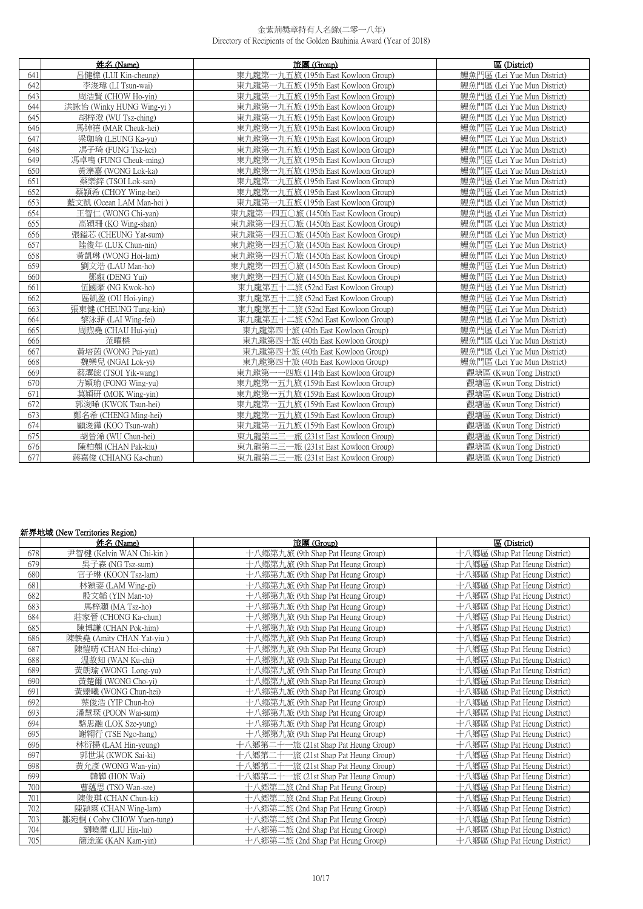|  | 姓名 (Name) | 旅團 (Group) | 區 (District) |
|---|---|---|---|
| 641 | 呂健樟 (LUI Kin-cheung) | 東九龍第一九五旅 (195th East Kowloon Group) | 鯉魚門區 (Lei Yue Mun District) |
| 642 | 李浚瑋 (LI Tsun-wai) | 東九龍第一九五旅 (195th East Kowloon Group) | 鯉魚門區 (Lei Yue Mun District) |
| 643 | 周浩賢 (CHOW Ho-yin) | 東九龍第一九五旅 (195th East Kowloon Group) | 鯉魚門區 (Lei Yue Mun District) |
| 644 | 洪詠怡 (Winky HUNG Wing-yi ) | 東九龍第一九五旅 (195th East Kowloon Group) | 鯉魚門區 (Lei Yue Mun District) |
| 645 | 胡梓澄 (WU Tsz-ching) | 東九龍第一九五旅 (195th East Kowloon Group) | 鯉魚門區 (Lei Yue Mun District) |
| 646 | 馬綽禧 (MAR Cheuk-hei) | 東九龍第一九五旅 (195th East Kowloon Group) | 鯉魚門區 (Lei Yue Mun District) |
| 647 | 梁珈瑜 (LEUNG Ka-yu) | 東九龍第一九五旅 (195th East Kowloon Group) | 鯉魚門區 (Lei Yue Mun District) |
| 648 | 馮子琦 (FUNG Tsz-kei) | 東九龍第一九五旅 (195th East Kowloon Group) | 鯉魚門區 (Lei Yue Mun District) |
| 649 | 馮卓鳴 (FUNG Cheuk-ming) | 東九龍第一九五旅 (195th East Kowloon Group) | 鯉魚門區 (Lei Yue Mun District) |
| 650 | 黃濼嘉 (WONG Lok-ka) | 東九龍第一九五旅 (195th East Kowloon Group) | 鯉魚門區 (Lei Yue Mun District) |
| 651 | 蔡樂鋅 (TSOI Lok-san) | 東九龍第一九五旅 (195th East Kowloon Group) | 鯉魚門區 (Lei Yue Mun District) |
| 652 | 蔡穎希 (CHOY Wing-hei) | 東九龍第一九五旅 (195th East Kowloon Group) | 鯉魚門區 (Lei Yue Mun District) |
| 653 | 藍文凱 (Ocean LAM Man-hoi ) | 東九龍第一九五旅 (195th East Kowloon Group) | 鯉魚門區 (Lei Yue Mun District) |
| 654 | 王智仁 (WONG Chi-yan) | 東九龍第一四五〇旅 (1450th East Kowloon Group) | 鯉魚門區 (Lei Yue Mun District) |
| 655 | 高穎珊 (KO Wing-shan) | 東九龍第一四五〇旅 (1450th East Kowloon Group) | 鯉魚門區 (Lei Yue Mun District) |
| 656 | 張鎰芯 (CHEUNG Yat-sum) | 東九龍第一四五〇旅 (1450th East Kowloon Group) | 鯉魚門區 (Lei Yue Mun District) |
| 657 | 陸俊年 (LUK Chun-nin) | 東九龍第一四五〇旅 (1450th East Kowloon Group) | 鯉魚門區 (Lei Yue Mun District) |
| 658 | 黃凱琳 (WONG Hoi-lam) | 東九龍第一四五〇旅 (1450th East Kowloon Group) | 鯉魚門區 (Lei Yue Mun District) |
| 659 | 劉文浩 (LAU Man-ho) | 東九龍第一四五〇旅 (1450th East Kowloon Group) | 鯉魚門區 (Lei Yue Mun District) |
| 660 | 鄧叡 (DENG Yui) | 東九龍第一四五〇旅 (1450th East Kowloon Group) | 鯉魚門區 (Lei Yue Mun District) |
| 661 | 伍國豪 (NG Kwok-ho) | 東九龍第五十二旅 (52nd East Kowloon Group) | 鯉魚門區 (Lei Yue Mun District) |
| 662 | 區凱盈 (OU Hoi-ying) | 東九龍第五十二旅 (52nd East Kowloon Group) | 鯉魚門區 (Lei Yue Mun District) |
| 663 | 張東健 (CHEUNG Tung-kin) | 東九龍第五十二旅 (52nd East Kowloon Group) | 鯉魚門區 (Lei Yue Mun District) |
| 664 | 黎泳菲 (LAI Wing-fei) | 東九龍第五十二旅 (52nd East Kowloon Group) | 鯉魚門區 (Lei Yue Mun District) |
| 665 | 周煦堯 (CHAU Hui-yiu) | 東九龍第四十旅 (40th East Kowloon Group) | 鯉魚門區 (Lei Yue Mun District) |
| 666 | 范曜樑 | 東九龍第四十旅 (40th East Kowloon Group) | 鯉魚門區 (Lei Yue Mun District) |
| 667 | 黃培茵 (WONG Pui-yan) | 東九龍第四十旅 (40th East Kowloon Group) | 鯉魚門區 (Lei Yue Mun District) |
| 668 | 魏樂兒 (NGAI Lok-yi) | 東九龍第四十旅 (40th East Kowloon Group) | 鯉魚門區 (Lei Yue Mun District) |
| 669 | 蔡翼鋐 (TSOI Yik-wang) | 東九龍第一一四旅 (114th East Kowloon Group) | 觀塘區 (Kwun Tong District) |
| 670 | 方穎瑜 (FONG Wing-yu) | 東九龍第一五九旅 (159th East Kowloon Group) | 觀塘區 (Kwun Tong District) |
| 671 | 莫穎研 (MOK Wing-yin) | 東九龍第一五九旅 (159th East Kowloon Group) | 觀塘區 (Kwun Tong District) |
| 672 | 郭浚晞 (KWOK Tsun-hei) | 東九龍第一五九旅 (159th East Kowloon Group) | 觀塘區 (Kwun Tong District) |
| 673 | 鄭名希 (CHENG Ming-hei) | 東九龍第一五九旅 (159th East Kowloon Group) | 觀塘區 (Kwun Tong District) |
| 674 | 顧浚鏵 (KOO Tsun-wah) | 東九龍第一五九旅 (159th East Kowloon Group) | 觀塘區 (Kwun Tong District) |
| 675 | 胡晉浠 (WU Chun-hei) | 東九龍第二三一旅 (231st East Kowloon Group) | 觀塘區 (Kwun Tong District) |
| 676 | 陳柏翹 (CHAN Pak-kiu) | 東九龍第二三一旅 (231st East Kowloon Group) | 觀塘區 (Kwun Tong District) |
| 677 | 蔣嘉俊 (CHIANG Ka-chun) | 東九龍第二三一旅 (231st East Kowloon Group) | 觀塘區 (Kwun Tong District) |

## 新界地域 (New Territories Region)

|  | 姓名 (Name) | 旅團 (Group) | 區 (District) |
|---|---|---|---|
| 678 | 尹智楗 (Kelvin WAN Chi-kin ) | 十八鄉第九旅 (9th Shap Pat Heung Group) | 十八鄉區 (Shap Pat Heung District) |
| 679 | 吳子森 (NG Tsz-sum) | 十八鄉第九旅 (9th Shap Pat Heung Group) | 十八鄉區 (Shap Pat Heung District) |
| 680 | 官子琳 (KOON Tsz-lam) | 十八鄉第九旅 (9th Shap Pat Heung Group) | 十八鄉區 (Shap Pat Heung District) |
| 681 | 林穎姿 (LAM Wing-gi) | 十八鄉第九旅 (9th Shap Pat Heung Group) | 十八鄉區 (Shap Pat Heung District) |
| 682 | 殷文韜 (YIN Man-to) | 十八鄉第九旅 (9th Shap Pat Heung Group) | 十八鄉區 (Shap Pat Heung District) |
| 683 | 馬梓灝 (MA Tsz-ho) | 十八鄉第九旅 (9th Shap Pat Heung Group) | 十八鄉區 (Shap Pat Heung District) |
| 684 | 莊家晉 (CHONG Ka-chun) | 十八鄉第九旅 (9th Shap Pat Heung Group) | 十八鄉區 (Shap Pat Heung District) |
| 685 | 陳博謙 (CHAN Pok-him) | 十八鄉第九旅 (9th Shap Pat Heung Group) | 十八鄉區 (Shap Pat Heung District) |
| 686 | 陳軼堯 (Amity CHAN Yat-yiu ) | 十八鄉第九旅 (9th Shap Pat Heung Group) | 十八鄉區 (Shap Pat Heung District) |
| 687 | 陳愷晴 (CHAN Hoi-ching) | 十八鄉第九旅 (9th Shap Pat Heung Group) | 十八鄉區 (Shap Pat Heung District) |
| 688 | 温故知 (WAN Ku-chi) | 十八鄉第九旅 (9th Shap Pat Heung Group) | 十八鄉區 (Shap Pat Heung District) |
| 689 | 黃朗瑜 (WONG  Long-yu) | 十八鄉第九旅 (9th Shap Pat Heung Group) | 十八鄉區 (Shap Pat Heung District) |
| 690 | 黃楚爾 (WONG Cho-yi) | 十八鄉第九旅 (9th Shap Pat Heung Group) | 十八鄉區 (Shap Pat Heung District) |
| 691 | 黃臻曦 (WONG Chun-hei) | 十八鄉第九旅 (9th Shap Pat Heung Group) | 十八鄉區 (Shap Pat Heung District) |
| 692 | 葉俊浩 (YIP Chun-ho) | 十八鄉第九旅 (9th Shap Pat Heung Group) | 十八鄉區 (Shap Pat Heung District) |
| 693 | 潘慧琛 (POON Wai-sum) | 十八鄉第九旅 (9th Shap Pat Heung Group) | 十八鄉區 (Shap Pat Heung District) |
| 694 | 駱思融 (LOK Sze-yung) | 十八鄉第九旅 (9th Shap Pat Heung Group) | 十八鄉區 (Shap Pat Heung District) |
| 695 | 謝翱行 (TSE Ngo-hang) | 十八鄉第九旅 (9th Shap Pat Heung Group) | 十八鄉區 (Shap Pat Heung District) |
| 696 | 林衍揚 (LAM Hin-yeung) | 十八鄉第二十一旅 (21st Shap Pat Heung Group) | 十八鄉區 (Shap Pat Heung District) |
| 697 | 郭世淇 (KWOK Sai-ki) | 十八鄉第二十一旅 (21st Shap Pat Heung Group) | 十八鄉區 (Shap Pat Heung District) |
| 698 | 黃允彥 (WONG Wan-yin) | 十八鄉第二十一旅 (21st Shap Pat Heung Group) | 十八鄉區 (Shap Pat Heung District) |
| 699 | 韓韡 (HON Wai) | 十八鄉第二十一旅 (21st Shap Pat Heung Group) | 十八鄉區 (Shap Pat Heung District) |
| 700 | 曹蘊思 (TSO Wan-sze) | 十八鄉第二旅 (2nd Shap Pat Heung Group) | 十八鄉區 (Shap Pat Heung District) |
| 701 | 陳俊琪 (CHAN Chun-ki) | 十八鄉第二旅 (2nd Shap Pat Heung Group) | 十八鄉區 (Shap Pat Heung District) |
| 702 | 陳穎霖 (CHAN Wing-lam) | 十八鄉第二旅 (2nd Shap Pat Heung Group) | 十八鄉區 (Shap Pat Heung District) |
| 703 | 鄒宛桐 ( Coby CHOW Yuen-tung) | 十八鄉第二旅 (2nd Shap Pat Heung Group) | 十八鄉區 (Shap Pat Heung District) |
| 704 | 劉曉蕾 (LIU Hiu-lui) | 十八鄉第二旅 (2nd Shap Pat Heung Group) | 十八鄉區 (Shap Pat Heung District) |
| 705 | 簡淦涎 (KAN Kam-yin) | 十八鄉第二旅 (2nd Shap Pat Heung Group) | 十八鄉區 (Shap Pat Heung District) |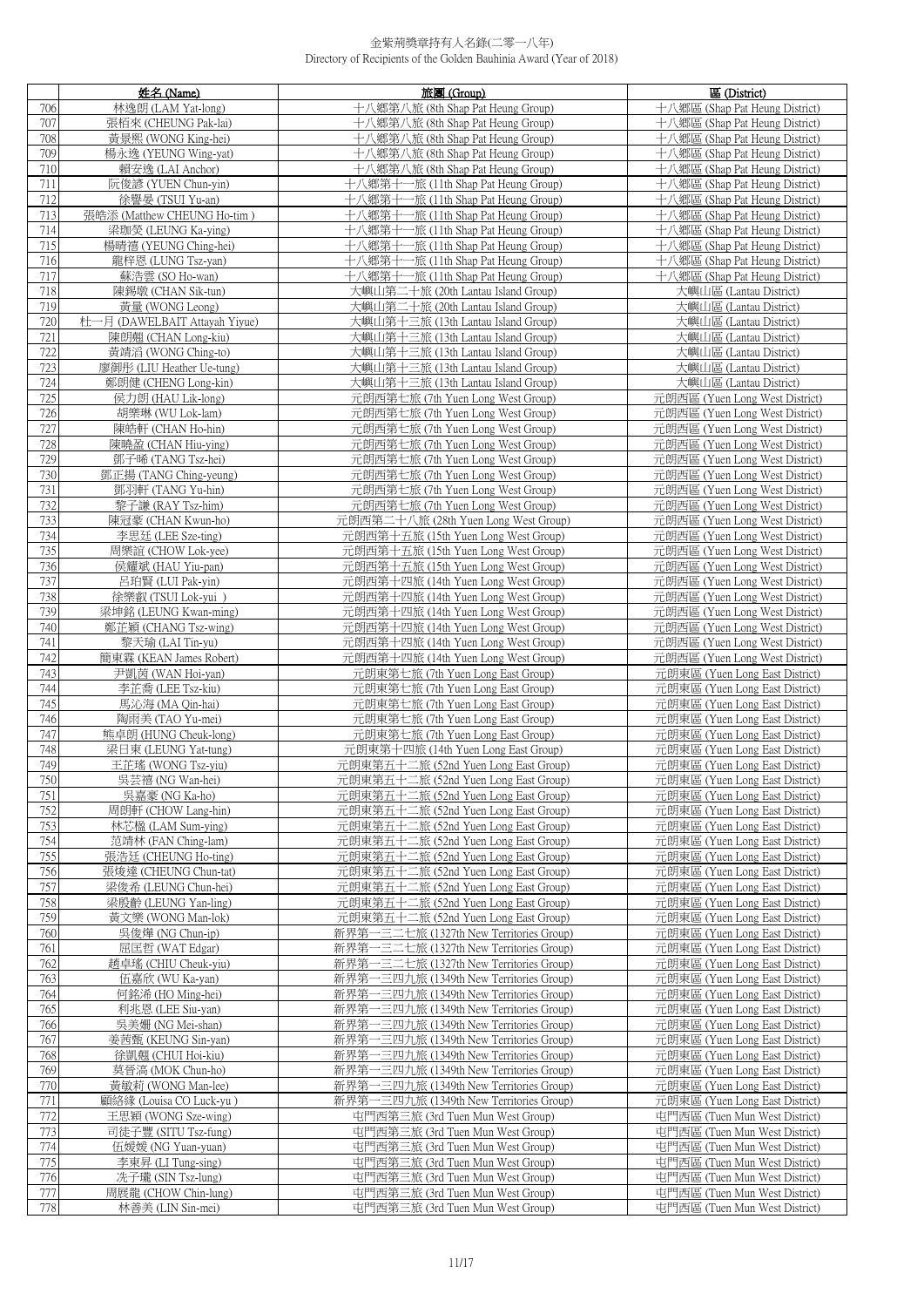金紫荊獎章持有人名錄(二零一八年)
Directory of Recipients of the Golden Bauhinia Award (Year of 2018)

| | 姓名 (Name) | 旅團 (Group) | 區 (District) |
|---|---|---|---|
| 706 | 林逸朗 (LAM Yat-long) | 十八鄉第八旅 (8th Shap Pat Heung Group) | 十八鄉區 (Shap Pat Heung District) |
| 707 | 張栢來 (CHEUNG Pak-lai) | 十八鄉第八旅 (8th Shap Pat Heung Group) | 十八鄉區 (Shap Pat Heung District) |
| 708 | 黃景熙 (WONG King-hei) | 十八鄉第八旅 (8th Shap Pat Heung Group) | 十八鄉區 (Shap Pat Heung District) |
| 709 | 楊永逸 (YEUNG Wing-yat) | 十八鄉第八旅 (8th Shap Pat Heung Group) | 十八鄉區 (Shap Pat Heung District) |
| 710 | 賴安逸 (LAI Anchor) | 十八鄉第八旅 (8th Shap Pat Heung Group) | 十八鄉區 (Shap Pat Heung District) |
| 711 | 阮俊諺 (YUEN Chun-yin) | 十八鄉第十一旅 (11th Shap Pat Heung Group) | 十八鄉區 (Shap Pat Heung District) |
| 712 | 徐譽晏 (TSUI Yu-an) | 十八鄉第十一旅 (11th Shap Pat Heung Group) | 十八鄉區 (Shap Pat Heung District) |
| 713 | 張皓添 (Matthew CHEUNG Ho-tim ) | 十八鄉第十一旅 (11th Shap Pat Heung Group) | 十八鄉區 (Shap Pat Heung District) |
| 714 | 梁珈熒 (LEUNG Ka-ying) | 十八鄉第十一旅 (11th Shap Pat Heung Group) | 十八鄉區 (Shap Pat Heung District) |
| 715 | 楊晴禧 (YEUNG Ching-hei) | 十八鄉第十一旅 (11th Shap Pat Heung Group) | 十八鄉區 (Shap Pat Heung District) |
| 716 | 龍梓恩 (LUNG Tsz-yan) | 十八鄉第十一旅 (11th Shap Pat Heung Group) | 十八鄉區 (Shap Pat Heung District) |
| 717 | 蘇浩雲 (SO Ho-wan) | 十八鄉第十一旅 (11th Shap Pat Heung Group) | 十八鄉區 (Shap Pat Heung District) |
| 718 | 陳錫墩 (CHAN Sik-tun) | 大嶼山第二十旅 (20th Lantau Island Group) | 大嶼山區 (Lantau District) |
| 719 | 黃量 (WONG Leong) | 大嶼山第二十旅 (20th Lantau Island Group) | 大嶼山區 (Lantau District) |
| 720 | 杜一月 (DAWELBAIT Attayah Yiyue) | 大嶼山第十三旅 (13th Lantau Island Group) | 大嶼山區 (Lantau District) |
| 721 | 陳朗翹 (CHAN Long-kiu) | 大嶼山第十三旅 (13th Lantau Island Group) | 大嶼山區 (Lantau District) |
| 722 | 黃靖滔 (WONG Ching-to) | 大嶼山第十三旅 (13th Lantau Island Group) | 大嶼山區 (Lantau District) |
| 723 | 廖御彤 (LIU Heather Ue-tung) | 大嶼山第十三旅 (13th Lantau Island Group) | 大嶼山區 (Lantau District) |
| 724 | 鄭朗健 (CHENG Long-kin) | 大嶼山第十三旅 (13th Lantau Island Group) | 大嶼山區 (Lantau District) |
| 725 | 侯力朗 (HAU Lik-long) | 元朗西第七旅 (7th Yuen Long West Group) | 元朗西區 (Yuen Long West District) |
| 726 | 胡樂琳 (WU Lok-lam) | 元朗西第七旅 (7th Yuen Long West Group) | 元朗西區 (Yuen Long West District) |
| 727 | 陳皓軒 (CHAN Ho-hin) | 元朗西第七旅 (7th Yuen Long West Group) | 元朗西區 (Yuen Long West District) |
| 728 | 陳曉盈 (CHAN Hiu-ying) | 元朗西第七旅 (7th Yuen Long West Group) | 元朗西區 (Yuen Long West District) |
| 729 | 鄧子晞 (TANG Tsz-hei) | 元朗西第七旅 (7th Yuen Long West Group) | 元朗西區 (Yuen Long West District) |
| 730 | 鄧正揚 (TANG Ching-yeung) | 元朗西第七旅 (7th Yuen Long West Group) | 元朗西區 (Yuen Long West District) |
| 731 | 鄧羽軒 (TANG Yu-hin) | 元朗西第七旅 (7th Yuen Long West Group) | 元朗西區 (Yuen Long West District) |
| 732 | 黎子謙 (RAY Tsz-him) | 元朗西第七旅 (7th Yuen Long West Group) | 元朗西區 (Yuen Long West District) |
| 733 | 陳冠豪 (CHAN Kwun-ho) | 元朗西第二十八旅 (28th Yuen Long West Group) | 元朗西區 (Yuen Long West District) |
| 734 | 李思廷 (LEE Sze-ting) | 元朗西第十五旅 (15th Yuen Long West Group) | 元朗西區 (Yuen Long West District) |
| 735 | 周樂誼 (CHOW Lok-yee) | 元朗西第十五旅 (15th Yuen Long West Group) | 元朗西區 (Yuen Long West District) |
| 736 | 侯耀斌 (HAU Yiu-pan) | 元朗西第十五旅 (15th Yuen Long West Group) | 元朗西區 (Yuen Long West District) |
| 737 | 呂珀賢 (LUI Pak-yin) | 元朗西第十四旅 (14th Yuen Long West Group) | 元朗西區 (Yuen Long West District) |
| 738 | 徐樂叡 (TSUI Lok-yui ) | 元朗西第十四旅 (14th Yuen Long West Group) | 元朗西區 (Yuen Long West District) |
| 739 | 梁坤銘 (LEUNG Kwan-ming) | 元朗西第十四旅 (14th Yuen Long West Group) | 元朗西區 (Yuen Long West District) |
| 740 | 鄭芷穎 (CHANG Tsz-wing) | 元朗西第十四旅 (14th Yuen Long West Group) | 元朗西區 (Yuen Long West District) |
| 741 | 黎天瑜 (LAI Tin-yu) | 元朗西第十四旅 (14th Yuen Long West Group) | 元朗西區 (Yuen Long West District) |
| 742 | 簡東霖 (KEAN James Robert) | 元朗西第十四旅 (14th Yuen Long West Group) | 元朗西區 (Yuen Long West District) |
| 743 | 尹凱茵 (WAN Hoi-yan) | 元朗東第七旅 (7th Yuen Long East Group) | 元朗東區 (Yuen Long East District) |
| 744 | 李芷喬 (LEE Tsz-kiu) | 元朗東第七旅 (7th Yuen Long East Group) | 元朗東區 (Yuen Long East District) |
| 745 | 馬沁海 (MA Qin-hai) | 元朗東第七旅 (7th Yuen Long East Group) | 元朗東區 (Yuen Long East District) |
| 746 | 陶雨美 (TAO Yu-mei) | 元朗東第七旅 (7th Yuen Long East Group) | 元朗東區 (Yuen Long East District) |
| 747 | 熊卓朗 (HUNG Cheuk-long) | 元朗東第七旅 (7th Yuen Long East Group) | 元朗東區 (Yuen Long East District) |
| 748 | 梁日東 (LEUNG Yat-tung) | 元朗東第十四旅 (14th Yuen Long East Group) | 元朗東區 (Yuen Long East District) |
| 749 | 王芷瑤 (WONG Tsz-yiu) | 元朗東第五十二旅 (52nd Yuen Long East Group) | 元朗東區 (Yuen Long East District) |
| 750 | 吳芸禧 (NG Wan-hei) | 元朗東第五十二旅 (52nd Yuen Long East Group) | 元朗東區 (Yuen Long East District) |
| 751 | 吳嘉豪 (NG Ka-ho) | 元朗東第五十二旅 (52nd Yuen Long East Group) | 元朗東區 (Yuen Long East District) |
| 752 | 周朗軒 (CHOW Lang-hin) | 元朗東第五十二旅 (52nd Yuen Long East Group) | 元朗東區 (Yuen Long East District) |
| 753 | 林芯楹 (LAM Sum-ying) | 元朗東第五十二旅 (52nd Yuen Long East Group) | 元朗東區 (Yuen Long East District) |
| 754 | 范靖林 (FAN Ching-lam) | 元朗東第五十二旅 (52nd Yuen Long East Group) | 元朗東區 (Yuen Long East District) |
| 755 | 張浩廷 (CHEUNG Ho-ting) | 元朗東第五十二旅 (52nd Yuen Long East Group) | 元朗東區 (Yuen Long East District) |
| 756 | 張竣達 (CHEUNG Chun-tat) | 元朗東第五十二旅 (52nd Yuen Long East Group) | 元朗東區 (Yuen Long East District) |
| 757 | 梁俊希 (LEUNG Chun-hei) | 元朗東第五十二旅 (52nd Yuen Long East Group) | 元朗東區 (Yuen Long East District) |
| 758 | 梁殷齡 (LEUNG Yan-ling) | 元朗東第五十二旅 (52nd Yuen Long East Group) | 元朗東區 (Yuen Long East District) |
| 759 | 黃文樂 (WONG Man-lok) | 元朗東第五十二旅 (52nd Yuen Long East Group) | 元朗東區 (Yuen Long East District) |
| 760 | 吳俊燁 (NG Chun-ip) | 新界第一三二七旅 (1327th New Territories Group) | 元朗東區 (Yuen Long East District) |
| 761 | 屈匡哲 (WAT Edgar) | 新界第一三二七旅 (1327th New Territories Group) | 元朗東區 (Yuen Long East District) |
| 762 | 趙卓瑤 (CHIU Cheuk-yiu) | 新界第一三二七旅 (1327th New Territories Group) | 元朗東區 (Yuen Long East District) |
| 763 | 伍嘉欣 (WU Ka-yan) | 新界第一三四九旅 (1349th New Territories Group) | 元朗東區 (Yuen Long East District) |
| 764 | 何銘浠 (HO Ming-hei) | 新界第一三四九旅 (1349th New Territories Group) | 元朗東區 (Yuen Long East District) |
| 765 | 利兆恩 (LEE Siu-yan) | 新界第一三四九旅 (1349th New Territories Group) | 元朗東區 (Yuen Long East District) |
| 766 | 吳美姍 (NG Mei-shan) | 新界第一三四九旅 (1349th New Territories Group) | 元朗東區 (Yuen Long East District) |
| 767 | 姜茜甄 (KEUNG Sin-yan) | 新界第一三四九旅 (1349th New Territories Group) | 元朗東區 (Yuen Long East District) |
| 768 | 徐凱翹 (CHUI Hoi-kiu) | 新界第一三四九旅 (1349th New Territories Group) | 元朗東區 (Yuen Long East District) |
| 769 | 莫晉濠 (MOK Chun-ho) | 新界第一三四九旅 (1349th New Territories Group) | 元朗東區 (Yuen Long East District) |
| 770 | 黃敏莉 (WONG Man-lee) | 新界第一三四九旅 (1349th New Territories Group) | 元朗東區 (Yuen Long East District) |
| 771 | 顧絡緣 (Louisa CO Luck-yu ) | 新界第一三四九旅 (1349th New Territories Group) | 元朗東區 (Yuen Long East District) |
| 772 | 王思穎 (WONG Sze-wing) | 屯門西第三旅 (3rd Tuen Mun West Group) | 屯門西區 (Tuen Mun West District) |
| 773 | 司徒子豐 (SITU Tsz-fung) | 屯門西第三旅 (3rd Tuen Mun West Group) | 屯門西區 (Tuen Mun West District) |
| 774 | 伍媛媛 (NG Yuen-yuan) | 屯門西第三旅 (3rd Tuen Mun West Group) | 屯門西區 (Tuen Mun West District) |
| 775 | 李東昇 (LI Tung-sing) | 屯門西第三旅 (3rd Tuen Mun West Group) | 屯門西區 (Tuen Mun West District) |
| 776 | 冼子壠 (SIN Tsz-lung) | 屯門西第三旅 (3rd Tuen Mun West Group) | 屯門西區 (Tuen Mun West District) |
| 777 | 周展龍 (CHOW Chin-lung) | 屯門西第三旅 (3rd Tuen Mun West Group) | 屯門西區 (Tuen Mun West District) |
| 778 | 林善美 (LIN Sin-mei) | 屯門西第三旅 (3rd Tuen Mun West Group) | 屯門西區 (Tuen Mun West District) |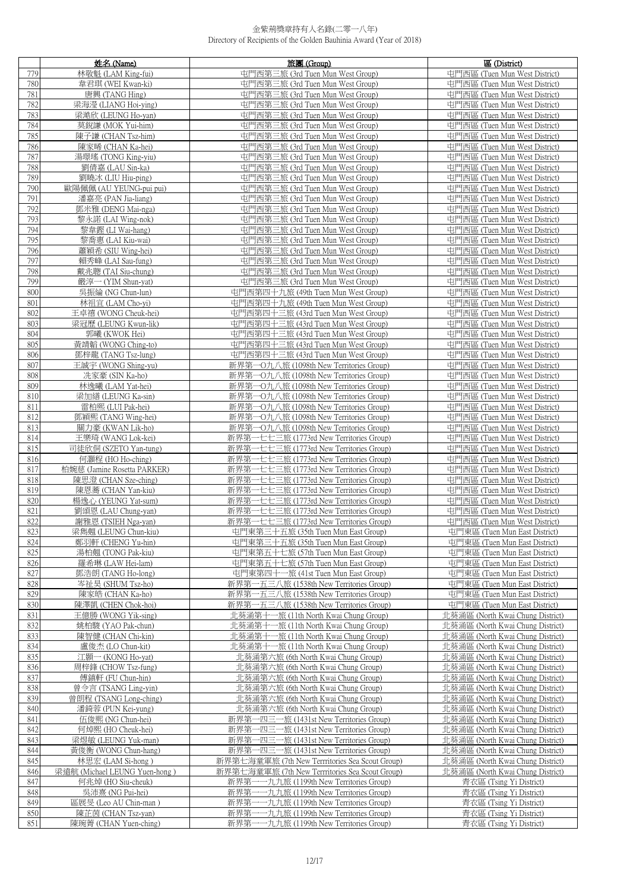金紫荊獎章持有人名錄(二零一八年)
Directory of Recipients of the Golden Bauhinia Award (Year of 2018)

| | 姓名 (Name) | 旅團 (Group) | 區 (District) |
|---|---|---|---|
| 779 | 林敬魁 (LAM King-fui) | 屯門西第三旅 (3rd Tuen Mun West Group) | 屯門西區 (Tuen Mun West District) |
| 780 | 韋君琪 (WEI Kwan-ki) | 屯門西第三旅 (3rd Tuen Mun West Group) | 屯門西區 (Tuen Mun West District) |
| 781 | 唐興 (TANG Hing) | 屯門西第三旅 (3rd Tuen Mun West Group) | 屯門西區 (Tuen Mun West District) |
| 782 | 梁海瀅 (LIANG Hoi-ying) | 屯門西第三旅 (3rd Tuen Mun West Group) | 屯門西區 (Tuen Mun West District) |
| 783 | 梁澔欣 (LEUNG Ho-yan) | 屯門西第三旅 (3rd Tuen Mun West Group) | 屯門西區 (Tuen Mun West District) |
| 784 | 莫鋭謙 (MOK Yui-him) | 屯門西第三旅 (3rd Tuen Mun West Group) | 屯門西區 (Tuen Mun West District) |
| 785 | 陳子謙 (CHAN Tsz-him) | 屯門西第三旅 (3rd Tuen Mun West Group) | 屯門西區 (Tuen Mun West District) |
| 786 | 陳家晞 (CHAN Ka-hei) | 屯門西第三旅 (3rd Tuen Mun West Group) | 屯門西區 (Tuen Mun West District) |
| 787 | 湯璟瑤 (TONG King-yiu) | 屯門西第三旅 (3rd Tuen Mun West Group) | 屯門西區 (Tuen Mun West District) |
| 788 | 劉倩嘉 (LAU Sin-ka) | 屯門西第三旅 (3rd Tuen Mun West Group) | 屯門西區 (Tuen Mun West District) |
| 789 | 劉曉冰 (LIU Hiu-ping) | 屯門西第三旅 (3rd Tuen Mun West Group) | 屯門西區 (Tuen Mun West District) |
| 790 | 歐陽佩佩 (AU YEUNG-pui pui) | 屯門西第三旅 (3rd Tuen Mun West Group) | 屯門西區 (Tuen Mun West District) |
| 791 | 潘嘉亮 (PAN Jia-liang) | 屯門西第三旅 (3rd Tuen Mun West Group) | 屯門西區 (Tuen Mun West District) |
| 792 | 鄧米雅 (DENG Mai-nga) | 屯門西第三旅 (3rd Tuen Mun West Group) | 屯門西區 (Tuen Mun West District) |
| 793 | 黎永諾 (LAI Wing-nok) | 屯門西第三旅 (3rd Tuen Mun West Group) | 屯門西區 (Tuen Mun West District) |
| 794 | 黎韋鏗 (LI Wai-hang) | 屯門西第三旅 (3rd Tuen Mun West Group) | 屯門西區 (Tuen Mun West District) |
| 795 | 黎喬惠 (LAI Kiu-wai) | 屯門西第三旅 (3rd Tuen Mun West Group) | 屯門西區 (Tuen Mun West District) |
| 796 | 蕭穎希 (SIU Wing-hei) | 屯門西第三旅 (3rd Tuen Mun West Group) | 屯門西區 (Tuen Mun West District) |
| 797 | 賴秀峰 (LAI Sau-fung) | 屯門西第三旅 (3rd Tuen Mun West Group) | 屯門西區 (Tuen Mun West District) |
| 798 | 戴兆聰 (TAI Siu-chung) | 屯門西第三旅 (3rd Tuen Mun West Group) | 屯門西區 (Tuen Mun West District) |
| 799 | 嚴淳一 (YIM Shun-yat) | 屯門西第三旅 (3rd Tuen Mun West Group) | 屯門西區 (Tuen Mun West District) |
| 800 | 吳振綸 (NG Chun-lun) | 屯門西第四十九旅 (49th Tuen Mun West Group) | 屯門西區 (Tuen Mun West District) |
| 801 | 林祖宜 (LAM Cho-yi) | 屯門西第四十九旅 (49th Tuen Mun West Group) | 屯門西區 (Tuen Mun West District) |
| 802 | 王卓禧 (WONG Cheuk-hei) | 屯門西第四十三旅 (43rd Tuen Mun West Group) | 屯門西區 (Tuen Mun West District) |
| 803 | 梁冠歷 (LEUNG Kwun-lik) | 屯門西第四十三旅 (43rd Tuen Mun West Group) | 屯門西區 (Tuen Mun West District) |
| 804 | 郭曦 (KWOK Hei) | 屯門西第四十三旅 (43rd Tuen Mun West Group) | 屯門西區 (Tuen Mun West District) |
| 805 | 黃靖韜 (WONG Ching-to) | 屯門西第四十三旅 (43rd Tuen Mun West Group) | 屯門西區 (Tuen Mun West District) |
| 806 | 鄧梓龍 (TANG Tsz-lung) | 屯門西第四十三旅 (43rd Tuen Mun West Group) | 屯門西區 (Tuen Mun West District) |
| 807 | 王誠宇 (WONG Shing-yu) | 新界第一O九八旅 (1098th New Territories Group) | 屯門西區 (Tuen Mun West District) |
| 808 | 冼家豪 (SIN Ka-ho) | 新界第一O九八旅 (1098th New Territories Group) | 屯門西區 (Tuen Mun West District) |
| 809 | 林逸曦 (LAM Yat-hei) | 新界第一O九八旅 (1098th New Territories Group) | 屯門西區 (Tuen Mun West District) |
| 810 | 梁加繕 (LEUNG Ka-sin) | 新界第一O九八旅 (1098th New Territories Group) | 屯門西區 (Tuen Mun West District) |
| 811 | 雷柏熙 (LUI Pak-hei) | 新界第一O九八旅 (1098th New Territories Group) | 屯門西區 (Tuen Mun West District) |
| 812 | 鄧穎熙 (TANG Wing-hei) | 新界第一O九八旅 (1098th New Territories Group) | 屯門西區 (Tuen Mun West District) |
| 813 | 關力豪 (KWAN Lik-ho) | 新界第一O九八旅 (1098th New Territories Group) | 屯門西區 (Tuen Mun West District) |
| 814 | 王樂琦 (WANG Lok-kei) | 新界第一七七三旅 (1773rd New Territories Group) | 屯門西區 (Tuen Mun West District) |
| 815 | 司徒欣侗 (SZETO Yan-tung) | 新界第一七七三旅 (1773rd New Territories Group) | 屯門西區 (Tuen Mun West District) |
| 816 | 何灝程 (HO Ho-ching) | 新界第一七七三旅 (1773rd New Territories Group) | 屯門西區 (Tuen Mun West District) |
| 817 | 柏婉慈 (Jamine Rosetta PARKER) | 新界第一七七三旅 (1773rd New Territories Group) | 屯門西區 (Tuen Mun West District) |
| 818 | 陳思澄 (CHAN Sze-ching) | 新界第一七七三旅 (1773rd New Territories Group) | 屯門西區 (Tuen Mun West District) |
| 819 | 陳恩蕎 (CHAN Yan-kiu) | 新界第一七七三旅 (1773rd New Territories Group) | 屯門西區 (Tuen Mun West District) |
| 820 | 楊逸心 (YEUNG Yat-sum) | 新界第一七七三旅 (1773rd New Territories Group) | 屯門西區 (Tuen Mun West District) |
| 821 | 劉頌恩 (LAU Chung-yan) | 新界第一七七三旅 (1773rd New Territories Group) | 屯門西區 (Tuen Mun West District) |
| 822 | 謝雅恩 (TSIEH Nga-yan) | 新界第一七七三旅 (1773rd New Territories Group) | 屯門西區 (Tuen Mun West District) |
| 823 | 梁雋翹 (LEUNG Chun-kiu) | 屯門東第三十五旅 (35th Tuen Mun East Group) | 屯門東區 (Tuen Mun East District) |
| 824 | 鄭羽軒 (CHENG Yu-hin) | 屯門東第三十五旅 (35th Tuen Mun East Group) | 屯門東區 (Tuen Mun East District) |
| 825 | 湯柏翹 (TONG Pak-kiu) | 屯門東第五十七旅 (57th Tuen Mun East Group) | 屯門東區 (Tuen Mun East District) |
| 826 | 羅希琳 (LAW Hei-lam) | 屯門東第五十七旅 (57th Tuen Mun East Group) | 屯門東區 (Tuen Mun East District) |
| 827 | 鄧浩朗 (TANG Ho-long) | 屯門東第四十一旅 (41st Tuen Mun East Group) | 屯門東區 (Tuen Mun East District) |
| 828 | 岑祉昊 (SHUM Tsz-ho) | 新界第一五三八旅 (1538th New Territories Group) | 屯門東區 (Tuen Mun East District) |
| 829 | 陳家皓 (CHAN Ka-ho) | 新界第一五三八旅 (1538th New Territories Group) | 屯門東區 (Tuen Mun East District) |
| 830 | 陳澤凱 (CHEN Chok-hoi) | 新界第一五三八旅 (1538th New Territories Group) | 屯門東區 (Tuen Mun East District) |
| 831 | 王億勝 (WONG Yik-sing) | 北葵涌第十一旅 (11th North Kwai Chung Group) | 北葵涌區 (North Kwai Chung District) |
| 832 | 姚柏駿 (YAO Pak-chun) | 北葵涌第十一旅 (11th North Kwai Chung Group) | 北葵涌區 (North Kwai Chung District) |
| 833 | 陳智健 (CHAN Chi-kin) | 北葵涌第十一旅 (11th North Kwai Chung Group) | 北葵涌區 (North Kwai Chung District) |
| 834 | 盧俊杰 (LO Chun-kit) | 北葵涌第十一旅 (11th North Kwai Chung Group) | 北葵涌區 (North Kwai Chung District) |
| 835 | 江顥一 (KONG Ho-yat) | 北葵涌第六旅 (6th North Kwai Chung Group) | 北葵涌區 (North Kwai Chung District) |
| 836 | 周梓鋒 (CHOW Tsz-fung) | 北葵涌第六旅 (6th North Kwai Chung Group) | 北葵涌區 (North Kwai Chung District) |
| 837 | 傅鎮軒 (FU Chun-hin) | 北葵涌第六旅 (6th North Kwai Chung Group) | 北葵涌區 (North Kwai Chung District) |
| 838 | 曾令言 (TSANG Ling-yin) | 北葵涌第六旅 (6th North Kwai Chung Group) | 北葵涌區 (North Kwai Chung District) |
| 839 | 曾朗程 (TSANG Long-ching) | 北葵涌第六旅 (6th North Kwai Chung Group) | 北葵涌區 (North Kwai Chung District) |
| 840 | 潘錡蓉 (PUN Kei-yung) | 北葵涌第六旅 (6th North Kwai Chung Group) | 北葵涌區 (North Kwai Chung District) |
| 841 | 伍俊熙 (NG Chun-hei) | 新界第一四三一旅 (1431st New Territories Group) | 北葵涌區 (North Kwai Chung District) |
| 842 | 何焯熙 (HO Cheuk-hei) | 新界第一四三一旅 (1431st New Territories Group) | 北葵涌區 (North Kwai Chung District) |
| 843 | 梁煜敏 (LEUNG Yuk-man) | 新界第一四三一旅 (1431st New Territories Group) | 北葵涌區 (North Kwai Chung District) |
| 844 | 黃俊衡 (WONG Chun-hang) | 新界第一四三一旅 (1431st New Territories Group) | 北葵涌區 (North Kwai Chung District) |
| 845 | 林思宏 (LAM Si-hong ) | 新界第七海童軍旅 (7th New Terrritories Sea Scout Group) | 北葵涌區 (North Kwai Chung District) |
| 846 | 梁遠航 (Michael LEUNG Yuen-hong ) | 新界第七海童軍旅 (7th New Terrritories Sea Scout Group) | 北葵涌區 (North Kwai Chung District) |
| 847 | 何兆焯 (HO Siu-cheuk) | 新界第一一九九旅 (1199th New Territories Group) | 青衣區 (Tsing Yi District) |
| 848 | 吳沛熹 (NG Pui-hei) | 新界第一一九九旅 (1199th New Territories Group) | 青衣區 (Tsing Yi District) |
| 849 | 區展旻 (Leo AU Chin-man ) | 新界第一一九九旅 (1199th New Territories Group) | 青衣區 (Tsing Yi District) |
| 850 | 陳芷茵 (CHAN Tsz-yan) | 新界第一一九九旅 (1199th New Territories Group) | 青衣區 (Tsing Yi District) |
| 851 | 陳琬菁 (CHAN Yuen-ching) | 新界第一一九九旅 (1199th New Territories Group) | 青衣區 (Tsing Yi District) |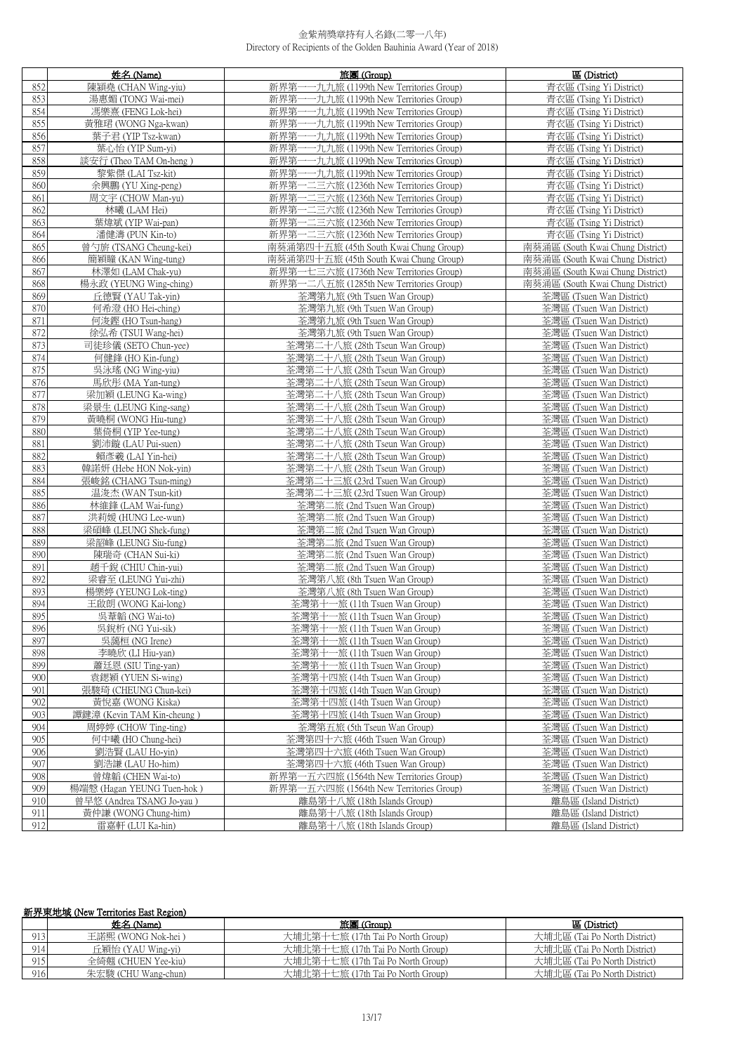| | 姓名 (Name) | 旅團 (Group) | 區 (District) |
|---|---|---|---|
| 852 | 陳穎堯 (CHAN Wing-yiu) | 新界第一一九九旅 (1199th New Territories Group) | 青衣區 (Tsing Yi District) |
| 853 | 湯惠媚 (TONG Wai-mei) | 新界第一一九九旅 (1199th New Territories Group) | 青衣區 (Tsing Yi District) |
| 854 | 馮樂熹 (FENG Lok-hei) | 新界第一一九九旅 (1199th New Territories Group) | 青衣區 (Tsing Yi District) |
| 855 | 黃雅珺 (WONG Nga-kwan) | 新界第一一九九旅 (1199th New Territories Group) | 青衣區 (Tsing Yi District) |
| 856 | 葉子君 (YIP Tsz-kwan) | 新界第一一九九旅 (1199th New Territories Group) | 青衣區 (Tsing Yi District) |
| 857 | 葉心怡 (YIP Sum-yi) | 新界第一一九九旅 (1199th New Territories Group) | 青衣區 (Tsing Yi District) |
| 858 | 談安行 (Theo TAM On-heng ) | 新界第一一九九旅 (1199th New Territories Group) | 青衣區 (Tsing Yi District) |
| 859 | 黎紫傑 (LAI Tsz-kit) | 新界第一一九九旅 (1199th New Territories Group) | 青衣區 (Tsing Yi District) |
| 860 | 余興鵬 (YU Xing-peng) | 新界第一二三六旅 (1236th New Territories Group) | 青衣區 (Tsing Yi District) |
| 861 | 周文宇 (CHOW Man-yu) | 新界第一二三六旅 (1236th New Territories Group) | 青衣區 (Tsing Yi District) |
| 862 | 林曦 (LAM Hei) | 新界第一二三六旅 (1236th New Territories Group) | 青衣區 (Tsing Yi District) |
| 863 | 葉煒斌 (YIP Wai-pan) | 新界第一二三六旅 (1236th New Territories Group) | 青衣區 (Tsing Yi District) |
| 864 | 潘健濤 (PUN Kin-to) | 新界第一二三六旅 (1236th New Territories Group) | 青衣區 (Tsing Yi District) |
| 865 | 曾勺旂 (TSANG Cheung-kei) | 南葵涌第四十五旅 (45th South Kwai Chung Group) | 南葵涌區 (South Kwai Chung District) |
| 866 | 簡穎瞳 (KAN Wing-tung) | 南葵涌第四十五旅 (45th South Kwai Chung Group) | 南葵涌區 (South Kwai Chung District) |
| 867 | 林澤如 (LAM Chak-yu) | 新界第一七三六旅 (1736th New Territories Group) | 南葵涌區 (South Kwai Chung District) |
| 868 | 楊永政 (YEUNG Wing-ching) | 新界第一二八五旅 (1285th New Territories Group) | 南葵涌區 (South Kwai Chung District) |
| 869 | 丘德賢 (YAU Tak-yin) | 荃灣第九旅 (9th Tsuen Wan Group) | 荃灣區 (Tsuen Wan District) |
| 870 | 何希澄 (HO Hei-ching) | 荃灣第九旅 (9th Tsuen Wan Group) | 荃灣區 (Tsuen Wan District) |
| 871 | 何浚鏗 (HO Tsun-hang) | 荃灣第九旅 (9th Tsuen Wan Group) | 荃灣區 (Tsuen Wan District) |
| 872 | 徐弘希 (TSUI Wang-hei) | 荃灣第九旅 (9th Tsuen Wan Group) | 荃灣區 (Tsuen Wan District) |
| 873 | 司徒珍儀 (SETO Chun-yee) | 荃灣第二十八旅 (28th Tseun Wan Group) | 荃灣區 (Tsuen Wan District) |
| 874 | 何健鋒 (HO Kin-fung) | 荃灣第二十八旅 (28th Tseun Wan Group) | 荃灣區 (Tsuen Wan District) |
| 875 | 吳泳瑤 (NG Wing-yiu) | 荃灣第二十八旅 (28th Tseun Wan Group) | 荃灣區 (Tsuen Wan District) |
| 876 | 馬欣彤 (MA Yan-tung) | 荃灣第二十八旅 (28th Tseun Wan Group) | 荃灣區 (Tsuen Wan District) |
| 877 | 梁加穎 (LEUNG Ka-wing) | 荃灣第二十八旅 (28th Tseun Wan Group) | 荃灣區 (Tsuen Wan District) |
| 878 | 梁景生 (LEUNG King-sang) | 荃灣第二十八旅 (28th Tseun Wan Group) | 荃灣區 (Tsuen Wan District) |
| 879 | 黃曉桐 (WONG Hiu-tung) | 荃灣第二十八旅 (28th Tseun Wan Group) | 荃灣區 (Tsuen Wan District) |
| 880 | 葉倚桐 (YIP Yee-tung) | 荃灣第二十八旅 (28th Tseun Wan Group) | 荃灣區 (Tsuen Wan District) |
| 881 | 劉沛鏇 (LAU Pui-suen) | 荃灣第二十八旅 (28th Tseun Wan Group) | 荃灣區 (Tsuen Wan District) |
| 882 | 賴彥羲 (LAI Yin-hei) | 荃灣第二十八旅 (28th Tseun Wan Group) | 荃灣區 (Tsuen Wan District) |
| 883 | 韓諾妍 (Hebe HON Nok-yin) | 荃灣第二十八旅 (28th Tseun Wan Group) | 荃灣區 (Tsuen Wan District) |
| 884 | 張峻銘 (CHANG Tsun-ming) | 荃灣第二十三旅 (23rd Tsuen Wan Group) | 荃灣區 (Tsuen Wan District) |
| 885 | 溫浚杰 (WAN Tsun-kit) | 荃灣第二十三旅 (23rd Tsuen Wan Group) | 荃灣區 (Tsuen Wan District) |
| 886 | 林維鋒 (LAM Wai-fung) | 荃灣第二旅 (2nd Tsuen Wan Group) | 荃灣區 (Tsuen Wan District) |
| 887 | 洪莉媛 (HUNG Lee-wun) | 荃灣第二旅 (2nd Tsuen Wan Group) | 荃灣區 (Tsuen Wan District) |
| 888 | 梁碩峰 (LEUNG Shek-fung) | 荃灣第二旅 (2nd Tsuen Wan Group) | 荃灣區 (Tsuen Wan District) |
| 889 | 梁韶峰 (LEUNG Siu-fung) | 荃灣第二旅 (2nd Tsuen Wan Group) | 荃灣區 (Tsuen Wan District) |
| 890 | 陳瑞奇 (CHAN Sui-ki) | 荃灣第二旅 (2nd Tsuen Wan Group) | 荃灣區 (Tsuen Wan District) |
| 891 | 趙千銳 (CHIU Chin-yui) | 荃灣第二旅 (2nd Tsuen Wan Group) | 荃灣區 (Tsuen Wan District) |
| 892 | 梁睿至 (LEUNG Yui-zhi) | 荃灣第八旅 (8th Tsuen Wan Group) | 荃灣區 (Tsuen Wan District) |
| 893 | 楊樂婷 (YEUNG Lok-ting) | 荃灣第八旅 (8th Tsuen Wan Group) | 荃灣區 (Tsuen Wan District) |
| 894 | 王啟朗 (WONG Kai-long) | 荃灣第十一旅 (11th Tsuen Wan Group) | 荃灣區 (Tsuen Wan District) |
| 895 | 吳葦韜 (NG Wai-to) | 荃灣第十一旅 (11th Tsuen Wan Group) | 荃灣區 (Tsuen Wan District) |
| 896 | 吳銳析 (NG Yui-sik) | 荃灣第十一旅 (11th Tsuen Wan Group) | 荃灣區 (Tsuen Wan District) |
| 897 | 吳靄桓 (NG Irene) | 荃灣第十一旅 (11th Tsuen Wan Group) | 荃灣區 (Tsuen Wan District) |
| 898 | 李曉欣 (LI Hiu-yan) | 荃灣第十一旅 (11th Tsuen Wan Group) | 荃灣區 (Tsuen Wan District) |
| 899 | 蕭廷恩 (SIU Ting-yan) | 荃灣第十一旅 (11th Tsuen Wan Group) | 荃灣區 (Tsuen Wan District) |
| 900 | 袁偲穎 (YUEN Si-wing) | 荃灣第十四旅 (14th Tsuen Wan Group) | 荃灣區 (Tsuen Wan District) |
| 901 | 張駿琦 (CHEUNG Chun-kei) | 荃灣第十四旅 (14th Tsuen Wan Group) | 荃灣區 (Tsuen Wan District) |
| 902 | 黃悅嘉 (WONG Kiska) | 荃灣第十四旅 (14th Tsuen Wan Group) | 荃灣區 (Tsuen Wan District) |
| 903 | 譚鍵漳 (Kevin TAM Kin-cheung ) | 荃灣第十四旅 (14th Tsuen Wan Group) | 荃灣區 (Tsuen Wan District) |
| 904 | 周婷婷 (CHOW Ting-ting) | 荃灣第五旅 (5th Tseun Wan Group) | 荃灣區 (Tsuen Wan District) |
| 905 | 何中曦 (HO Chung-hei) | 荃灣第四十六旅 (46th Tsuen Wan Group) | 荃灣區 (Tsuen Wan District) |
| 906 | 劉浩賢 (LAU Ho-yin) | 荃灣第四十六旅 (46th Tsuen Wan Group) | 荃灣區 (Tsuen Wan District) |
| 907 | 劉浩謙 (LAU Ho-him) | 荃灣第四十六旅 (46th Tsuen Wan Group) | 荃灣區 (Tsuen Wan District) |
| 908 | 曾煒韜 (CHEN Wai-to) | 新界第一五六四旅 (1564th New Territories Group) | 荃灣區 (Tsuen Wan District) |
| 909 | 楊端愨 (Hagan YEUNG Tuen-hok ) | 新界第一五六四旅 (1564th New Territories Group) | 荃灣區 (Tsuen Wan District) |
| 910 | 曾早悠 (Andrea TSANG Jo-yau ) | 離島第十八旅 (18th Islands Group) | 離島區 (Island District) |
| 911 | 黃仲謙 (WONG Chung-him) | 離島第十八旅 (18th Islands Group) | 離島區 (Island District) |
| 912 | 雷嘉軒 (LUI Ka-hin) | 離島第十八旅 (18th Islands Group) | 離島區 (Island District) |

**新界東地域 (New Territories East Region)**

| | 姓名 (Name) | 旅團 (Group) | 區 (District) |
|---|---|---|---|
| 913 | 王諾熙 (WONG Nok-hei ) | 大埔北第十七旅 (17th Tai Po North Group) | 大埔北區 (Tai Po North District) |
| 914 | 丘穎怡 (YAU Wing-yi) | 大埔北第十七旅 (17th Tai Po North Group) | 大埔北區 (Tai Po North District) |
| 915 | 全綺翹 (CHUEN Yee-kiu) | 大埔北第十七旅 (17th Tai Po North Group) | 大埔北區 (Tai Po North District) |
| 916 | 朱宏駿 (CHU Wang-chun) | 大埔北第十七旅 (17th Tai Po North Group) | 大埔北區 (Tai Po North District) |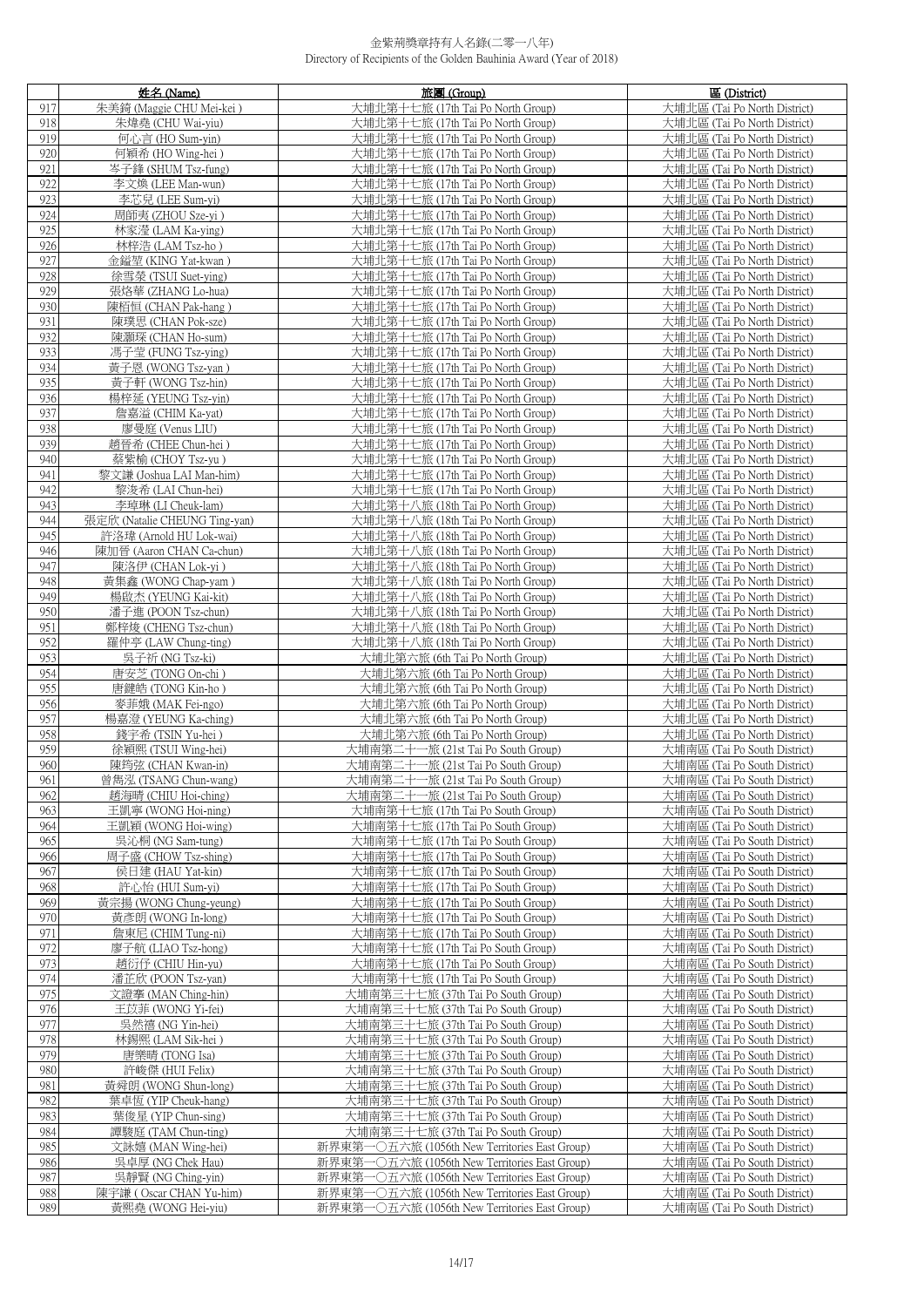金紫荊獎章持有人名錄(二零一八年)
Directory of Recipients of the Golden Bauhinia Award (Year of 2018)

| | 姓名 (Name) | 旅團 (Group) | 區 (District) |
|---|---|---|---|
| 917 | 朱美錡 (Maggie CHU Mei-kei ) | 大埔北第十七旅 (17th Tai Po North Group) | 大埔北區 (Tai Po North District) |
| 918 | 朱煒堯 (CHU Wai-yiu) | 大埔北第十七旅 (17th Tai Po North Group) | 大埔北區 (Tai Po North District) |
| 919 | 何心言 (HO Sum-yin) | 大埔北第十七旅 (17th Tai Po North Group) | 大埔北區 (Tai Po North District) |
| 920 | 何穎希 (HO Wing-hei ) | 大埔北第十七旅 (17th Tai Po North Group) | 大埔北區 (Tai Po North District) |
| 921 | 岑子鋒 (SHUM Tsz-fung) | 大埔北第十七旅 (17th Tai Po North Group) | 大埔北區 (Tai Po North District) |
| 922 | 李文煥 (LEE Man-wun) | 大埔北第十七旅 (17th Tai Po North Group) | 大埔北區 (Tai Po North District) |
| 923 | 李芯兒 (LEE Sum-yi) | 大埔北第十七旅 (17th Tai Po North Group) | 大埔北區 (Tai Po North District) |
| 924 | 周師夷 (ZHOU Sze-yi ) | 大埔北第十七旅 (17th Tai Po North Group) | 大埔北區 (Tai Po North District) |
| 925 | 林家瀅 (LAM Ka-ying) | 大埔北第十七旅 (17th Tai Po North Group) | 大埔北區 (Tai Po North District) |
| 926 | 林梓浩 (LAM Tsz-ho ) | 大埔北第十七旅 (17th Tai Po North Group) | 大埔北區 (Tai Po North District) |
| 927 | 金鎰堃 (KING Yat-kwan ) | 大埔北第十七旅 (17th Tai Po North Group) | 大埔北區 (Tai Po North District) |
| 928 | 徐雪榮 (TSUI Suet-ying) | 大埔北第十七旅 (17th Tai Po North Group) | 大埔北區 (Tai Po North District) |
| 929 | 張烙華 (ZHANG Lo-hua) | 大埔北第十七旅 (17th Tai Po North Group) | 大埔北區 (Tai Po North District) |
| 930 | 陳栢恒 (CHAN Pak-hang ) | 大埔北第十七旅 (17th Tai Po North Group) | 大埔北區 (Tai Po North District) |
| 931 | 陳璞思 (CHAN Pok-sze) | 大埔北第十七旅 (17th Tai Po North Group) | 大埔北區 (Tai Po North District) |
| 932 | 陳灝琛 (CHAN Ho-sum) | 大埔北第十七旅 (17th Tai Po North Group) | 大埔北區 (Tai Po North District) |
| 933 | 馮子瑩 (FUNG Tsz-ying) | 大埔北第十七旅 (17th Tai Po North Group) | 大埔北區 (Tai Po North District) |
| 934 | 黃子恩 (WONG Tsz-yan ) | 大埔北第十七旅 (17th Tai Po North Group) | 大埔北區 (Tai Po North District) |
| 935 | 黃子軒 (WONG Tsz-hin) | 大埔北第十七旅 (17th Tai Po North Group) | 大埔北區 (Tai Po North District) |
| 936 | 楊梓延 (YEUNG Tsz-yin) | 大埔北第十七旅 (17th Tai Po North Group) | 大埔北區 (Tai Po North District) |
| 937 | 詹嘉溢 (CHIM Ka-yat) | 大埔北第十七旅 (17th Tai Po North Group) | 大埔北區 (Tai Po North District) |
| 938 | 廖曼庭 (Venus LIU) | 大埔北第十七旅 (17th Tai Po North Group) | 大埔北區 (Tai Po North District) |
| 939 | 趙晉希 (CHEE Chun-hei ) | 大埔北第十七旅 (17th Tai Po North Group) | 大埔北區 (Tai Po North District) |
| 940 | 蔡紫榆 (CHOY Tsz-yu ) | 大埔北第十七旅 (17th Tai Po North Group) | 大埔北區 (Tai Po North District) |
| 941 | 黎文謙 (Joshua LAI Man-him) | 大埔北第十七旅 (17th Tai Po North Group) | 大埔北區 (Tai Po North District) |
| 942 | 黎浚希 (LAI Chun-hei) | 大埔北第十七旅 (17th Tai Po North Group) | 大埔北區 (Tai Po North District) |
| 943 | 李焯琳 (LI Cheuk-lam) | 大埔北第十八旅 (18th Tai Po North Group) | 大埔北區 (Tai Po North District) |
| 944 | 張定欣 (Natalie CHEUNG Ting-yan) | 大埔北第十八旅 (18th Tai Po North Group) | 大埔北區 (Tai Po North District) |
| 945 | 許洛瑋 (Arnold HU Lok-wai) | 大埔北第十八旅 (18th Tai Po North Group) | 大埔北區 (Tai Po North District) |
| 946 | 陳加晉 (Aaron CHAN Ca-chun) | 大埔北第十八旅 (18th Tai Po North Group) | 大埔北區 (Tai Po North District) |
| 947 | 陳洛伊 (CHAN Lok-yi ) | 大埔北第十八旅 (18th Tai Po North Group) | 大埔北區 (Tai Po North District) |
| 948 | 黃集鑫 (WONG Chap-yam ) | 大埔北第十八旅 (18th Tai Po North Group) | 大埔北區 (Tai Po North District) |
| 949 | 楊啟杰 (YEUNG Kai-kit) | 大埔北第十八旅 (18th Tai Po North Group) | 大埔北區 (Tai Po North District) |
| 950 | 潘子進 (POON Tsz-chun) | 大埔北第十八旅 (18th Tai Po North Group) | 大埔北區 (Tai Po North District) |
| 951 | 鄭梓竣 (CHENG Tsz-chun) | 大埔北第十八旅 (18th Tai Po North Group) | 大埔北區 (Tai Po North District) |
| 952 | 羅仲亭 (LAW Chung-ting) | 大埔北第十八旅 (18th Tai Po North Group) | 大埔北區 (Tai Po North District) |
| 953 | 吳子祈 (NG Tsz-ki) | 大埔北第六旅 (6th Tai Po North Group) | 大埔北區 (Tai Po North District) |
| 954 | 唐安芝 (TONG On-chi ) | 大埔北第六旅 (6th Tai Po North Group) | 大埔北區 (Tai Po North District) |
| 955 | 唐鍵皓 (TONG Kin-ho ) | 大埔北第六旅 (6th Tai Po North Group) | 大埔北區 (Tai Po North District) |
| 956 | 麥菲娥 (MAK Fei-ngo) | 大埔北第六旅 (6th Tai Po North Group) | 大埔北區 (Tai Po North District) |
| 957 | 楊嘉澄 (YEUNG Ka-ching) | 大埔北第六旅 (6th Tai Po North Group) | 大埔北區 (Tai Po North District) |
| 958 | 錢宇希 (TSIN Yu-hei ) | 大埔北第六旅 (6th Tai Po North Group) | 大埔北區 (Tai Po North District) |
| 959 | 徐穎熙 (TSUI Wing-hei) | 大埔南第二十一旅 (21st Tai Po South Group) | 大埔南區 (Tai Po South District) |
| 960 | 陳筠弦 (CHAN Kwan-in) | 大埔南第二十一旅 (21st Tai Po South Group) | 大埔南區 (Tai Po South District) |
| 961 | 曾雋泓 (TSANG Chun-wang) | 大埔南第二十一旅 (21st Tai Po South Group) | 大埔南區 (Tai Po South District) |
| 962 | 趙海晴 (CHIU Hoi-ching) | 大埔南第二十一旅 (21st Tai Po South Group) | 大埔南區 (Tai Po South District) |
| 963 | 王凱寧 (WONG Hoi-ning) | 大埔南第十七旅 (17th Tai Po South Group) | 大埔南區 (Tai Po South District) |
| 964 | 王凱穎 (WONG Hoi-wing) | 大埔南第十七旅 (17th Tai Po South Group) | 大埔南區 (Tai Po South District) |
| 965 | 吳沁桐 (NG Sam-tung) | 大埔南第十七旅 (17th Tai Po South Group) | 大埔南區 (Tai Po South District) |
| 966 | 周子盛 (CHOW Tsz-shing) | 大埔南第十七旅 (17th Tai Po South Group) | 大埔南區 (Tai Po South District) |
| 967 | 侯日建 (HAU Yat-kin) | 大埔南第十七旅 (17th Tai Po South Group) | 大埔南區 (Tai Po South District) |
| 968 | 許心怡 (HUI Sum-yi) | 大埔南第十七旅 (17th Tai Po South Group) | 大埔南區 (Tai Po South District) |
| 969 | 黃宗揚 (WONG Chung-yeung) | 大埔南第十七旅 (17th Tai Po South Group) | 大埔南區 (Tai Po South District) |
| 970 | 黃彥朗 (WONG In-long) | 大埔南第十七旅 (17th Tai Po South Group) | 大埔南區 (Tai Po South District) |
| 971 | 詹東尼 (CHIM Tung-ni) | 大埔南第十七旅 (17th Tai Po South Group) | 大埔南區 (Tai Po South District) |
| 972 | 廖子航 (LIAO Tsz-hong) | 大埔南第十七旅 (17th Tai Po South Group) | 大埔南區 (Tai Po South District) |
| 973 | 趙衍伃 (CHIU Hin-yu) | 大埔南第十七旅 (17th Tai Po South Group) | 大埔南區 (Tai Po South District) |
| 974 | 潘芷欣 (POON Tsz-yan) | 大埔南第十七旅 (17th Tai Po South Group) | 大埔南區 (Tai Po South District) |
| 975 | 文證葶 (MAN Ching-hin) | 大埔南第三十七旅 (37th Tai Po South Group) | 大埔南區 (Tai Po South District) |
| 976 | 王苡菲 (WONG Yi-fei) | 大埔南第三十七旅 (37th Tai Po South Group) | 大埔南區 (Tai Po South District) |
| 977 | 吳然禧 (NG Yin-hei) | 大埔南第三十七旅 (37th Tai Po South Group) | 大埔南區 (Tai Po South District) |
| 978 | 林錫熙 (LAM Sik-hei ) | 大埔南第三十七旅 (37th Tai Po South Group) | 大埔南區 (Tai Po South District) |
| 979 | 唐樂晴 (TONG Isa) | 大埔南第三十七旅 (37th Tai Po South Group) | 大埔南區 (Tai Po South District) |
| 980 | 許峻傑 (HUI Felix) | 大埔南第三十七旅 (37th Tai Po South Group) | 大埔南區 (Tai Po South District) |
| 981 | 黃舜朗 (WONG Shun-long) | 大埔南第三十七旅 (37th Tai Po South Group) | 大埔南區 (Tai Po South District) |
| 982 | 葉卓恆 (YIP Cheuk-hang) | 大埔南第三十七旅 (37th Tai Po South Group) | 大埔南區 (Tai Po South District) |
| 983 | 葉俊星 (YIP Chun-sing) | 大埔南第三十七旅 (37th Tai Po South Group) | 大埔南區 (Tai Po South District) |
| 984 | 譚駿庭 (TAM Chun-ting) | 大埔南第三十七旅 (37th Tai Po South Group) | 大埔南區 (Tai Po South District) |
| 985 | 文詠嬉 (MAN Wing-hei) | 新界東第一〇五六旅 (1056th New Territories East Group) | 大埔南區 (Tai Po South District) |
| 986 | 吳卓厚 (NG Chek Hau) | 新界東第一〇五六旅 (1056th New Territories East Group) | 大埔南區 (Tai Po South District) |
| 987 | 吳靜賢 (NG Ching-yin) | 新界東第一〇五六旅 (1056th New Territories East Group) | 大埔南區 (Tai Po South District) |
| 988 | 陳宇謙 ( Oscar CHAN Yu-him) | 新界東第一〇五六旅 (1056th New Territories East Group) | 大埔南區 (Tai Po South District) |
| 989 | 黃熙堯 (WONG Hei-yiu) | 新界東第一〇五六旅 (1056th New Territories East Group) | 大埔南區 (Tai Po South District) |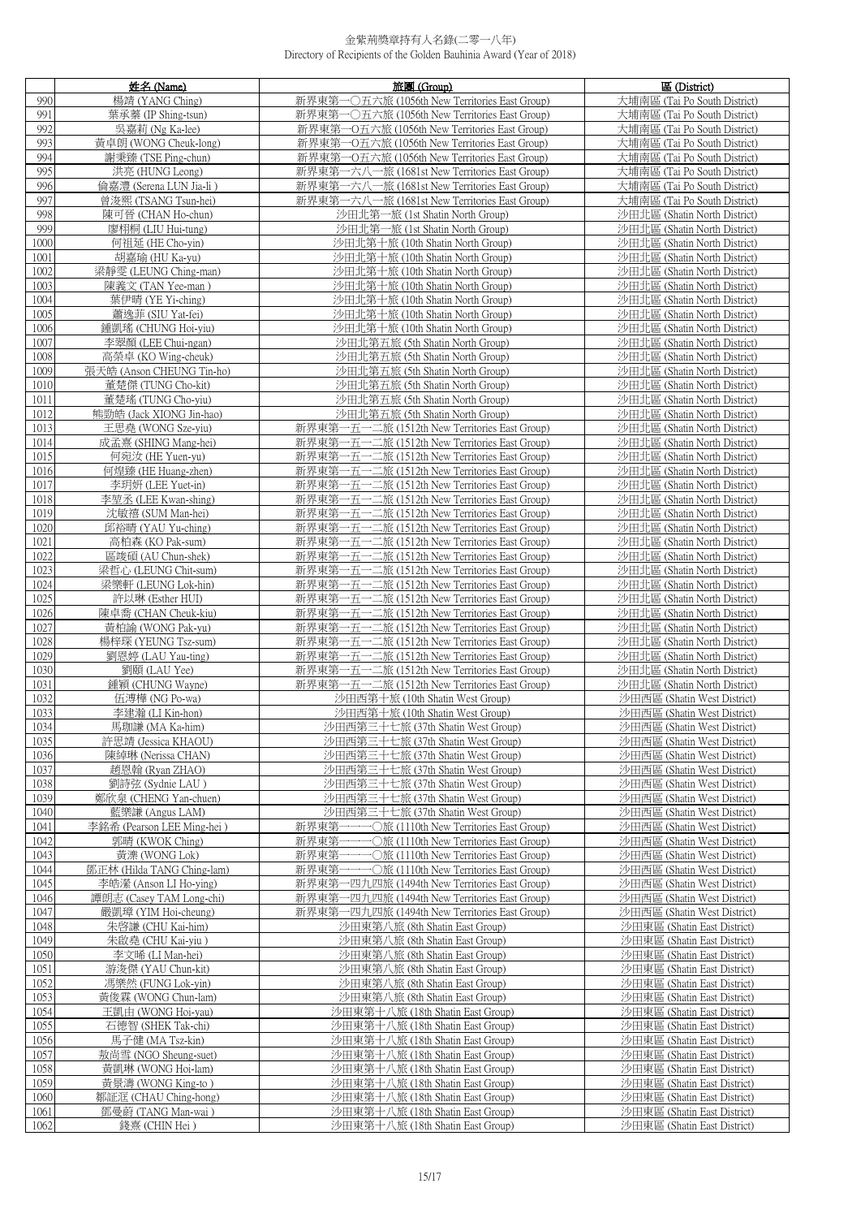金紫荊獎章持有人名錄(二零一八年)
Directory of Recipients of the Golden Bauhinia Award (Year of 2018)

| | 姓名 (Name) | 旅團 (Group) | 區 (District) |
|---|---|---|---|
| 990 | 楊靖 (YANG Ching) | 新界東第一〇五六旅 (1056th New Territories East Group) | 大埔南區 (Tai Po South District) |
| 991 | 葉承蓁 (IP Shing-tsun) | 新界東第一〇五六旅 (1056th New Territories East Group) | 大埔南區 (Tai Po South District) |
| 992 | 吳嘉莉 (Ng Ka-lee) | 新界東第一O五六旅 (1056th New Territories East Group) | 大埔南區 (Tai Po South District) |
| 993 | 黃卓朗 (WONG Cheuk-long) | 新界東第一O五六旅 (1056th New Territories East Group) | 大埔南區 (Tai Po South District) |
| 994 | 謝秉臻 (TSE Ping-chun) | 新界東第一O五六旅 (1056th New Territories East Group) | 大埔南區 (Tai Po South District) |
| 995 | 洪亮 (HUNG Leong) | 新界東第一六八一旅 (1681st New Territories East Group) | 大埔南區 (Tai Po South District) |
| 996 | 倫嘉灃 (Serena LUN Jia-li ) | 新界東第一六八一旅 (1681st New Territories East Group) | 大埔南區 (Tai Po South District) |
| 997 | 曾浚熙 (TSANG Tsun-hei) | 新界東第一六八一旅 (1681st New Territories East Group) | 大埔南區 (Tai Po South District) |
| 998 | 陳可晉 (CHAN Ho-chun) | 沙田北第一旅 (1st Shatin North Group) | 沙田北區 (Shatin North District) |
| 999 | 廖栩桐 (LIU Hui-tung) | 沙田北第一旅 (1st Shatin North Group) | 沙田北區 (Shatin North District) |
| 1000 | 何祖延 (HE Cho-yin) | 沙田北第十旅 (10th Shatin North Group) | 沙田北區 (Shatin North District) |
| 1001 | 胡嘉瑜 (HU Ka-yu) | 沙田北第十旅 (10th Shatin North Group) | 沙田北區 (Shatin North District) |
| 1002 | 梁靜雯 (LEUNG Ching-man) | 沙田北第十旅 (10th Shatin North Group) | 沙田北區 (Shatin North District) |
| 1003 | 陳義文 (TAN Yee-man ) | 沙田北第十旅 (10th Shatin North Group) | 沙田北區 (Shatin North District) |
| 1004 | 葉伊晴 (YE Yi-ching) | 沙田北第十旅 (10th Shatin North Group) | 沙田北區 (Shatin North District) |
| 1005 | 蕭逸菲 (SIU Yat-fei) | 沙田北第十旅 (10th Shatin North Group) | 沙田北區 (Shatin North District) |
| 1006 | 鍾凱瑤 (CHUNG Hoi-yiu) | 沙田北第十旅 (10th Shatin North Group) | 沙田北區 (Shatin North District) |
| 1007 | 李翠顏 (LEE Chui-ngan) | 沙田北第五旅 (5th Shatin North Group) | 沙田北區 (Shatin North District) |
| 1008 | 高榮卓 (KO Wing-cheuk) | 沙田北第五旅 (5th Shatin North Group) | 沙田北區 (Shatin North District) |
| 1009 | 張天皓 (Anson CHEUNG Tin-ho) | 沙田北第五旅 (5th Shatin North Group) | 沙田北區 (Shatin North District) |
| 1010 | 董楚傑 (TUNG Cho-kit) | 沙田北第五旅 (5th Shatin North Group) | 沙田北區 (Shatin North District) |
| 1011 | 董楚瑤 (TUNG Cho-yiu) | 沙田北第五旅 (5th Shatin North Group) | 沙田北區 (Shatin North District) |
| 1012 | 熊勁皓 (Jack XIONG Jin-hao) | 沙田北第五旅 (5th Shatin North Group) | 沙田北區 (Shatin North District) |
| 1013 | 王思堯 (WONG Sze-yiu) | 新界東第一五一二旅 (1512th New Territories East Group) | 沙田北區 (Shatin North District) |
| 1014 | 成孟熹 (SHING Mang-hei) | 新界東第一五一二旅 (1512th New Territories East Group) | 沙田北區 (Shatin North District) |
| 1015 | 何宛汝 (HE Yuen-yu) | 新界東第一五一二旅 (1512th New Territories East Group) | 沙田北區 (Shatin North District) |
| 1016 | 何煌臻 (HE Huang-zhen) | 新界東第一五一二旅 (1512th New Territories East Group) | 沙田北區 (Shatin North District) |
| 1017 | 李玥妍 (LEE Yuet-in) | 新界東第一五一二旅 (1512th New Territories East Group) | 沙田北區 (Shatin North District) |
| 1018 | 李堃丞 (LEE Kwan-shing) | 新界東第一五一二旅 (1512th New Territories East Group) | 沙田北區 (Shatin North District) |
| 1019 | 沈敏禧 (SUM Man-hei) | 新界東第一五一二旅 (1512th New Territories East Group) | 沙田北區 (Shatin North District) |
| 1020 | 邱裕晴 (YAU Yu-ching) | 新界東第一五一二旅 (1512th New Territories East Group) | 沙田北區 (Shatin North District) |
| 1021 | 高柏森 (KO Pak-sum) | 新界東第一五一二旅 (1512th New Territories East Group) | 沙田北區 (Shatin North District) |
| 1022 | 區竣碩 (AU Chun-shek) | 新界東第一五一二旅 (1512th New Territories East Group) | 沙田北區 (Shatin North District) |
| 1023 | 梁哲心 (LEUNG Chit-sum) | 新界東第一五一二旅 (1512th New Territories East Group) | 沙田北區 (Shatin North District) |
| 1024 | 梁樂軒 (LEUNG Lok-hin) | 新界東第一五一二旅 (1512th New Territories East Group) | 沙田北區 (Shatin North District) |
| 1025 | 許以琳 (Esther HUI) | 新界東第一五一二旅 (1512th New Territories East Group) | 沙田北區 (Shatin North District) |
| 1026 | 陳卓喬 (CHAN Cheuk-kiu) | 新界東第一五一二旅 (1512th New Territories East Group) | 沙田北區 (Shatin North District) |
| 1027 | 黃柏諭 (WONG Pak-yu) | 新界東第一五一二旅 (1512th New Territories East Group) | 沙田北區 (Shatin North District) |
| 1028 | 楊梓琛 (YEUNG Tsz-sum) | 新界東第一五一二旅 (1512th New Territories East Group) | 沙田北區 (Shatin North District) |
| 1029 | 劉恩婷 (LAU Yau-ting) | 新界東第一五一二旅 (1512th New Territories East Group) | 沙田北區 (Shatin North District) |
| 1030 | 劉頤 (LAU Yee) | 新界東第一五一二旅 (1512th New Territories East Group) | 沙田北區 (Shatin North District) |
| 1031 | 鍾穎 (CHUNG Wayne) | 新界東第一五一二旅 (1512th New Territories East Group) | 沙田北區 (Shatin North District) |
| 1032 | 伍溥樺 (NG Po-wa) | 沙田西第十旅 (10th Shatin West Group) | 沙田西區 (Shatin West District) |
| 1033 | 李建瀚 (LI Kin-hon) | 沙田西第十旅 (10th Shatin West Group) | 沙田西區 (Shatin West District) |
| 1034 | 馬珈謙 (MA Ka-him) | 沙田西第三十七旅 (37th Shatin West Group) | 沙田西區 (Shatin West District) |
| 1035 | 許思靖 (Jessica KHAOU) | 沙田西第三十七旅 (37th Shatin West Group) | 沙田西區 (Shatin West District) |
| 1036 | 陳綽琳 (Nerissa CHAN) | 沙田西第三十七旅 (37th Shatin West Group) | 沙田西區 (Shatin West District) |
| 1037 | 趙恩翰 (Ryan ZHAO) | 沙田西第三十七旅 (37th Shatin West Group) | 沙田西區 (Shatin West District) |
| 1038 | 劉詩弦 (Sydnie LAU ) | 沙田西第三十七旅 (37th Shatin West Group) | 沙田西區 (Shatin West District) |
| 1039 | 鄭欣泉 (CHENG Yan-chuen) | 沙田西第三十七旅 (37th Shatin West Group) | 沙田西區 (Shatin West District) |
| 1040 | 藍樂謙 (Angus LAM) | 沙田西第三十七旅 (37th Shatin West Group) | 沙田西區 (Shatin West District) |
| 1041 | 李銘希 (Pearson LEE Ming-hei ) | 新界東第一一一〇旅 (1110th New Territories East Group) | 沙田西區 (Shatin West District) |
| 1042 | 郭晴 (KWOK Ching) | 新界東第一一一〇旅 (1110th New Territories East Group) | 沙田西區 (Shatin West District) |
| 1043 | 黃濼 (WONG Lok) | 新界東第一一一〇旅 (1110th New Territories East Group) | 沙田西區 (Shatin West District) |
| 1044 | 鄧正林 (Hilda TANG Ching-lam) | 新界東第一一一〇旅 (1110th New Territories East Group) | 沙田西區 (Shatin West District) |
| 1045 | 李皓瀅 (Anson LI Ho-ying) | 新界東第一四九四旅 (1494th New Territories East Group) | 沙田西區 (Shatin West District) |
| 1046 | 譚朗志 (Casey TAM Long-chi) | 新界東第一四九四旅 (1494th New Territories East Group) | 沙田西區 (Shatin West District) |
| 1047 | 嚴凱璋 (YIM Hoi-cheung) | 新界東第一四九四旅 (1494th New Territories East Group) | 沙田西區 (Shatin West District) |
| 1048 | 朱啓謙 (CHU Kai-him) | 沙田東第八旅 (8th Shatin East Group) | 沙田東區 (Shatin East District) |
| 1049 | 朱啟堯 (CHU Kai-yiu ) | 沙田東第八旅 (8th Shatin East Group) | 沙田東區 (Shatin East District) |
| 1050 | 李文晞 (LI Man-hei) | 沙田東第八旅 (8th Shatin East Group) | 沙田東區 (Shatin East District) |
| 1051 | 游浚傑 (YAU Chun-kit) | 沙田東第八旅 (8th Shatin East Group) | 沙田東區 (Shatin East District) |
| 1052 | 馮樂然 (FUNG Lok-yin) | 沙田東第八旅 (8th Shatin East Group) | 沙田東區 (Shatin East District) |
| 1053 | 黃俊霖 (WONG Chun-lam) | 沙田東第八旅 (8th Shatin East Group) | 沙田東區 (Shatin East District) |
| 1054 | 王凱由 (WONG Hoi-yau) | 沙田東第十八旅 (18th Shatin East Group) | 沙田東區 (Shatin East District) |
| 1055 | 石德智 (SHEK Tak-chi) | 沙田東第十八旅 (18th Shatin East Group) | 沙田東區 (Shatin East District) |
| 1056 | 馬子健 (MA Tsz-kin) | 沙田東第十八旅 (18th Shatin East Group) | 沙田東區 (Shatin East District) |
| 1057 | 敖尚雪 (NGO Sheung-suet) | 沙田東第十八旅 (18th Shatin East Group) | 沙田東區 (Shatin East District) |
| 1058 | 黃凱琳 (WONG Hoi-lam) | 沙田東第十八旅 (18th Shatin East Group) | 沙田東區 (Shatin East District) |
| 1059 | 黃景濤 (WONG King-to ) | 沙田東第十八旅 (18th Shatin East Group) | 沙田東區 (Shatin East District) |
| 1060 | 鄒証洭 (CHAU Ching-hong) | 沙田東第十八旅 (18th Shatin East Group) | 沙田東區 (Shatin East District) |
| 1061 | 鄧曼蔚 (TANG Man-wai ) | 沙田東第十八旅 (18th Shatin East Group) | 沙田東區 (Shatin East District) |
| 1062 | 錢熹 (CHIN Hei ) | 沙田東第十八旅 (18th Shatin East Group) | 沙田東區 (Shatin East District) |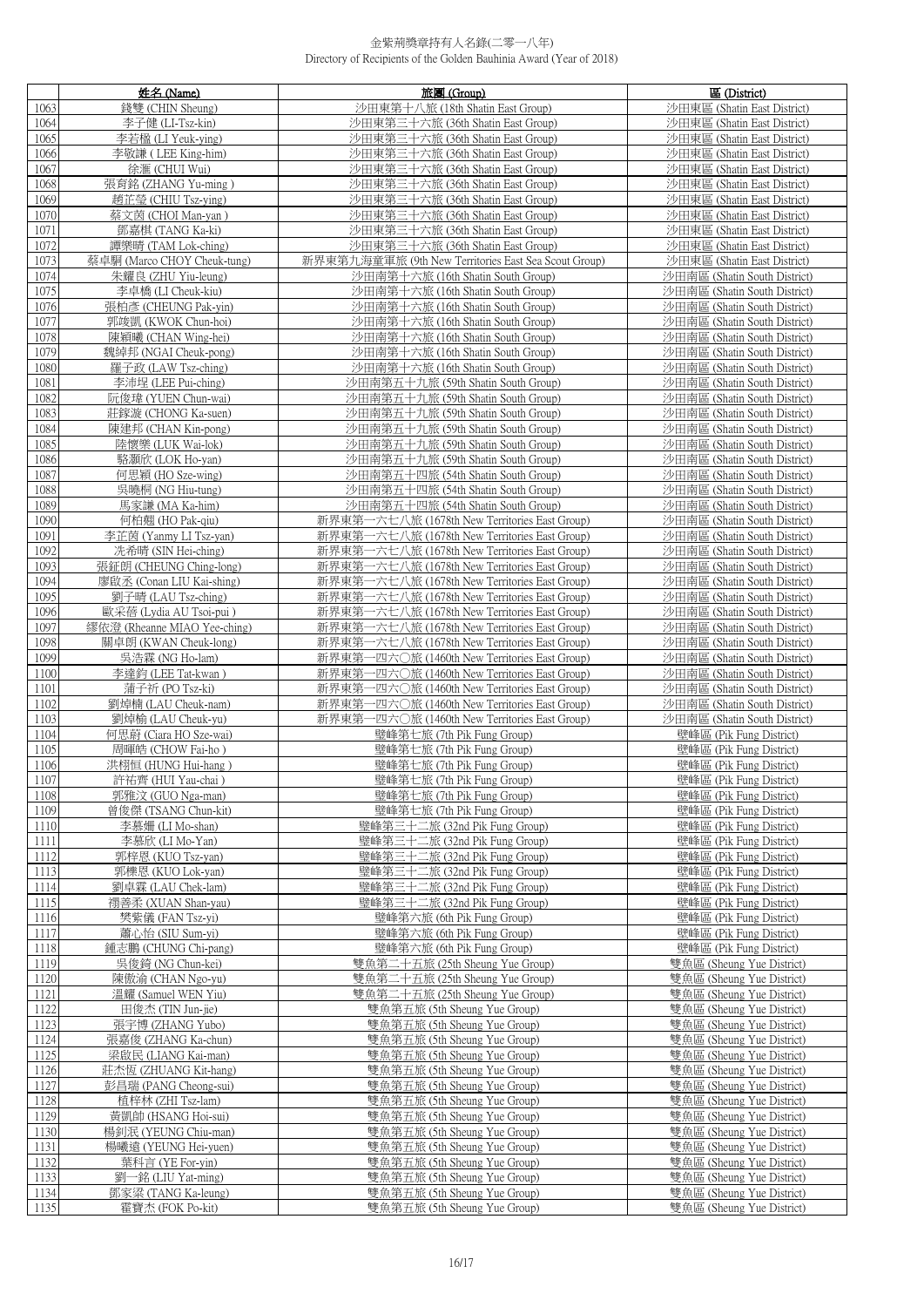# 金紫荊獎章持有人名錄(二零一八年)
Directory of Recipients of the Golden Bauhinia Award (Year of 2018)

| | 姓名 (Name) | 旅團 (Group) | 區 (District) |
|---|---|---|---|
| 1063 | 錢雙 (CHIN Sheung) | 沙田東第十八旅 (18th Shatin East Group) | 沙田東區 (Shatin East District) |
| 1064 | 李子健 (LI-Tsz-kin) | 沙田東第三十六旅 (36th Shatin East Group) | 沙田東區 (Shatin East District) |
| 1065 | 李若楹 (LI Yeuk-ying) | 沙田東第三十六旅 (36th Shatin East Group) | 沙田東區 (Shatin East District) |
| 1066 | 李敬謙 ( LEE King-him) | 沙田東第三十六旅 (36th Shatin East Group) | 沙田東區 (Shatin East District) |
| 1067 | 徐滙 (CHUI Wui) | 沙田東第三十六旅 (36th Shatin East Group) | 沙田東區 (Shatin East District) |
| 1068 | 張育銘 (ZHANG Yu-ming ) | 沙田東第三十六旅 (36th Shatin East Group) | 沙田東區 (Shatin East District) |
| 1069 | 趙芷瑩 (CHIU Tsz-ying) | 沙田東第三十六旅 (36th Shatin East Group) | 沙田東區 (Shatin East District) |
| 1070 | 蔡文茵 (CHOI Man-yan ) | 沙田東第三十六旅 (36th Shatin East Group) | 沙田東區 (Shatin East District) |
| 1071 | 鄧嘉棋 (TANG Ka-ki) | 沙田東第三十六旅 (36th Shatin East Group) | 沙田東區 (Shatin East District) |
| 1072 | 譚樂晴 (TAM Lok-ching) | 沙田東第三十六旅 (36th Shatin East Group) | 沙田東區 (Shatin East District) |
| 1073 | 蔡卓駲 (Marco CHOY Cheuk-tung) | 新界東第九海童軍旅 (9th New Territories East Sea Scout Group) | 沙田東區 (Shatin East District) |
| 1074 | 朱耀良 (ZHU Yiu-leung) | 沙田南第十六旅 (16th Shatin South Group) | 沙田南區 (Shatin South District) |
| 1075 | 李卓橋 (LI Cheuk-kiu) | 沙田南第十六旅 (16th Shatin South Group) | 沙田南區 (Shatin South District) |
| 1076 | 張柏彥 (CHEUNG Pak-yin) | 沙田南第十六旅 (16th Shatin South Group) | 沙田南區 (Shatin South District) |
| 1077 | 郭竣凱 (KWOK Chun-hoi) | 沙田南第十六旅 (16th Shatin South Group) | 沙田南區 (Shatin South District) |
| 1078 | 陳穎曦 (CHAN Wing-hei) | 沙田南第十六旅 (16th Shatin South Group) | 沙田南區 (Shatin South District) |
| 1079 | 魏綽邦 (NGAI Cheuk-pong) | 沙田南第十六旅 (16th Shatin South Group) | 沙田南區 (Shatin South District) |
| 1080 | 羅子政 (LAW Tsz-ching) | 沙田南第十六旅 (16th Shatin South Group) | 沙田南區 (Shatin South District) |
| 1081 | 李沛埕 (LEE Pui-ching) | 沙田南第五十九旅 (59th Shatin South Group) | 沙田南區 (Shatin South District) |
| 1082 | 阮俊瑋 (YUEN Chun-wai) | 沙田南第五十九旅 (59th Shatin South Group) | 沙田南區 (Shatin South District) |
| 1083 | 莊鎵漩 (CHONG Ka-suen) | 沙田南第五十九旅 (59th Shatin South Group) | 沙田南區 (Shatin South District) |
| 1084 | 陳建邦 (CHAN Kin-pong) | 沙田南第五十九旅 (59th Shatin South Group) | 沙田南區 (Shatin South District) |
| 1085 | 陸懷樂 (LUK Wai-lok) | 沙田南第五十九旅 (59th Shatin South Group) | 沙田南區 (Shatin South District) |
| 1086 | 駱灝欣 (LOK Ho-yan) | 沙田南第五十九旅 (59th Shatin South Group) | 沙田南區 (Shatin South District) |
| 1087 | 何思穎 (HO Sze-wing) | 沙田南第五十四旅 (54th Shatin South Group) | 沙田南區 (Shatin South District) |
| 1088 | 吳曉桐 (NG Hiu-tung) | 沙田南第五十四旅 (54th Shatin South Group) | 沙田南區 (Shatin South District) |
| 1089 | 馬家謙 (MA Ka-him) | 沙田南第五十四旅 (54th Shatin South Group) | 沙田南區 (Shatin South District) |
| 1090 | 何柏翹 (HO Pak-qiu) | 新界東第一六七八旅 (1678th New Territories East Group) | 沙田南區 (Shatin South District) |
| 1091 | 李芷茵 (Yanmy LI Tsz-yan) | 新界東第一六七八旅 (1678th New Territories East Group) | 沙田南區 (Shatin South District) |
| 1092 | 冼希晴 (SIN Hei-ching) | 新界東第一六七八旅 (1678th New Territories East Group) | 沙田南區 (Shatin South District) |
| 1093 | 張鉦朗 (CHEUNG Ching-long) | 新界東第一六七八旅 (1678th New Territories East Group) | 沙田南區 (Shatin South District) |
| 1094 | 廖啟丞 (Conan LIU Kai-shing) | 新界東第一六七八旅 (1678th New Territories East Group) | 沙田南區 (Shatin South District) |
| 1095 | 劉子晴 (LAU Tsz-ching) | 新界東第一六七八旅 (1678th New Territories East Group) | 沙田南區 (Shatin South District) |
| 1096 | 歐采蓓 (Lydia AU Tsoi-pui ) | 新界東第一六七八旅 (1678th New Territories East Group) | 沙田南區 (Shatin South District) |
| 1097 | 繆依澄 (Rheanne MIAO Yee-ching) | 新界東第一六七八旅 (1678th New Territories East Group) | 沙田南區 (Shatin South District) |
| 1098 | 關卓朗 (KWAN Cheuk-long) | 新界東第一六七八旅 (1678th New Territories East Group) | 沙田南區 (Shatin South District) |
| 1099 | 吳浩霖 (NG Ho-lam) | 新界東第一四六〇旅 (1460th New Territories East Group) | 沙田南區 (Shatin South District) |
| 1100 | 李達鈞 (LEE Tat-kwan ) | 新界東第一四六〇旅 (1460th New Territories East Group) | 沙田南區 (Shatin South District) |
| 1101 | 蒲子祈 (PO Tsz-ki) | 新界東第一四六〇旅 (1460th New Territories East Group) | 沙田南區 (Shatin South District) |
| 1102 | 劉焯楠 (LAU Cheuk-nam) | 新界東第一四六〇旅 (1460th New Territories East Group) | 沙田南區 (Shatin South District) |
| 1103 | 劉焯榆 (LAU Cheuk-yu) | 新界東第一四六〇旅 (1460th New Territories East Group) | 沙田南區 (Shatin South District) |
| 1104 | 何思蔚 (Ciara HO Sze-wai) | 璧峰第七旅 (7th Pik Fung Group) | 璧峰區 (Pik Fung District) |
| 1105 | 周暉皓 (CHOW Fai-ho ) | 璧峰第七旅 (7th Pik Fung Group) | 璧峰區 (Pik Fung District) |
| 1106 | 洪栩恒 (HUNG Hui-hang ) | 璧峰第七旅 (7th Pik Fung Group) | 璧峰區 (Pik Fung District) |
| 1107 | 許祐齊 (HUI Yau-chai ) | 璧峰第七旅 (7th Pik Fung Group) | 璧峰區 (Pik Fung District) |
| 1108 | 郭雅汶 (GUO Nga-man) | 璧峰第七旅 (7th Pik Fung Group) | 璧峰區 (Pik Fung District) |
| 1109 | 曾俊傑 (TSANG Chun-kit) | 璧峰第七旅 (7th Pik Fung Group) | 璧峰區 (Pik Fung District) |
| 1110 | 李慕姍 (LI Mo-shan) | 璧峰第三十二旅 (32nd Pik Fung Group) | 璧峰區 (Pik Fung District) |
| 1111 | 李慕欣 (LI Mo-Yan) | 璧峰第三十二旅 (32nd Pik Fung Group) | 璧峰區 (Pik Fung District) |
| 1112 | 郭梓恩 (KUO Tsz-yan) | 璧峰第三十二旅 (32nd Pik Fung Group) | 璧峰區 (Pik Fung District) |
| 1113 | 郭樂恩 (KUO Lok-yan) | 璧峰第三十二旅 (32nd Pik Fung Group) | 璧峰區 (Pik Fung District) |
| 1114 | 劉卓霖 (LAU Chek-lam) | 璧峰第三十二旅 (32nd Pik Fung Group) | 璧峰區 (Pik Fung District) |
| 1115 | 禤善柔 (XUAN Shan-yau) | 璧峰第三十二旅 (32nd Pik Fung Group) | 璧峰區 (Pik Fung District) |
| 1116 | 樊紫儀 (FAN Tsz-yi) | 璧峰第六旅 (6th Pik Fung Group) | 璧峰區 (Pik Fung District) |
| 1117 | 蕭心怡 (SIU Sum-yi) | 璧峰第六旅 (6th Pik Fung Group) | 璧峰區 (Pik Fung District) |
| 1118 | 鍾志鵬 (CHUNG Chi-pang) | 璧峰第六旅 (6th Pik Fung Group) | 璧峰區 (Pik Fung District) |
| 1119 | 吳俊錡 (NG Chun-kei) | 雙魚第二十五旅 (25th Sheung Yue Group) | 雙魚區 (Sheung Yue District) |
| 1120 | 陳傲渝 (CHAN Ngo-yu) | 雙魚第二十五旅 (25th Sheung Yue Group) | 雙魚區 (Sheung Yue District) |
| 1121 | 溫耀 (Samuel WEN Yiu) | 雙魚第二十五旅 (25th Sheung Yue Group) | 雙魚區 (Sheung Yue District) |
| 1122 | 田俊杰 (TIN Jun-jie) | 雙魚第五旅 (5th Sheung Yue Group) | 雙魚區 (Sheung Yue District) |
| 1123 | 張宇博 (ZHANG Yubo) | 雙魚第五旅 (5th Sheung Yue Group) | 雙魚區 (Sheung Yue District) |
| 1124 | 張嘉俊 (ZHANG Ka-chun) | 雙魚第五旅 (5th Sheung Yue Group) | 雙魚區 (Sheung Yue District) |
| 1125 | 梁啟民 (LIANG Kai-man) | 雙魚第五旅 (5th Sheung Yue Group) | 雙魚區 (Sheung Yue District) |
| 1126 | 莊杰恆 (ZHUANG Kit-hang) | 雙魚第五旅 (5th Sheung Yue Group) | 雙魚區 (Sheung Yue District) |
| 1127 | 彭昌瑞 (PANG Cheong-sui) | 雙魚第五旅 (5th Sheung Yue Group) | 雙魚區 (Sheung Yue District) |
| 1128 | 植梓林 (ZHI Tsz-lam) | 雙魚第五旅 (5th Sheung Yue Group) | 雙魚區 (Sheung Yue District) |
| 1129 | 黃凱帥 (HSANG Hoi-sui) | 雙魚第五旅 (5th Sheung Yue Group) | 雙魚區 (Sheung Yue District) |
| 1130 | 楊釗汶 (YEUNG Chiu-man) | 雙魚第五旅 (5th Sheung Yue Group) | 雙魚區 (Sheung Yue District) |
| 1131 | 楊曦遠 (YEUNG Hei-yuen) | 雙魚第五旅 (5th Sheung Yue Group) | 雙魚區 (Sheung Yue District) |
| 1132 | 葉科言 (YE For-yin) | 雙魚第五旅 (5th Sheung Yue Group) | 雙魚區 (Sheung Yue District) |
| 1133 | 劉一銘 (LIU Yat-ming) | 雙魚第五旅 (5th Sheung Yue Group) | 雙魚區 (Sheung Yue District) |
| 1134 | 鄧家梁 (TANG Ka-leung) | 雙魚第五旅 (5th Sheung Yue Group) | 雙魚區 (Sheung Yue District) |
| 1135 | 霍寶杰 (FOK Po-kit) | 雙魚第五旅 (5th Sheung Yue Group) | 雙魚區 (Sheung Yue District) |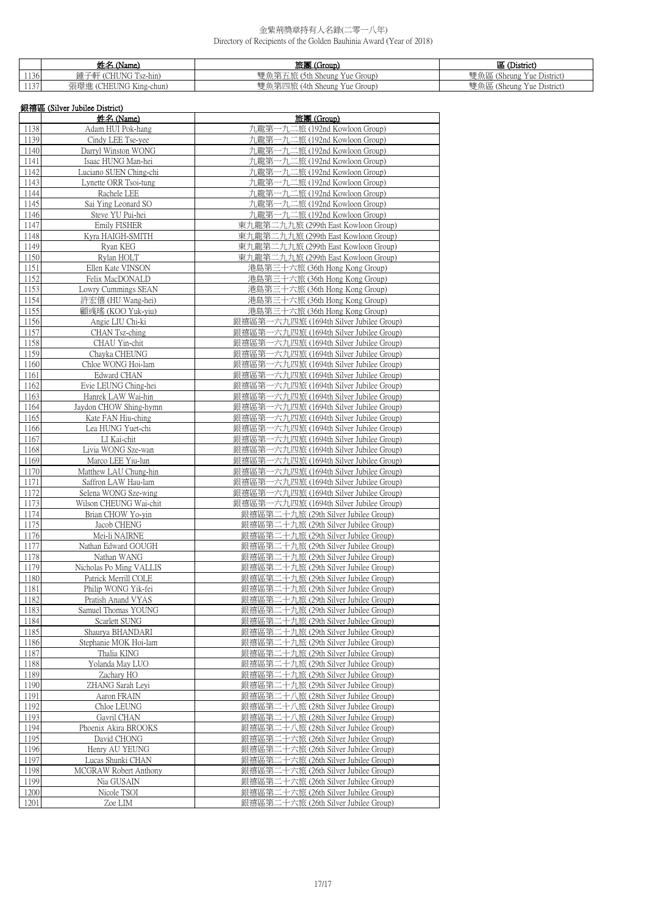# 金紫荊獎章持有人名錄(二零一八年)
Directory of Recipients of the Golden Bauhinia Award (Year of 2018)

| | 姓名 (Name) | 旅團 (Group) | 區 (District) |
|---|---|---|---|
| 1136 | 鍾子軒 (CHUNG Tsz-hin) | 雙魚第五旅 (5th Sheung Yue Group) | 雙魚區 (Sheung Yue District) |
| 1137 | 張璟進 (CHEUNG King-chun) | 雙魚第四旅 (4th Sheung Yue Group) | 雙魚區 (Sheung Yue District) |

## 銀禧區 (Silver Jubilee District)

| | 姓名 (Name) | 旅團 (Group) |
|---|---|---|
| 1138 | Adam HUI Pok-hang | 九龍第一九二旅 (192nd Kowloon Group) |
| 1139 | Cindy LEE Tse-yee | 九龍第一九二旅 (192nd Kowloon Group) |
| 1140 | Darryl Winston WONG | 九龍第一九二旅 (192nd Kowloon Group) |
| 1141 | Isaac HUNG Man-hei | 九龍第一九二旅 (192nd Kowloon Group) |
| 1142 | Luciano SUEN Ching-chi | 九龍第一九二旅 (192nd Kowloon Group) |
| 1143 | Lynette ORR Tsoi-tung | 九龍第一九二旅 (192nd Kowloon Group) |
| 1144 | Rachele LEE | 九龍第一九二旅 (192nd Kowloon Group) |
| 1145 | Sai Ying Leonard SO | 九龍第一九二旅 (192nd Kowloon Group) |
| 1146 | Steve YU Pui-hei | 九龍第一九二旅 (192nd Kowloon Group) |
| 1147 | Emily FISHER | 東九龍第二九九旅 (299th East Kowloon Group) |
| 1148 | Kyra HAIGH-SMITH | 東九龍第二九九旅 (299th East Kowloon Group) |
| 1149 | Ryan KEG | 東九龍第二九九旅 (299th East Kowloon Group) |
| 1150 | Rylan HOLT | 東九龍第二九九旅 (299th East Kowloon Group) |
| 1151 | Ellen Kate VINSON | 港島第三十六旅 (36th Hong Kong Group) |
| 1152 | Felix MacDONALD | 港島第三十六旅 (36th Hong Kong Group) |
| 1153 | Lowry Cummings SEAN | 港島第三十六旅 (36th Hong Kong Group) |
| 1154 | 許宏僖 (HU Wang-hei) | 港島第三十六旅 (36th Hong Kong Group) |
| 1155 | 顧彧瑤 (KOO Yuk-yiu) | 港島第三十六旅 (36th Hong Kong Group) |
| 1156 | Angie LIU Chi-ki | 銀禧區第一六九四旅 (1694th Silver Jubilee Group) |
| 1157 | CHAN Tsz-ching | 銀禧區第一六九四旅 (1694th Silver Jubilee Group) |
| 1158 | CHAU Yin-chit | 銀禧區第一六九四旅 (1694th Silver Jubilee Group) |
| 1159 | Chayka CHEUNG | 銀禧區第一六九四旅 (1694th Silver Jubilee Group) |
| 1160 | Chloe WONG Hoi-lam | 銀禧區第一六九四旅 (1694th Silver Jubilee Group) |
| 1161 | Edward CHAN | 銀禧區第一六九四旅 (1694th Silver Jubilee Group) |
| 1162 | Evie LEUNG Ching-hei | 銀禧區第一六九四旅 (1694th Silver Jubilee Group) |
| 1163 | Hanrek LAW Wai-hin | 銀禧區第一六九四旅 (1694th Silver Jubilee Group) |
| 1164 | Jaydon CHOW Shing-hymn | 銀禧區第一六九四旅 (1694th Silver Jubilee Group) |
| 1165 | Kate FAN Hiu-ching | 銀禧區第一六九四旅 (1694th Silver Jubilee Group) |
| 1166 | Lea HUNG Yuet-chi | 銀禧區第一六九四旅 (1694th Silver Jubilee Group) |
| 1167 | LI Kai-chit | 銀禧區第一六九四旅 (1694th Silver Jubilee Group) |
| 1168 | Livia WONG Sze-wan | 銀禧區第一六九四旅 (1694th Silver Jubilee Group) |
| 1169 | Marco LEE Yiu-lun | 銀禧區第一六九四旅 (1694th Silver Jubilee Group) |
| 1170 | Matthew LAU Chung-hin | 銀禧區第一六九四旅 (1694th Silver Jubilee Group) |
| 1171 | Saffron LAW Hau-lam | 銀禧區第一六九四旅 (1694th Silver Jubilee Group) |
| 1172 | Selena WONG Sze-wing | 銀禧區第一六九四旅 (1694th Silver Jubilee Group) |
| 1173 | Wilson CHEUNG Wai-chit | 銀禧區第一六九四旅 (1694th Silver Jubilee Group) |
| 1174 | Brian CHOW Yo-yin | 銀禧區第二十九旅 (29th Silver Jubilee Group) |
| 1175 | Jacob CHENG | 銀禧區第二十九旅 (29th Silver Jubilee Group) |
| 1176 | Mei-li NAIRNE | 銀禧區第二十九旅 (29th Silver Jubilee Group) |
| 1177 | Nathan Edward GOUGH | 銀禧區第二十九旅 (29th Silver Jubilee Group) |
| 1178 | Nathan WANG | 銀禧區第二十九旅 (29th Silver Jubilee Group) |
| 1179 | Nicholas Po Ming VALLIS | 銀禧區第二十九旅 (29th Silver Jubilee Group) |
| 1180 | Patrick Merrill COLE | 銀禧區第二十九旅 (29th Silver Jubilee Group) |
| 1181 | Philip WONG Yik-fei | 銀禧區第二十九旅 (29th Silver Jubilee Group) |
| 1182 | Pratish Anand VYAS | 銀禧區第二十九旅 (29th Silver Jubilee Group) |
| 1183 | Samuel Thomas YOUNG | 銀禧區第二十九旅 (29th Silver Jubilee Group) |
| 1184 | Scarlett SUNG | 銀禧區第二十九旅 (29th Silver Jubilee Group) |
| 1185 | Shaurya BHANDARI | 銀禧區第二十九旅 (29th Silver Jubilee Group) |
| 1186 | Stephanie MOK Hoi-lam | 銀禧區第二十九旅 (29th Silver Jubilee Group) |
| 1187 | Thalia KING | 銀禧區第二十九旅 (29th Silver Jubilee Group) |
| 1188 | Yolanda May LUO | 銀禧區第二十九旅 (29th Silver Jubilee Group) |
| 1189 | Zachary HO | 銀禧區第二十九旅 (29th Silver Jubilee Group) |
| 1190 | ZHANG Sarah Leyi | 銀禧區第二十九旅 (29th Silver Jubilee Group) |
| 1191 | Aaron FRAIN | 銀禧區第二十八旅 (28th Silver Jubilee Group) |
| 1192 | Chloe LEUNG | 銀禧區第二十八旅 (28th Silver Jubilee Group) |
| 1193 | Gavril CHAN | 銀禧區第二十八旅 (28th Silver Jubilee Group) |
| 1194 | Phoenix Akira BROOKS | 銀禧區第二十八旅 (28th Silver Jubilee Group) |
| 1195 | David CHONG | 銀禧區第二十六旅 (26th Silver Jubilee Group) |
| 1196 | Henry AU YEUNG | 銀禧區第二十六旅 (26th Silver Jubilee Group) |
| 1197 | Lucas Shunki CHAN | 銀禧區第二十六旅 (26th Silver Jubilee Group) |
| 1198 | MCGRAW Robert Anthony | 銀禧區第二十六旅 (26th Silver Jubilee Group) |
| 1199 | Nia GUSAIN | 銀禧區第二十六旅 (26th Silver Jubilee Group) |
| 1200 | Nicole TSOI | 銀禧區第二十六旅 (26th Silver Jubilee Group) |
| 1201 | Zoe LIM | 銀禧區第二十六旅 (26th Silver Jubilee Group) |